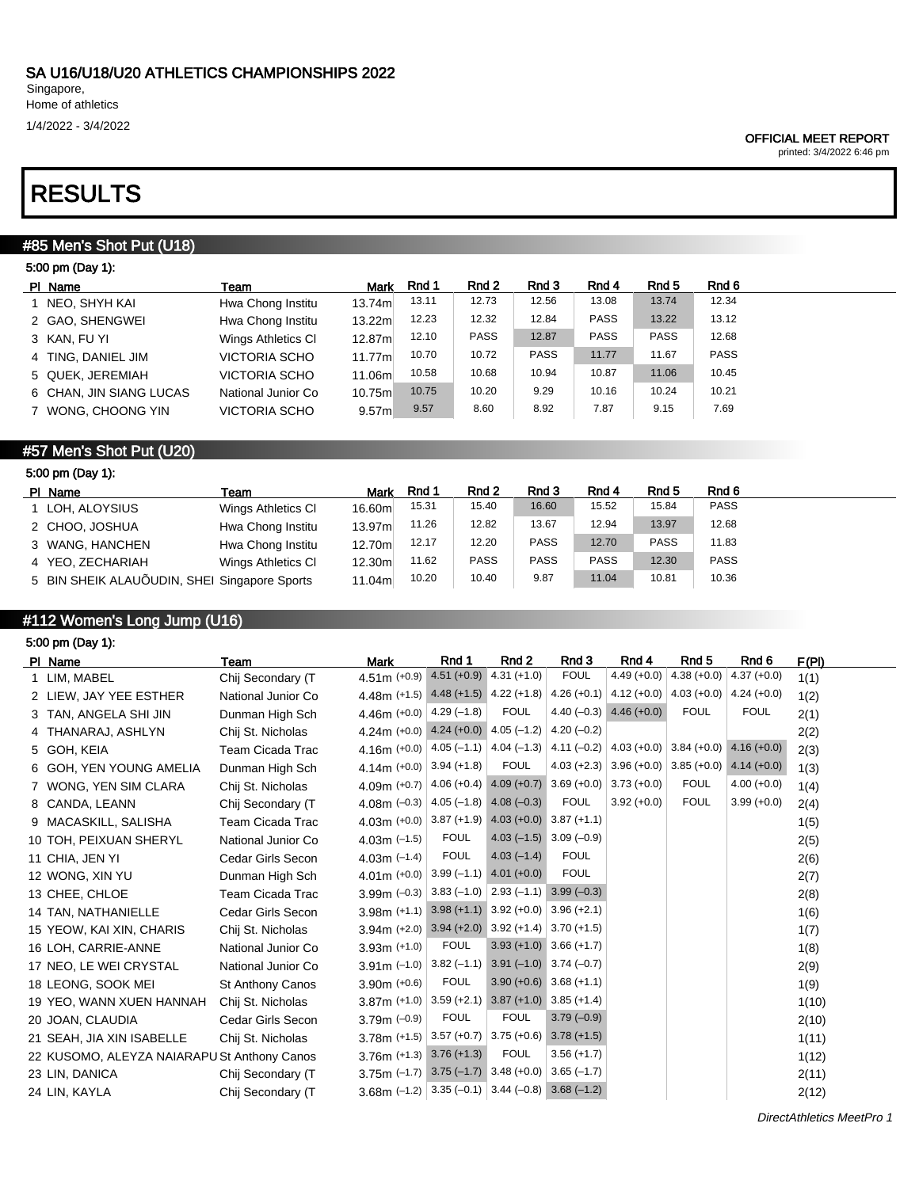SA U16/U18/U20 ATHLETICS CHAMPIONSHIPS 2022

Singapore,
Home of athletics
1/4/2022 - 3/4/2022

OFFICIAL MEET REPORT
printed: 3/4/2022 6:46 pm

# RESULTS

## #85 Men's Shot Put (U18)

5:00 pm (Day 1):

| Pl | Name | Team | Mark | Rnd 1 | Rnd 2 | Rnd 3 | Rnd 4 | Rnd 5 | Rnd 6 |
|---|---|---|---|---|---|---|---|---|---|
| 1 | NEO, SHYH KAI | Hwa Chong Institu | 13.74m | 13.11 | 12.73 | 12.56 | 13.08 | 13.74 | 12.34 |
| 2 | GAO, SHENGWEI | Hwa Chong Institu | 13.22m | 12.23 | 12.32 | 12.84 | PASS | 13.22 | 13.12 |
| 3 | KAN, FU YI | Wings Athletics Cl | 12.87m | 12.10 | PASS | 12.87 | PASS | PASS | 12.68 |
| 4 | TING, DANIEL JIM | VICTORIA SCHO | 11.77m | 10.70 | 10.72 | PASS | 11.77 | 11.67 | PASS |
| 5 | QUEK, JEREMIAH | VICTORIA SCHO | 11.06m | 10.58 | 10.68 | 10.94 | 10.87 | 11.06 | 10.45 |
| 6 | CHAN, JIN SIANG LUCAS | National Junior Co | 10.75m | 10.75 | 10.20 | 9.29 | 10.16 | 10.24 | 10.21 |
| 7 | WONG, CHOONG YIN | VICTORIA SCHO | 9.57m | 9.57 | 8.60 | 8.92 | 7.87 | 9.15 | 7.69 |

## #57 Men's Shot Put (U20)

5:00 pm (Day 1):

| Pl | Name | Team | Mark | Rnd 1 | Rnd 2 | Rnd 3 | Rnd 4 | Rnd 5 | Rnd 6 |
|---|---|---|---|---|---|---|---|---|---|
| 1 | LOH, ALOYSIUS | Wings Athletics Cl | 16.60m | 15.31 | 15.40 | 16.60 | 15.52 | 15.84 | PASS |
| 2 | CHOO, JOSHUA | Hwa Chong Institu | 13.97m | 11.26 | 12.82 | 13.67 | 12.94 | 13.97 | 12.68 |
| 3 | WANG, HANCHEN | Hwa Chong Institu | 12.70m | 12.17 | 12.20 | PASS | 12.70 | PASS | 11.83 |
| 4 | YEO, ZECHARIAH | Wings Athletics Cl | 12.30m | 11.62 | PASS | PASS | PASS | 12.30 | PASS |
| 5 | BIN SHEIK ALAUÕUDIN, SHEI | Singapore Sports | 11.04m | 10.20 | 10.40 | 9.87 | 11.04 | 10.81 | 10.36 |

## #112 Women's Long Jump (U16)

5:00 pm (Day 1):

| Pl | Name | Team | Mark | Rnd 1 | Rnd 2 | Rnd 3 | Rnd 4 | Rnd 5 | Rnd 6 | F(Pl) |
|---|---|---|---|---|---|---|---|---|---|---|
| 1 | LIM, MABEL | Chij Secondary (T | 4.51m (+0.9) | 4.51 (+0.9) | 4.31 (+1.0) | FOUL | 4.49 (+0.0) | 4.38 (+0.0) | 4.37 (+0.0) | 1(1) |
| 2 | LIEW, JAY YEE ESTHER | National Junior Co | 4.48m (+1.5) | 4.48 (+1.5) | 4.22 (+1.8) | 4.26 (+0.1) | 4.12 (+0.0) | 4.03 (+0.0) | 4.24 (+0.0) | 1(2) |
| 3 | TAN, ANGELA SHI JIN | Dunman High Sch | 4.46m (+0.0) | 4.29 (–1.8) | FOUL | 4.40 (–0.3) | 4.46 (+0.0) | FOUL | FOUL | 2(1) |
| 4 | THANARAJ, ASHLYN | Chij St. Nicholas | 4.24m (+0.0) | 4.24 (+0.0) | 4.05 (–1.2) | 4.20 (–0.2) | | | | 2(2) |
| 5 | GOH, KEIA | Team Cicada Trac | 4.16m (+0.0) | 4.05 (–1.1) | 4.04 (–1.3) | 4.11 (–0.2) | 4.03 (+0.0) | 3.84 (+0.0) | 4.16 (+0.0) | 2(3) |
| 6 | GOH, YEN YOUNG AMELIA | Dunman High Sch | 4.14m (+0.0) | 3.94 (+1.8) | FOUL | 4.03 (+2.3) | 3.96 (+0.0) | 3.85 (+0.0) | 4.14 (+0.0) | 1(3) |
| 7 | WONG, YEN SIM CLARA | Chij St. Nicholas | 4.09m (+0.7) | 4.06 (+0.4) | 4.09 (+0.7) | 3.69 (+0.0) | 3.73 (+0.0) | FOUL | 4.00 (+0.0) | 1(4) |
| 8 | CANDA, LEANN | Chij Secondary (T | 4.08m (–0.3) | 4.05 (–1.8) | 4.08 (–0.3) | FOUL | 3.92 (+0.0) | FOUL | 3.99 (+0.0) | 2(4) |
| 9 | MACASKILL, SALISHA | Team Cicada Trac | 4.03m (+0.0) | 3.87 (+1.9) | 4.03 (+0.0) | 3.87 (+1.1) | | | | 1(5) |
| 10 | TOH, PEIXUAN SHERYL | National Junior Co | 4.03m (–1.5) | FOUL | 4.03 (–1.5) | 3.09 (–0.9) | | | | 2(5) |
| 11 | CHIA, JEN YI | Cedar Girls Secon | 4.03m (–1.4) | FOUL | 4.03 (–1.4) | FOUL | | | | 2(6) |
| 12 | WONG, XIN YU | Dunman High Sch | 4.01m (+0.0) | 3.99 (–1.1) | 4.01 (+0.0) | FOUL | | | | 2(7) |
| 13 | CHEE, CHLOE | Team Cicada Trac | 3.99m (–0.3) | 3.83 (–1.0) | 2.93 (–1.1) | 3.99 (–0.3) | | | | 2(8) |
| 14 | TAN, NATHANIELLE | Cedar Girls Secon | 3.98m (+1.1) | 3.98 (+1.1) | 3.92 (+0.0) | 3.96 (+2.1) | | | | 1(6) |
| 15 | YEOW, KAI XIN, CHARIS | Chij St. Nicholas | 3.94m (+2.0) | 3.94 (+2.0) | 3.92 (+1.4) | 3.70 (+1.5) | | | | 1(7) |
| 16 | LOH, CARRIE-ANNE | National Junior Co | 3.93m (+1.0) | FOUL | 3.93 (+1.0) | 3.66 (+1.7) | | | | 1(8) |
| 17 | NEO, LE WEI CRYSTAL | National Junior Co | 3.91m (–1.0) | 3.82 (–1.1) | 3.91 (–1.0) | 3.74 (–0.7) | | | | 2(9) |
| 18 | LEONG, SOOK MEI | St Anthony Canos | 3.90m (+0.6) | FOUL | 3.90 (+0.6) | 3.68 (+1.1) | | | | 1(9) |
| 19 | YEO, WANN XUEN HANNAH | Chij St. Nicholas | 3.87m (+1.0) | 3.59 (+2.1) | 3.87 (+1.0) | 3.85 (+1.4) | | | | 1(10) |
| 20 | JOAN, CLAUDIA | Cedar Girls Secon | 3.79m (–0.9) | FOUL | FOUL | 3.79 (–0.9) | | | | 2(10) |
| 21 | SEAH, JIA XIN ISABELLE | Chij St. Nicholas | 3.78m (+1.5) | 3.57 (+0.7) | 3.75 (+0.6) | 3.78 (+1.5) | | | | 1(11) |
| 22 | KUSOMO, ALEYZA NAIARAPU | St Anthony Canos | 3.76m (+1.3) | 3.76 (+1.3) | FOUL | 3.56 (+1.7) | | | | 1(12) |
| 23 | LIN, DANICA | Chij Secondary (T | 3.75m (–1.7) | 3.75 (–1.7) | 3.48 (+0.0) | 3.65 (–1.7) | | | | 2(11) |
| 24 | LIN, KAYLA | Chij Secondary (T | 3.68m (–1.2) | 3.35 (–0.1) | 3.44 (–0.8) | 3.68 (–1.2) | | | | 2(12) |

DirectAthletics MeetPro 1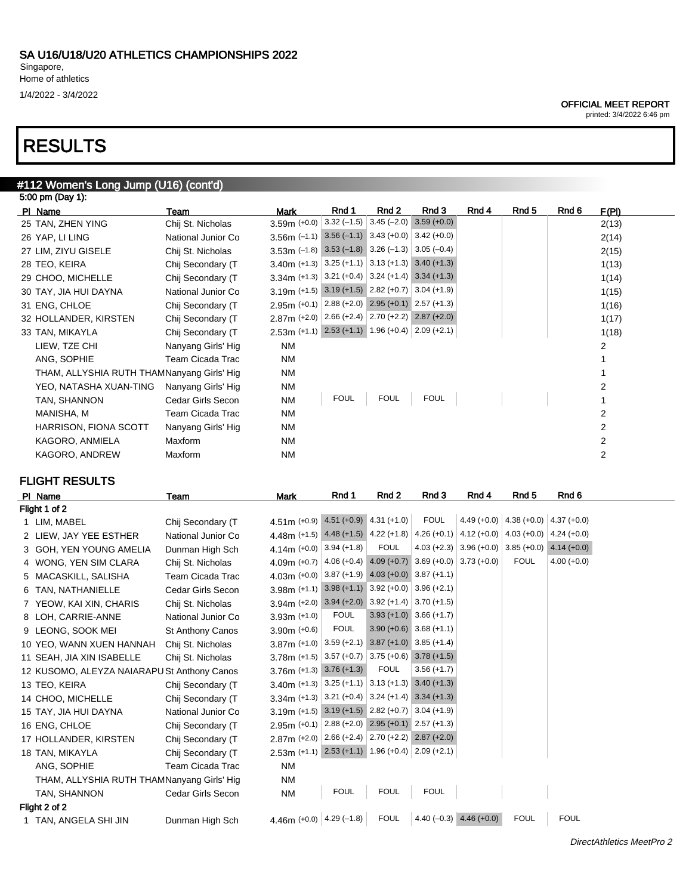# SA U16/U18/U20 ATHLETICS CHAMPIONSHIPS 2022

Singapore,
Home of athletics

1/4/2022 - 3/4/2022

OFFICIAL MEET REPORT
printed: 3/4/2022 6:46 pm

# RESULTS

## #112 Women's Long Jump (U16) (cont'd)

5:00 pm (Day 1):

| Pl | Name | Team | Mark | Rnd 1 | Rnd 2 | Rnd 3 | Rnd 4 | Rnd 5 | Rnd 6 | F(Pl) |
|---|---|---|---|---|---|---|---|---|---|---|
| 25 | TAN, ZHEN YING | Chij St. Nicholas | 3.59m (+0.0) | 3.32 (–1.5) | 3.45 (–2.0) | 3.59 (+0.0) | | | | 2(13) |
| 26 | YAP, LI LING | National Junior Co | 3.56m (–1.1) | 3.56 (–1.1) | 3.43 (+0.0) | 3.42 (+0.0) | | | | 2(14) |
| 27 | LIM, ZIYU GISELE | Chij St. Nicholas | 3.53m (–1.8) | 3.53 (–1.8) | 3.26 (–1.3) | 3.05 (–0.4) | | | | 2(15) |
| 28 | TEO, KEIRA | Chij Secondary (T | 3.40m (+1.3) | 3.25 (+1.1) | 3.13 (+1.3) | 3.40 (+1.3) | | | | 1(13) |
| 29 | CHOO, MICHELLE | Chij Secondary (T | 3.34m (+1.3) | 3.21 (+0.4) | 3.24 (+1.4) | 3.34 (+1.3) | | | | 1(14) |
| 30 | TAY, JIA HUI DAYNA | National Junior Co | 3.19m (+1.5) | 3.19 (+1.5) | 2.82 (+0.7) | 3.04 (+1.9) | | | | 1(15) |
| 31 | ENG, CHLOE | Chij Secondary (T | 2.95m (+0.1) | 2.88 (+2.0) | 2.95 (+0.1) | 2.57 (+1.3) | | | | 1(16) |
| 32 | HOLLANDER, KIRSTEN | Chij Secondary (T | 2.87m (+2.0) | 2.66 (+2.4) | 2.70 (+2.2) | 2.87 (+2.0) | | | | 1(17) |
| 33 | TAN, MIKAYLA | Chij Secondary (T | 2.53m (+1.1) | 2.53 (+1.1) | 1.96 (+0.4) | 2.09 (+2.1) | | | | 1(18) |
| | LIEW, TZE CHI | Nanyang Girls' Hig | NM | | | | | | | 2 |
| | ANG, SOPHIE | Team Cicada Trac | NM | | | | | | | 1 |
| | THAM, ALLYSHIA RUTH THAM | Nanyang Girls' Hig | NM | | | | | | | 1 |
| | YEO, NATASHA XUAN-TING | Nanyang Girls' Hig | NM | | | | | | | 2 |
| | TAN, SHANNON | Cedar Girls Secon | NM | FOUL | FOUL | FOUL | | | | 1 |
| | MANISHA, M | Team Cicada Trac | NM | | | | | | | 2 |
| | HARRISON, FIONA SCOTT | Nanyang Girls' Hig | NM | | | | | | | 2 |
| | KAGORO, ANMIELA | Maxform | NM | | | | | | | 2 |
| | KAGORO, ANDREW | Maxform | NM | | | | | | | 2 |

### FLIGHT RESULTS

| Pl | Name | Team | Mark | Rnd 1 | Rnd 2 | Rnd 3 | Rnd 4 | Rnd 5 | Rnd 6 |
|---|---|---|---|---|---|---|---|---|---|
| Flight 1 of 2 | | | | | | | | | |
| 1 | LIM, MABEL | Chij Secondary (T | 4.51m (+0.9) | 4.51 (+0.9) | 4.31 (+1.0) | FOUL | 4.49 (+0.0) | 4.38 (+0.0) | 4.37 (+0.0) |
| 2 | LIEW, JAY YEE ESTHER | National Junior Co | 4.48m (+1.5) | 4.48 (+1.5) | 4.22 (+1.8) | 4.26 (+0.1) | 4.12 (+0.0) | 4.03 (+0.0) | 4.24 (+0.0) |
| 3 | GOH, YEN YOUNG AMELIA | Dunman High Sch | 4.14m (+0.0) | 3.94 (+1.8) | FOUL | 4.03 (+2.3) | 3.96 (+0.0) | 3.85 (+0.0) | 4.14 (+0.0) |
| 4 | WONG, YEN SIM CLARA | Chij St. Nicholas | 4.09m (+0.7) | 4.06 (+0.4) | 4.09 (+0.7) | 3.69 (+0.0) | 3.73 (+0.0) | FOUL | 4.00 (+0.0) |
| 5 | MACASKILL, SALISHA | Team Cicada Trac | 4.03m (+0.0) | 3.87 (+1.9) | 4.03 (+0.0) | 3.87 (+1.1) | | | |
| 6 | TAN, NATHANIELLE | Cedar Girls Secon | 3.98m (+1.1) | 3.98 (+1.1) | 3.92 (+0.0) | 3.96 (+2.1) | | | |
| 7 | YEOW, KAI XIN, CHARIS | Chij St. Nicholas | 3.94m (+2.0) | 3.94 (+2.0) | 3.92 (+1.4) | 3.70 (+1.5) | | | |
| 8 | LOH, CARRIE-ANNE | National Junior Co | 3.93m (+1.0) | FOUL | 3.93 (+1.0) | 3.66 (+1.7) | | | |
| 9 | LEONG, SOOK MEI | St Anthony Canos | 3.90m (+0.6) | FOUL | 3.90 (+0.6) | 3.68 (+1.1) | | | |
| 10 | YEO, WANN XUEN HANNAH | Chij St. Nicholas | 3.87m (+1.0) | 3.59 (+2.1) | 3.87 (+1.0) | 3.85 (+1.4) | | | |
| 11 | SEAH, JIA XIN ISABELLE | Chij St. Nicholas | 3.78m (+1.5) | 3.57 (+0.7) | 3.75 (+0.6) | 3.78 (+1.5) | | | |
| 12 | KUSOMO, ALEYZA NAIARAPU | St Anthony Canos | 3.76m (+1.3) | 3.76 (+1.3) | FOUL | 3.56 (+1.7) | | | |
| 13 | TEO, KEIRA | Chij Secondary (T | 3.40m (+1.3) | 3.25 (+1.1) | 3.13 (+1.3) | 3.40 (+1.3) | | | |
| 14 | CHOO, MICHELLE | Chij Secondary (T | 3.34m (+1.3) | 3.21 (+0.4) | 3.24 (+1.4) | 3.34 (+1.3) | | | |
| 15 | TAY, JIA HUI DAYNA | National Junior Co | 3.19m (+1.5) | 3.19 (+1.5) | 2.82 (+0.7) | 3.04 (+1.9) | | | |
| 16 | ENG, CHLOE | Chij Secondary (T | 2.95m (+0.1) | 2.88 (+2.0) | 2.95 (+0.1) | 2.57 (+1.3) | | | |
| 17 | HOLLANDER, KIRSTEN | Chij Secondary (T | 2.87m (+2.0) | 2.66 (+2.4) | 2.70 (+2.2) | 2.87 (+2.0) | | | |
| 18 | TAN, MIKAYLA | Chij Secondary (T | 2.53m (+1.1) | 2.53 (+1.1) | 1.96 (+0.4) | 2.09 (+2.1) | | | |
| | ANG, SOPHIE | Team Cicada Trac | NM | | | | | | |
| | THAM, ALLYSHIA RUTH THAM | Nanyang Girls' Hig | NM | | | | | | |
| | TAN, SHANNON | Cedar Girls Secon | NM | FOUL | FOUL | FOUL | | | |
| Flight 2 of 2 | | | | | | | | | |
| 1 | TAN, ANGELA SHI JIN | Dunman High Sch | 4.46m (+0.0) | 4.29 (–1.8) | FOUL | 4.40 (–0.3) | 4.46 (+0.0) | FOUL | FOUL |

*DirectAthletics MeetPro 2*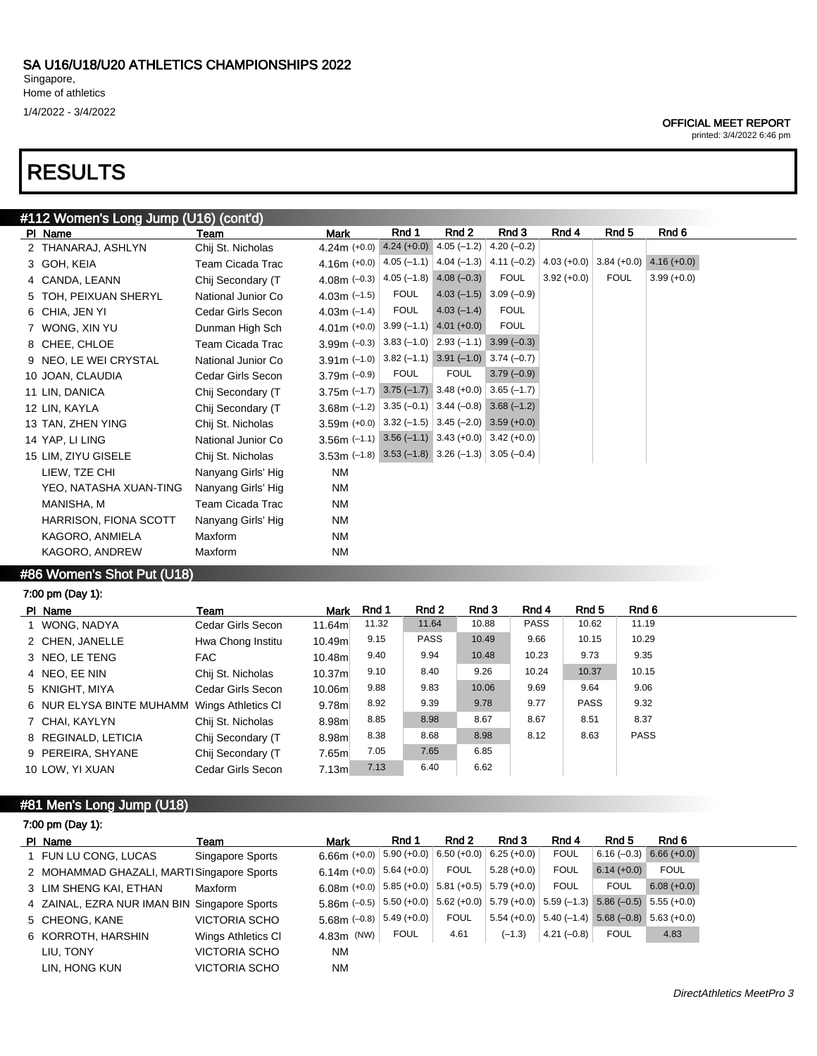# SA U16/U18/U20 ATHLETICS CHAMPIONSHIPS 2022

Singapore,
Home of athletics

1/4/2022 - 3/4/2022

**OFFICIAL MEET REPORT**
printed: 3/4/2022 6:46 pm

# RESULTS

## #112 Women's Long Jump (U16) (cont'd)

| Pl | Name | Team | Mark | Rnd 1 | Rnd 2 | Rnd 3 | Rnd 4 | Rnd 5 | Rnd 6 |
|---|---|---|---|---|---|---|---|---|---|
| 2 | THANARAJ, ASHLYN | Chij St. Nicholas | 4.24m (+0.0) | 4.24 (+0.0) | 4.05 (–1.2) | 4.20 (–0.2) | | | |
| 3 | GOH, KEIA | Team Cicada Trac | 4.16m (+0.0) | 4.05 (–1.1) | 4.04 (–1.3) | 4.11 (–0.2) | 4.03 (+0.0) | 3.84 (+0.0) | 4.16 (+0.0) |
| 4 | CANDA, LEANN | Chij Secondary (T | 4.08m (–0.3) | 4.05 (–1.8) | 4.08 (–0.3) | FOUL | 3.92 (+0.0) | FOUL | 3.99 (+0.0) |
| 5 | TOH, PEIXUAN SHERYL | National Junior Co | 4.03m (–1.5) | FOUL | 4.03 (–1.5) | 3.09 (–0.9) | | | |
| 6 | CHIA, JEN YI | Cedar Girls Secon | 4.03m (–1.4) | FOUL | 4.03 (–1.4) | FOUL | | | |
| 7 | WONG, XIN YU | Dunman High Sch | 4.01m (+0.0) | 3.99 (–1.1) | 4.01 (+0.0) | FOUL | | | |
| 8 | CHEE, CHLOE | Team Cicada Trac | 3.99m (–0.3) | 3.83 (–1.0) | 2.93 (–1.1) | 3.99 (–0.3) | | | |
| 9 | NEO, LE WEI CRYSTAL | National Junior Co | 3.91m (–1.0) | 3.82 (–1.1) | 3.91 (–1.0) | 3.74 (–0.7) | | | |
| 10 | JOAN, CLAUDIA | Cedar Girls Secon | 3.79m (–0.9) | FOUL | FOUL | 3.79 (–0.9) | | | |
| 11 | LIN, DANICA | Chij Secondary (T | 3.75m (–1.7) | 3.75 (–1.7) | 3.48 (+0.0) | 3.65 (–1.7) | | | |
| 12 | LIN, KAYLA | Chij Secondary (T | 3.68m (–1.2) | 3.35 (–0.1) | 3.44 (–0.8) | 3.68 (–1.2) | | | |
| 13 | TAN, ZHEN YING | Chij St. Nicholas | 3.59m (+0.0) | 3.32 (–1.5) | 3.45 (–2.0) | 3.59 (+0.0) | | | |
| 14 | YAP, LI LING | National Junior Co | 3.56m (–1.1) | 3.56 (–1.1) | 3.43 (+0.0) | 3.42 (+0.0) | | | |
| 15 | LIM, ZIYU GISELE | Chij St. Nicholas | 3.53m (–1.8) | 3.53 (–1.8) | 3.26 (–1.3) | 3.05 (–0.4) | | | |
| | LIEW, TZE CHI | Nanyang Girls' Hig | NM | | | | | | |
| | YEO, NATASHA XUAN-TING | Nanyang Girls' Hig | NM | | | | | | |
| | MANISHA, M | Team Cicada Trac | NM | | | | | | |
| | HARRISON, FIONA SCOTT | Nanyang Girls' Hig | NM | | | | | | |
| | KAGORO, ANMIELA | Maxform | NM | | | | | | |
| | KAGORO, ANDREW | Maxform | NM | | | | | | |

## #86 Women's Shot Put (U18)

7:00 pm (Day 1):

| Pl | Name | Team | Mark | Rnd 1 | Rnd 2 | Rnd 3 | Rnd 4 | Rnd 5 | Rnd 6 |
|---|---|---|---|---|---|---|---|---|---|
| 1 | WONG, NADYA | Cedar Girls Secon | 11.64m | 11.32 | 11.64 | 10.88 | PASS | 10.62 | 11.19 |
| 2 | CHEN, JANELLE | Hwa Chong Institu | 10.49m | 9.15 | PASS | 10.49 | 9.66 | 10.15 | 10.29 |
| 3 | NEO, LE TENG | FAC | 10.48m | 9.40 | 9.94 | 10.48 | 10.23 | 9.73 | 9.35 |
| 4 | NEO, EE NIN | Chij St. Nicholas | 10.37m | 9.10 | 8.40 | 9.26 | 10.24 | 10.37 | 10.15 |
| 5 | KNIGHT, MIYA | Cedar Girls Secon | 10.06m | 9.88 | 9.83 | 10.06 | 9.69 | 9.64 | 9.06 |
| 6 | NUR ELYSA BINTE MUHAMM | Wings Athletics Cl | 9.78m | 8.92 | 9.39 | 9.78 | 9.77 | PASS | 9.32 |
| 7 | CHAI, KAYLYN | Chij St. Nicholas | 8.98m | 8.85 | 8.98 | 8.67 | 8.67 | 8.51 | 8.37 |
| 8 | REGINALD, LETICIA | Chij Secondary (T | 8.98m | 8.38 | 8.68 | 8.98 | 8.12 | 8.63 | PASS |
| 9 | PEREIRA, SHYANE | Chij Secondary (T | 7.65m | 7.05 | 7.65 | 6.85 | | | |
| 10 | LOW, YI XUAN | Cedar Girls Secon | 7.13m | 7.13 | 6.40 | 6.62 | | | |

## #81 Men's Long Jump (U18)

7:00 pm (Day 1):

| Pl | Name | Team | Mark | Rnd 1 | Rnd 2 | Rnd 3 | Rnd 4 | Rnd 5 | Rnd 6 |
|---|---|---|---|---|---|---|---|---|---|
| 1 | FUN LU CONG, LUCAS | Singapore Sports | 6.66m (+0.0) | 5.90 (+0.0) | 6.50 (+0.0) | 6.25 (+0.0) | FOUL | 6.16 (–0.3) | 6.66 (+0.0) |
| 2 | MOHAMMAD GHAZALI, MARTI | Singapore Sports | 6.14m (+0.0) | 5.64 (+0.0) | FOUL | 5.28 (+0.0) | FOUL | 6.14 (+0.0) | FOUL |
| 3 | LIM SHENG KAI, ETHAN | Maxform | 6.08m (+0.0) | 5.85 (+0.0) | 5.81 (+0.5) | 5.79 (+0.0) | FOUL | FOUL | 6.08 (+0.0) |
| 4 | ZAINAL, EZRA NUR IMAN BIN | Singapore Sports | 5.86m (–0.5) | 5.50 (+0.0) | 5.62 (+0.0) | 5.79 (+0.0) | 5.59 (–1.3) | 5.86 (–0.5) | 5.55 (+0.0) |
| 5 | CHEONG, KANE | VICTORIA SCHO | 5.68m (–0.8) | 5.49 (+0.0) | FOUL | 5.54 (+0.0) | 5.40 (–1.4) | 5.68 (–0.8) | 5.63 (+0.0) |
| 6 | KORROTH, HARSHIN | Wings Athletics Cl | 4.83m (NW) | FOUL | 4.61 | (–1.3) | 4.21 (–0.8) | FOUL | 4.83 |
| | LIU, TONY | VICTORIA SCHO | NM | | | | | | |
| | LIN, HONG KUN | VICTORIA SCHO | NM | | | | | | |

*DirectAthletics MeetPro 3*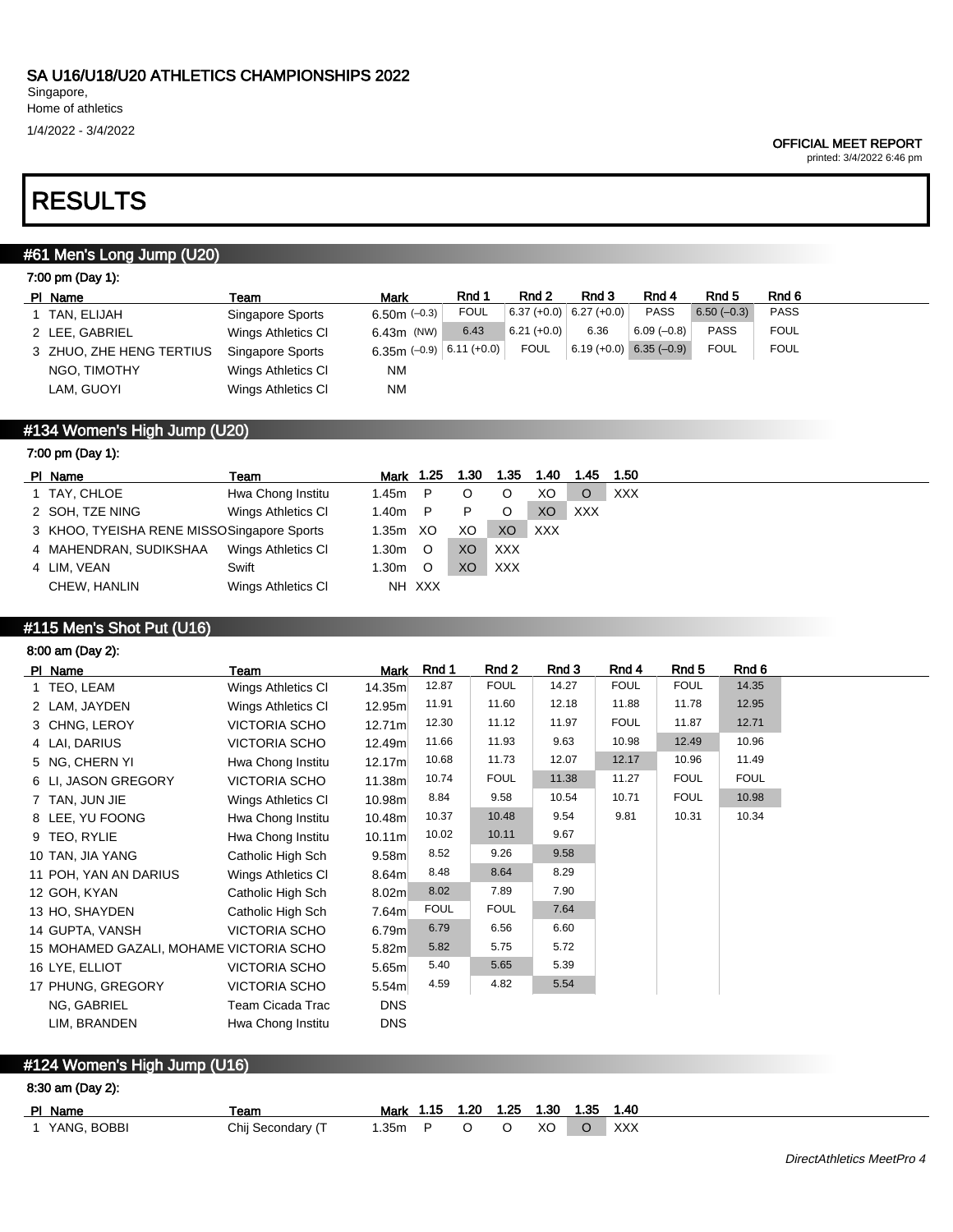SA U16/U18/U20 ATHLETICS CHAMPIONSHIPS 2022

Singapore,
Home of athletics

1/4/2022 - 3/4/2022

OFFICIAL MEET REPORT
printed: 3/4/2022 6:46 pm

# RESULTS

## #61 Men's Long Jump (U20)

7:00 pm (Day 1):

| Pl | Name | Team | Mark | Rnd 1 | Rnd 2 | Rnd 3 | Rnd 4 | Rnd 5 | Rnd 6 |
|---|---|---|---|---|---|---|---|---|---|
| 1 | TAN, ELIJAH | Singapore Sports | 6.50m (–0.3) | FOUL | 6.37 (+0.0) | 6.27 (+0.0) | PASS | 6.50 (–0.3) | PASS |
| 2 | LEE, GABRIEL | Wings Athletics Cl | 6.43m (NW) | 6.43 | 6.21 (+0.0) | 6.36 | 6.09 (–0.8) | PASS | FOUL |
| 3 | ZHUO, ZHE HENG TERTIUS | Singapore Sports | 6.35m (–0.9) | 6.11 (+0.0) | FOUL | 6.19 (+0.0) | 6.35 (–0.9) | FOUL | FOUL |
| | NGO, TIMOTHY | Wings Athletics Cl | NM | | | | | | |
| | LAM, GUOYI | Wings Athletics Cl | NM | | | | | | |

## #134 Women's High Jump (U20)

7:00 pm (Day 1):

| Pl | Name | Team | Mark | 1.25 | 1.30 | 1.35 | 1.40 | 1.45 | 1.50 |
|---|---|---|---|---|---|---|---|---|---|
| 1 | TAY, CHLOE | Hwa Chong Institu | 1.45m | P | O | O | XO | O | XXX |
| 2 | SOH, TZE NING | Wings Athletics Cl | 1.40m | P | P | O | XO | XXX | |
| 3 | KHOO, TYEISHA RENE MISSO | Singapore Sports | 1.35m | XO | XO | XO | XXX | | |
| 4 | MAHENDRAN, SUDIKSHAA | Wings Athletics Cl | 1.30m | O | XO | XXX | | | |
| 4 | LIM, VEAN | Swift | 1.30m | O | XO | XXX | | | |
| | CHEW, HANLIN | Wings Athletics Cl | NH | XXX | | | | | |

## #115 Men's Shot Put (U16)

8:00 am (Day 2):

| Pl | Name | Team | Mark | Rnd 1 | Rnd 2 | Rnd 3 | Rnd 4 | Rnd 5 | Rnd 6 |
|---|---|---|---|---|---|---|---|---|---|
| 1 | TEO, LEAM | Wings Athletics Cl | 14.35m | 12.87 | FOUL | 14.27 | FOUL | FOUL | 14.35 |
| 2 | LAM, JAYDEN | Wings Athletics Cl | 12.95m | 11.91 | 11.60 | 12.18 | 11.88 | 11.78 | 12.95 |
| 3 | CHNG, LEROY | VICTORIA SCHO | 12.71m | 12.30 | 11.12 | 11.97 | FOUL | 11.87 | 12.71 |
| 4 | LAI, DARIUS | VICTORIA SCHO | 12.49m | 11.66 | 11.93 | 9.63 | 10.98 | 12.49 | 10.96 |
| 5 | NG, CHERN YI | Hwa Chong Institu | 12.17m | 10.68 | 11.73 | 12.07 | 12.17 | 10.96 | 11.49 |
| 6 | LI, JASON GREGORY | VICTORIA SCHO | 11.38m | 10.74 | FOUL | 11.38 | 11.27 | FOUL | FOUL |
| 7 | TAN, JUN JIE | Wings Athletics Cl | 10.98m | 8.84 | 9.58 | 10.54 | 10.71 | FOUL | 10.98 |
| 8 | LEE, YU FOONG | Hwa Chong Institu | 10.48m | 10.37 | 10.48 | 9.54 | 9.81 | 10.31 | 10.34 |
| 9 | TEO, RYLIE | Hwa Chong Institu | 10.11m | 10.02 | 10.11 | 9.67 | | | |
| 10 | TAN, JIA YANG | Catholic High Sch | 9.58m | 8.52 | 9.26 | 9.58 | | | |
| 11 | POH, YAN AN DARIUS | Wings Athletics Cl | 8.64m | 8.48 | 8.64 | 8.29 | | | |
| 12 | GOH, KYAN | Catholic High Sch | 8.02m | 8.02 | 7.89 | 7.90 | | | |
| 13 | HO, SHAYDEN | Catholic High Sch | 7.64m | FOUL | FOUL | 7.64 | | | |
| 14 | GUPTA, VANSH | VICTORIA SCHO | 6.79m | 6.79 | 6.56 | 6.60 | | | |
| 15 | MOHAMED GAZALI, MOHAME | VICTORIA SCHO | 5.82m | 5.82 | 5.75 | 5.72 | | | |
| 16 | LYE, ELLIOT | VICTORIA SCHO | 5.65m | 5.40 | 5.65 | 5.39 | | | |
| 17 | PHUNG, GREGORY | VICTORIA SCHO | 5.54m | 4.59 | 4.82 | 5.54 | | | |
| | NG, GABRIEL | Team Cicada Trac | DNS | | | | | | |
| | LIM, BRANDEN | Hwa Chong Institu | DNS | | | | | | |

## #124 Women's High Jump (U16)

8:30 am (Day 2):

| Pl | Name | Team | Mark | 1.15 | 1.20 | 1.25 | 1.30 | 1.35 | 1.40 |
|---|---|---|---|---|---|---|---|---|---|
| 1 | YANG, BOBBI | Chij Secondary (T | 1.35m | P | O | O | XO | O | XXX |

DirectAthletics MeetPro 4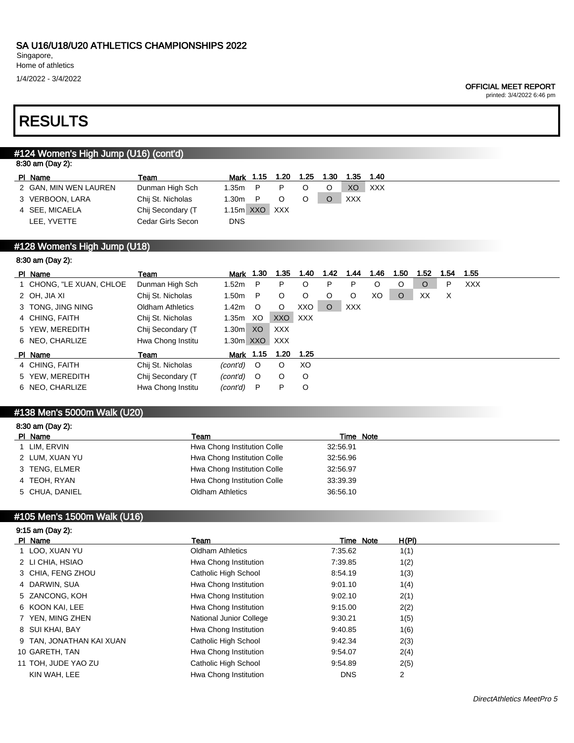SA U16/U18/U20 ATHLETICS CHAMPIONSHIPS 2022

Singapore,
Home of athletics

1/4/2022 - 3/4/2022

OFFICIAL MEET REPORT
printed: 3/4/2022 6:46 pm

# RESULTS

## #124 Women's High Jump (U16) (cont'd)

8:30 am (Day 2):

| Pl | Name | Team | Mark | 1.15 | 1.20 | 1.25 | 1.30 | 1.35 | 1.40 |
|---|---|---|---|---|---|---|---|---|---|
| 2 | GAN, MIN WEN LAUREN | Dunman High Sch | 1.35m | P | P | O | O | XO | XXX |
| 3 | VERBOON, LARA | Chij St. Nicholas | 1.30m | P | O | O | O | XXX | |
| 4 | SEE, MICAELA | Chij Secondary (T | 1.15m | XXO | XXX | | | | |
| | LEE, YVETTE | Cedar Girls Secon | DNS | | | | | | |

## #128 Women's High Jump (U18)

8:30 am (Day 2):

| Pl | Name | Team | Mark | 1.30 | 1.35 | 1.40 | 1.42 | 1.44 | 1.46 | 1.50 | 1.52 | 1.54 | 1.55 |
|---|---|---|---|---|---|---|---|---|---|---|---|---|---|
| 1 | CHONG, "LE XUAN, CHLOE | Dunman High Sch | 1.52m | P | P | O | P | P | O | O | O | P | XXX |
| 2 | OH, JIA XI | Chij St. Nicholas | 1.50m | P | O | O | O | O | XO | O | XX | X | |
| 3 | TONG, JING NING | Oldham Athletics | 1.42m | O | O | XXO | O | XXX | | | | | |
| 4 | CHING, FAITH | Chij St. Nicholas | 1.35m | XO | XXO | XXX | | | | | | | |
| 5 | YEW, MEREDITH | Chij Secondary (T | 1.30m | XO | XXX | | | | | | | | |
| 6 | NEO, CHARLIZE | Hwa Chong Institu | 1.30m | XXO | XXX | | | | | | | | |

| Pl | Name | Team | Mark | 1.15 | 1.20 | 1.25 |
|---|---|---|---|---|---|---|
| 4 | CHING, FAITH | Chij St. Nicholas | *(cont'd)* | O | O | XO |
| 5 | YEW, MEREDITH | Chij Secondary (T | *(cont'd)* | O | O | O |
| 6 | NEO, CHARLIZE | Hwa Chong Institu | *(cont'd)* | P | P | O |

## #138 Men's 5000m Walk (U20)

8:30 am (Day 2):

| Pl | Name | Team | Time | Note |
|---|---|---|---|---|
| 1 | LIM, ERVIN | Hwa Chong Institution Colle | 32:56.91 | |
| 2 | LUM, XUAN YU | Hwa Chong Institution Colle | 32:56.96 | |
| 3 | TENG, ELMER | Hwa Chong Institution Colle | 32:56.97 | |
| 4 | TEOH, RYAN | Hwa Chong Institution Colle | 33:39.39 | |
| 5 | CHUA, DANIEL | Oldham Athletics | 36:56.10 | |

## #105 Men's 1500m Walk (U16)

9:15 am (Day 2):

| Pl | Name | Team | Time | Note | H(Pl) |
|---|---|---|---|---|---|
| 1 | LOO, XUAN YU | Oldham Athletics | 7:35.62 | | 1(1) |
| 2 | LI CHIA, HSIAO | Hwa Chong Institution | 7:39.85 | | 1(2) |
| 3 | CHIA, FENG ZHOU | Catholic High School | 8:54.19 | | 1(3) |
| 4 | DARWIN, SUA | Hwa Chong Institution | 9:01.10 | | 1(4) |
| 5 | ZANCONG, KOH | Hwa Chong Institution | 9:02.10 | | 2(1) |
| 6 | KOON KAI, LEE | Hwa Chong Institution | 9:15.00 | | 2(2) |
| 7 | YEN, MING ZHEN | National Junior College | 9:30.21 | | 1(5) |
| 8 | SUI KHAI, BAY | Hwa Chong Institution | 9:40.85 | | 1(6) |
| 9 | TAN, JONATHAN KAI XUAN | Catholic High School | 9:42.34 | | 2(3) |
| 10 | GARETH, TAN | Hwa Chong Institution | 9:54.07 | | 2(4) |
| 11 | TOH, JUDE YAO ZU | Catholic High School | 9:54.89 | | 2(5) |
| | KIN WAH, LEE | Hwa Chong Institution | DNS | | 2 |

DirectAthletics MeetPro 5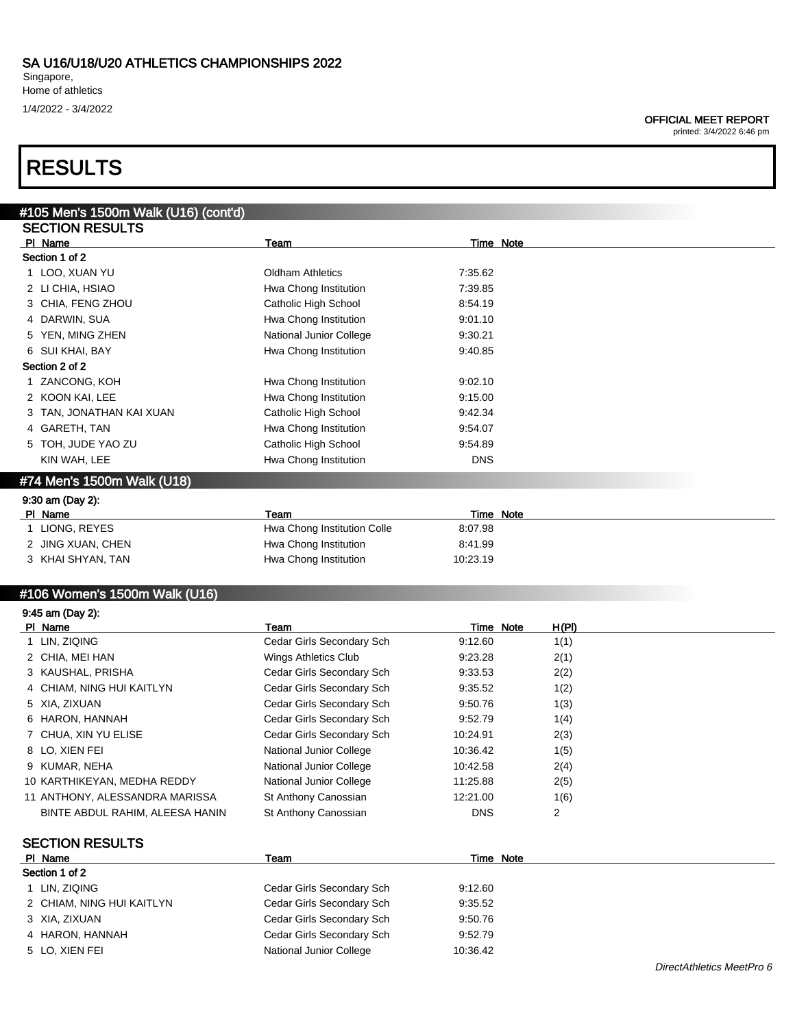# RESULTS

## #105 Men's 1500m Walk (U16) (cont'd)

### SECTION RESULTS

| Pl | Name | Team | Time | Note |
|---|---|---|---|---|
| **Section 1 of 2** | | | | |
| 1 | LOO, XUAN YU | Oldham Athletics | 7:35.62 | |
| 2 | LI CHIA, HSIAO | Hwa Chong Institution | 7:39.85 | |
| 3 | CHIA, FENG ZHOU | Catholic High School | 8:54.19 | |
| 4 | DARWIN, SUA | Hwa Chong Institution | 9:01.10 | |
| 5 | YEN, MING ZHEN | National Junior College | 9:30.21 | |
| 6 | SUI KHAI, BAY | Hwa Chong Institution | 9:40.85 | |
| **Section 2 of 2** | | | | |
| 1 | ZANCONG, KOH | Hwa Chong Institution | 9:02.10 | |
| 2 | KOON KAI, LEE | Hwa Chong Institution | 9:15.00 | |
| 3 | TAN, JONATHAN KAI XUAN | Catholic High School | 9:42.34 | |
| 4 | GARETH, TAN | Hwa Chong Institution | 9:54.07 | |
| 5 | TOH, JUDE YAO ZU | Catholic High School | 9:54.89 | |
| | KIN WAH, LEE | Hwa Chong Institution | DNS | |

## #74 Men's 1500m Walk (U18)

9:30 am (Day 2):

| Pl | Name | Team | Time | Note |
|---|---|---|---|---|
| 1 | LIONG, REYES | Hwa Chong Institution Colle | 8:07.98 | |
| 2 | JING XUAN, CHEN | Hwa Chong Institution | 8:41.99 | |
| 3 | KHAI SHYAN, TAN | Hwa Chong Institution | 10:23.19 | |

## #106 Women's 1500m Walk (U16)

9:45 am (Day 2):

| Pl | Name | Team | Time | Note | H(Pl) |
|---|---|---|---|---|---|
| 1 | LIN, ZIQING | Cedar Girls Secondary Sch | 9:12.60 | | 1(1) |
| 2 | CHIA, MEI HAN | Wings Athletics Club | 9:23.28 | | 2(1) |
| 3 | KAUSHAL, PRISHA | Cedar Girls Secondary Sch | 9:33.53 | | 2(2) |
| 4 | CHIAM, NING HUI KAITLYN | Cedar Girls Secondary Sch | 9:35.52 | | 1(2) |
| 5 | XIA, ZIXUAN | Cedar Girls Secondary Sch | 9:50.76 | | 1(3) |
| 6 | HARON, HANNAH | Cedar Girls Secondary Sch | 9:52.79 | | 1(4) |
| 7 | CHUA, XIN YU ELISE | Cedar Girls Secondary Sch | 10:24.91 | | 2(3) |
| 8 | LO, XIEN FEI | National Junior College | 10:36.42 | | 1(5) |
| 9 | KUMAR, NEHA | National Junior College | 10:42.58 | | 2(4) |
| 10 | KARTHIKEYAN, MEDHA REDDY | National Junior College | 11:25.88 | | 2(5) |
| 11 | ANTHONY, ALESSANDRA MARISSA | St Anthony Canossian | 12:21.00 | | 1(6) |
| | BINTE ABDUL RAHIM, ALEESA HANIN | St Anthony Canossian | DNS | | 2 |

### SECTION RESULTS

| Pl | Name | Team | Time | Note |
|---|---|---|---|---|
| **Section 1 of 2** | | | | |
| 1 | LIN, ZIQING | Cedar Girls Secondary Sch | 9:12.60 | |
| 2 | CHIAM, NING HUI KAITLYN | Cedar Girls Secondary Sch | 9:35.52 | |
| 3 | XIA, ZIXUAN | Cedar Girls Secondary Sch | 9:50.76 | |
| 4 | HARON, HANNAH | Cedar Girls Secondary Sch | 9:52.79 | |
| 5 | LO, XIEN FEI | National Junior College | 10:36.42 | |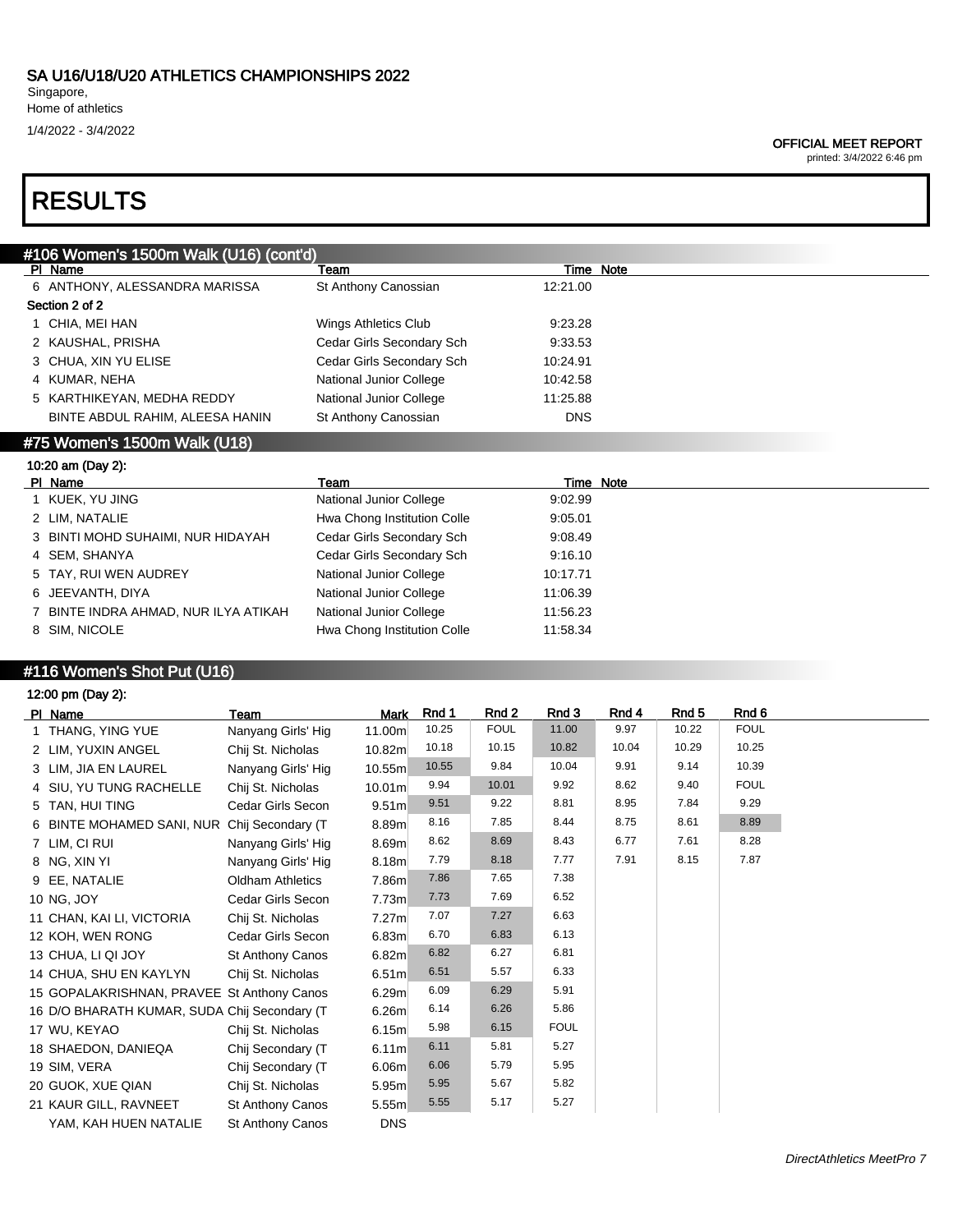# SA U16/U18/U20 ATHLETICS CHAMPIONSHIPS 2022

Singapore,
Home of athletics
1/4/2022 - 3/4/2022

**OFFICIAL MEET REPORT**
printed: 3/4/2022 6:46 pm

# RESULTS

## #106 Women's 1500m Walk (U16) (cont'd)

| Pl | Name | Team | Time | Note |
|---|---|---|---|---|
| 6 | ANTHONY, ALESSANDRA MARISSA | St Anthony Canossian | 12:21.00 | |
| **Section 2 of 2** | | | | |
| 1 | CHIA, MEI HAN | Wings Athletics Club | 9:23.28 | |
| 2 | KAUSHAL, PRISHA | Cedar Girls Secondary Sch | 9:33.53 | |
| 3 | CHUA, XIN YU ELISE | Cedar Girls Secondary Sch | 10:24.91 | |
| 4 | KUMAR, NEHA | National Junior College | 10:42.58 | |
| 5 | KARTHIKEYAN, MEDHA REDDY | National Junior College | 11:25.88 | |
| | BINTE ABDUL RAHIM, ALEESA HANIN | St Anthony Canossian | DNS | |

## #75 Women's 1500m Walk (U18)

10:20 am (Day 2):

| Pl | Name | Team | Time | Note |
|---|---|---|---|---|
| 1 | KUEK, YU JING | National Junior College | 9:02.99 | |
| 2 | LIM, NATALIE | Hwa Chong Institution Colle | 9:05.01 | |
| 3 | BINTI MOHD SUHAIMI, NUR HIDAYAH | Cedar Girls Secondary Sch | 9:08.49 | |
| 4 | SEM, SHANYA | Cedar Girls Secondary Sch | 9:16.10 | |
| 5 | TAY, RUI WEN AUDREY | National Junior College | 10:17.71 | |
| 6 | JEEVANTH, DIYA | National Junior College | 11:06.39 | |
| 7 | BINTE INDRA AHMAD, NUR ILYA ATIKAH | National Junior College | 11:56.23 | |
| 8 | SIM, NICOLE | Hwa Chong Institution Colle | 11:58.34 | |

## #116 Women's Shot Put (U16)

12:00 pm (Day 2):

| Pl | Name | Team | Mark | Rnd 1 | Rnd 2 | Rnd 3 | Rnd 4 | Rnd 5 | Rnd 6 |
|---|---|---|---|---|---|---|---|---|---|
| 1 | THANG, YING YUE | Nanyang Girls' Hig | 11.00m | 10.25 | FOUL | 11.00 | 9.97 | 10.22 | FOUL |
| 2 | LIM, YUXIN ANGEL | Chij St. Nicholas | 10.82m | 10.18 | 10.15 | 10.82 | 10.04 | 10.29 | 10.25 |
| 3 | LIM, JIA EN LAUREL | Nanyang Girls' Hig | 10.55m | 10.55 | 9.84 | 10.04 | 9.91 | 9.14 | 10.39 |
| 4 | SIU, YU TUNG RACHELLE | Chij St. Nicholas | 10.01m | 9.94 | 10.01 | 9.92 | 8.62 | 9.40 | FOUL |
| 5 | TAN, HUI TING | Cedar Girls Secon | 9.51m | 9.51 | 9.22 | 8.81 | 8.95 | 7.84 | 9.29 |
| 6 | BINTE MOHAMED SANI, NUR | Chij Secondary (T | 8.89m | 8.16 | 7.85 | 8.44 | 8.75 | 8.61 | 8.89 |
| 7 | LIM, CI RUI | Nanyang Girls' Hig | 8.69m | 8.62 | 8.69 | 8.43 | 6.77 | 7.61 | 8.28 |
| 8 | NG, XIN YI | Nanyang Girls' Hig | 8.18m | 7.79 | 8.18 | 7.77 | 7.91 | 8.15 | 7.87 |
| 9 | EE, NATALIE | Oldham Athletics | 7.86m | 7.86 | 7.65 | 7.38 | | | |
| 10 | NG, JOY | Cedar Girls Secon | 7.73m | 7.73 | 7.69 | 6.52 | | | |
| 11 | CHAN, KAI LI, VICTORIA | Chij St. Nicholas | 7.27m | 7.07 | 7.27 | 6.63 | | | |
| 12 | KOH, WEN RONG | Cedar Girls Secon | 6.83m | 6.70 | 6.83 | 6.13 | | | |
| 13 | CHUA, LI QI JOY | St Anthony Canos | 6.82m | 6.82 | 6.27 | 6.81 | | | |
| 14 | CHUA, SHU EN KAYLYN | Chij St. Nicholas | 6.51m | 6.51 | 5.57 | 6.33 | | | |
| 15 | GOPALAKRISHNAN, PRAVEE | St Anthony Canos | 6.29m | 6.09 | 6.29 | 5.91 | | | |
| 16 | D/O BHARATH KUMAR, SUDA | Chij Secondary (T | 6.26m | 6.14 | 6.26 | 5.86 | | | |
| 17 | WU, KEYAO | Chij St. Nicholas | 6.15m | 5.98 | 6.15 | FOUL | | | |
| 18 | SHAEDON, DANIEQA | Chij Secondary (T | 6.11m | 6.11 | 5.81 | 5.27 | | | |
| 19 | SIM, VERA | Chij Secondary (T | 6.06m | 6.06 | 5.79 | 5.95 | | | |
| 20 | GUOK, XUE QIAN | Chij St. Nicholas | 5.95m | 5.95 | 5.67 | 5.82 | | | |
| 21 | KAUR GILL, RAVNEET | St Anthony Canos | 5.55m | 5.55 | 5.17 | 5.27 | | | |
| | YAM, KAH HUEN NATALIE | St Anthony Canos | DNS | | | | | | |

*DirectAthletics MeetPro 7*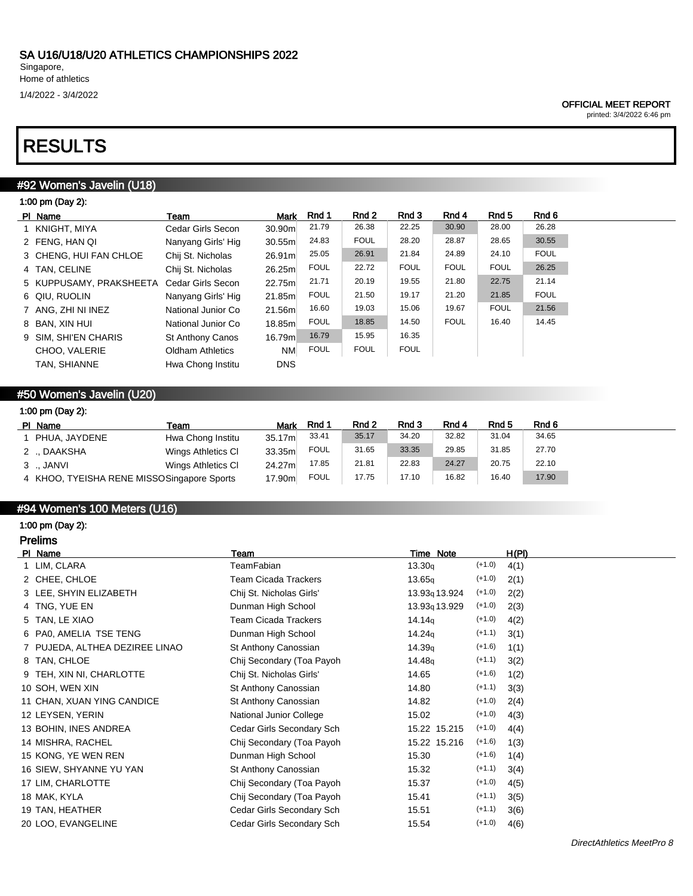# SA U16/U18/U20 ATHLETICS CHAMPIONSHIPS 2022

Singapore,
Home of athletics

1/4/2022 - 3/4/2022

**OFFICIAL MEET REPORT**
printed: 3/4/2022 6:46 pm

# RESULTS

## #92 Women's Javelin (U18)

1:00 pm (Day 2):

| Pl | Name | Team | Mark | Rnd 1 | Rnd 2 | Rnd 3 | Rnd 4 | Rnd 5 | Rnd 6 |
|---|---|---|---|---|---|---|---|---|---|
| 1 | KNIGHT, MIYA | Cedar Girls Secon | 30.90m | 21.79 | 26.38 | 22.25 | 30.90 | 28.00 | 26.28 |
| 2 | FENG, HAN QI | Nanyang Girls' Hig | 30.55m | 24.83 | FOUL | 28.20 | 28.87 | 28.65 | 30.55 |
| 3 | CHENG, HUI FAN CHLOE | Chij St. Nicholas | 26.91m | 25.05 | 26.91 | 21.84 | 24.89 | 24.10 | FOUL |
| 4 | TAN, CELINE | Chij St. Nicholas | 26.25m | FOUL | 22.72 | FOUL | FOUL | FOUL | 26.25 |
| 5 | KUPPUSAMY, PRAKSHEETA | Cedar Girls Secon | 22.75m | 21.71 | 20.19 | 19.55 | 21.80 | 22.75 | 21.14 |
| 6 | QIU, RUOLIN | Nanyang Girls' Hig | 21.85m | FOUL | 21.50 | 19.17 | 21.20 | 21.85 | FOUL |
| 7 | ANG, ZHI NI INEZ | National Junior Co | 21.56m | 16.60 | 19.03 | 15.06 | 19.67 | FOUL | 21.56 |
| 8 | BAN, XIN HUI | National Junior Co | 18.85m | FOUL | 18.85 | 14.50 | FOUL | 16.40 | 14.45 |
| 9 | SIM, SHI'EN CHARIS | St Anthony Canos | 16.79m | 16.79 | 15.95 | 16.35 | | | |
| | CHOO, VALERIE | Oldham Athletics | NM | FOUL | FOUL | FOUL | | | |
| | TAN, SHIANNE | Hwa Chong Institu | DNS | | | | | | |

## #50 Women's Javelin (U20)

1:00 pm (Day 2):

| Pl | Name | Team | Mark | Rnd 1 | Rnd 2 | Rnd 3 | Rnd 4 | Rnd 5 | Rnd 6 |
|---|---|---|---|---|---|---|---|---|---|
| 1 | PHUA, JAYDENE | Hwa Chong Institu | 35.17m | 33.41 | 35.17 | 34.20 | 32.82 | 31.04 | 34.65 |
| 2 | ., DAAKSHA | Wings Athletics Cl | 33.35m | FOUL | 31.65 | 33.35 | 29.85 | 31.85 | 27.70 |
| 3 | ., JANVI | Wings Athletics Cl | 24.27m | 17.85 | 21.81 | 22.83 | 24.27 | 20.75 | 22.10 |
| 4 | KHOO, TYEISHA RENE MISSO | Singapore Sports | 17.90m | FOUL | 17.75 | 17.10 | 16.82 | 16.40 | 17.90 |

## #94 Women's 100 Meters (U16)

1:00 pm (Day 2):

### Prelims

| Pl | Name | Team | Time | Note | Wind | H(Pl) |
|---|---|---|---|---|---|---|
| 1 | LIM, CLARA | TeamFabian | 13.30q | | (+1.0) | 4(1) |
| 2 | CHEE, CHLOE | Team Cicada Trackers | 13.65q | | (+1.0) | 2(1) |
| 3 | LEE, SHYIN ELIZABETH | Chij St. Nicholas Girls' | 13.93q | 13.924 | (+1.0) | 2(2) |
| 4 | TNG, YUE EN | Dunman High School | 13.93q | 13.929 | (+1.0) | 2(3) |
| 5 | TAN, LE XIAO | Team Cicada Trackers | 14.14q | | (+1.0) | 4(2) |
| 6 | PA0, AMELIA TSE TENG | Dunman High School | 14.24q | | (+1.1) | 3(1) |
| 7 | PUJEDA, ALTHEA DEZIREE LINAO | St Anthony Canossian | 14.39q | | (+1.6) | 1(1) |
| 8 | TAN, CHLOE | Chij Secondary (Toa Payoh | 14.48q | | (+1.1) | 3(2) |
| 9 | TEH, XIN NI, CHARLOTTE | Chij St. Nicholas Girls' | 14.65 | | (+1.6) | 1(2) |
| 10 | SOH, WEN XIN | St Anthony Canossian | 14.80 | | (+1.1) | 3(3) |
| 11 | CHAN, XUAN YING CANDICE | St Anthony Canossian | 14.82 | | (+1.0) | 2(4) |
| 12 | LEYSEN, YERIN | National Junior College | 15.02 | | (+1.0) | 4(3) |
| 13 | BOHIN, INES ANDREA | Cedar Girls Secondary Sch | 15.22 | 15.215 | (+1.0) | 4(4) |
| 14 | MISHRA, RACHEL | Chij Secondary (Toa Payoh | 15.22 | 15.216 | (+1.6) | 1(3) |
| 15 | KONG, YE WEN REN | Dunman High School | 15.30 | | (+1.6) | 1(4) |
| 16 | SIEW, SHYANNE YU YAN | St Anthony Canossian | 15.32 | | (+1.1) | 3(4) |
| 17 | LIM, CHARLOTTE | Chij Secondary (Toa Payoh | 15.37 | | (+1.0) | 4(5) |
| 18 | MAK, KYLA | Chij Secondary (Toa Payoh | 15.41 | | (+1.1) | 3(5) |
| 19 | TAN, HEATHER | Cedar Girls Secondary Sch | 15.51 | | (+1.1) | 3(6) |
| 20 | LOO, EVANGELINE | Cedar Girls Secondary Sch | 15.54 | | (+1.0) | 4(6) |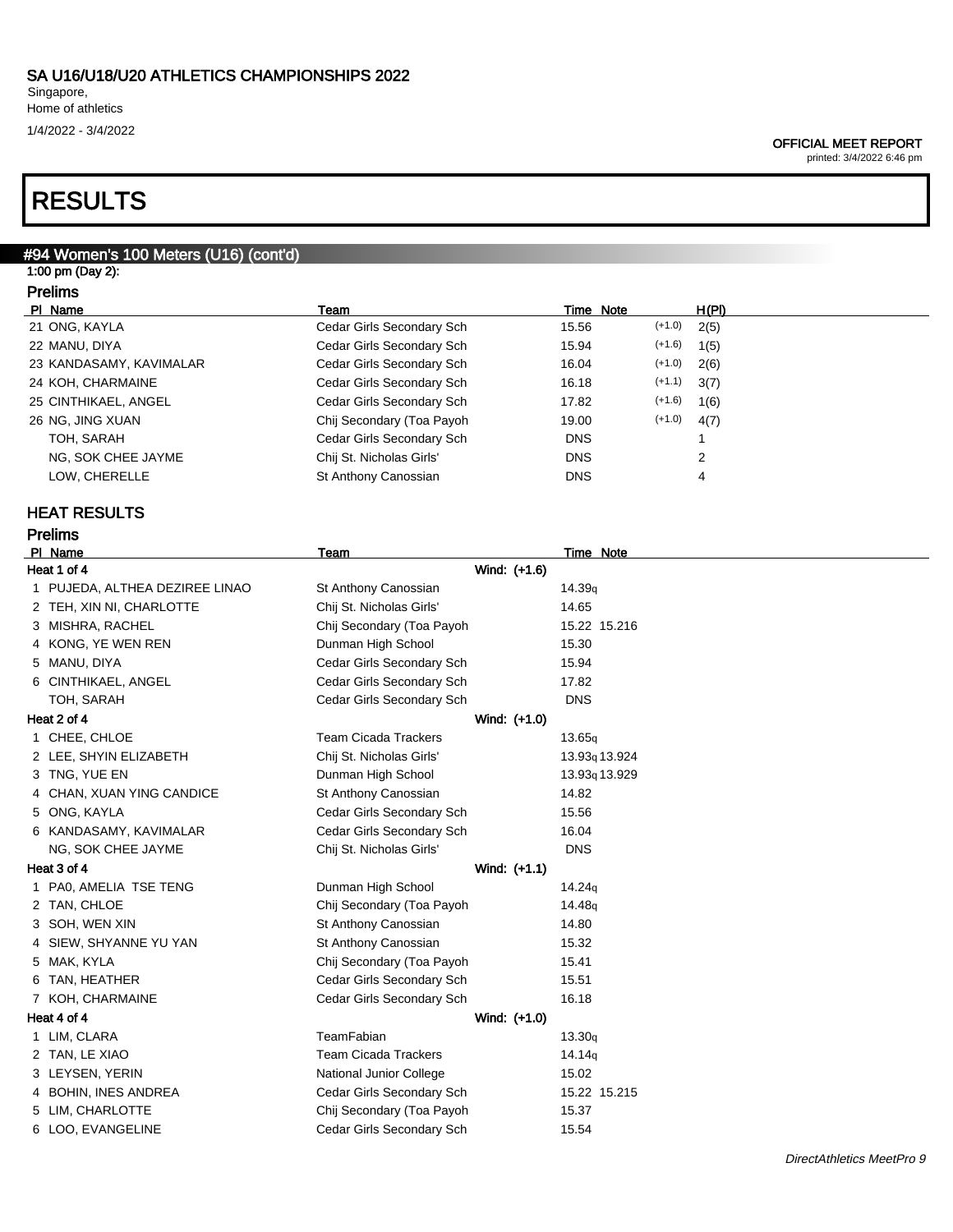# SA U16/U18/U20 ATHLETICS CHAMPIONSHIPS 2022

Singapore,
Home of athletics
1/4/2022 - 3/4/2022

**OFFICIAL MEET REPORT**
printed: 3/4/2022 6:46 pm

# RESULTS

## #94 Women's 100 Meters (U16) (cont'd)

1:00 pm (Day 2):

### Prelims

| Pl | Name | Team | Time | Note | | H(Pl) |
|---|---|---|---|---|---|---|
| 21 | ONG, KAYLA | Cedar Girls Secondary Sch | 15.56 | | (+1.0) | 2(5) |
| 22 | MANU, DIYA | Cedar Girls Secondary Sch | 15.94 | | (+1.6) | 1(5) |
| 23 | KANDASAMY, KAVIMALAR | Cedar Girls Secondary Sch | 16.04 | | (+1.0) | 2(6) |
| 24 | KOH, CHARMAINE | Cedar Girls Secondary Sch | 16.18 | | (+1.1) | 3(7) |
| 25 | CINTHIKAEL, ANGEL | Cedar Girls Secondary Sch | 17.82 | | (+1.6) | 1(6) |
| 26 | NG, JING XUAN | Chij Secondary (Toa Payoh | 19.00 | | (+1.0) | 4(7) |
| | TOH, SARAH | Cedar Girls Secondary Sch | DNS | | | 1 |
| | NG, SOK CHEE JAYME | Chij St. Nicholas Girls' | DNS | | | 2 |
| | LOW, CHERELLE | St Anthony Canossian | DNS | | | 4 |

### HEAT RESULTS

### Prelims

| Pl | Name | Team | Time | Note |
|---|---|---|---|---|
| **Heat 1 of 4** | | Wind: (+1.6) | | |
| 1 | PUJEDA, ALTHEA DEZIREE LINAO | St Anthony Canossian | 14.39q | |
| 2 | TEH, XIN NI, CHARLOTTE | Chij St. Nicholas Girls' | 14.65 | |
| 3 | MISHRA, RACHEL | Chij Secondary (Toa Payoh | 15.22 | 15.216 |
| 4 | KONG, YE WEN REN | Dunman High School | 15.30 | |
| 5 | MANU, DIYA | Cedar Girls Secondary Sch | 15.94 | |
| 6 | CINTHIKAEL, ANGEL | Cedar Girls Secondary Sch | 17.82 | |
| | TOH, SARAH | Cedar Girls Secondary Sch | DNS | |
| **Heat 2 of 4** | | Wind: (+1.0) | | |
| 1 | CHEE, CHLOE | Team Cicada Trackers | 13.65q | |
| 2 | LEE, SHYIN ELIZABETH | Chij St. Nicholas Girls' | 13.93q | 13.924 |
| 3 | TNG, YUE EN | Dunman High School | 13.93q | 13.929 |
| 4 | CHAN, XUAN YING CANDICE | St Anthony Canossian | 14.82 | |
| 5 | ONG, KAYLA | Cedar Girls Secondary Sch | 15.56 | |
| 6 | KANDASAMY, KAVIMALAR | Cedar Girls Secondary Sch | 16.04 | |
| | NG, SOK CHEE JAYME | Chij St. Nicholas Girls' | DNS | |
| **Heat 3 of 4** | | Wind: (+1.1) | | |
| 1 | PA0, AMELIA TSE TENG | Dunman High School | 14.24q | |
| 2 | TAN, CHLOE | Chij Secondary (Toa Payoh | 14.48q | |
| 3 | SOH, WEN XIN | St Anthony Canossian | 14.80 | |
| 4 | SIEW, SHYANNE YU YAN | St Anthony Canossian | 15.32 | |
| 5 | MAK, KYLA | Chij Secondary (Toa Payoh | 15.41 | |
| 6 | TAN, HEATHER | Cedar Girls Secondary Sch | 15.51 | |
| 7 | KOH, CHARMAINE | Cedar Girls Secondary Sch | 16.18 | |
| **Heat 4 of 4** | | Wind: (+1.0) | | |
| 1 | LIM, CLARA | TeamFabian | 13.30q | |
| 2 | TAN, LE XIAO | Team Cicada Trackers | 14.14q | |
| 3 | LEYSEN, YERIN | National Junior College | 15.02 | |
| 4 | BOHIN, INES ANDREA | Cedar Girls Secondary Sch | 15.22 | 15.215 |
| 5 | LIM, CHARLOTTE | Chij Secondary (Toa Payoh | 15.37 | |
| 6 | LOO, EVANGELINE | Cedar Girls Secondary Sch | 15.54 | |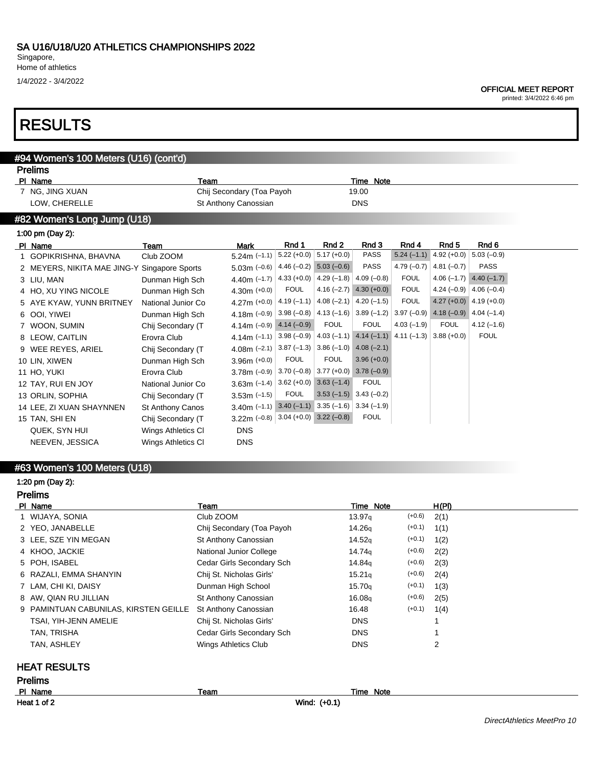SA U16/U18/U20 ATHLETICS CHAMPIONSHIPS 2022

Singapore,
Home of athletics
1/4/2022 - 3/4/2022

OFFICIAL MEET REPORT
printed: 3/4/2022 6:46 pm

# RESULTS

## #94 Women's 100 Meters (U16) (cont'd)

### Prelims

| Pl | Name | Team | Time | Note |
|---|---|---|---|---|
| 7 | NG, JING XUAN | Chij Secondary (Toa Payoh | 19.00 | |
| | LOW, CHERELLE | St Anthony Canossian | DNS | |

## #82 Women's Long Jump (U18)

1:00 pm (Day 2):

| Pl | Name | Team | Mark | Rnd 1 | Rnd 2 | Rnd 3 | Rnd 4 | Rnd 5 | Rnd 6 |
|---|---|---|---|---|---|---|---|---|---|
| 1 | GOPIKRISHNA, BHAVNA | Club ZOOM | 5.24m (–1.1) | 5.22 (+0.0) | 5.17 (+0.0) | PASS | 5.24 (–1.1) | 4.92 (+0.0) | 5.03 (–0.9) |
| 2 | MEYERS, NIKITA MAE JING-Y | Singapore Sports | 5.03m (–0.6) | 4.46 (–0.2) | 5.03 (–0.6) | PASS | 4.79 (–0.7) | 4.81 (–0.7) | PASS |
| 3 | LIU, MAN | Dunman High Sch | 4.40m (–1.7) | 4.33 (+0.0) | 4.29 (–1.8) | 4.09 (–0.8) | FOUL | 4.06 (–1.7) | 4.40 (–1.7) |
| 4 | HO, XU YING NICOLE | Dunman High Sch | 4.30m (+0.0) | FOUL | 4.16 (–2.7) | 4.30 (+0.0) | FOUL | 4.24 (–0.9) | 4.06 (–0.4) |
| 5 | AYE KYAW, YUNN BRITNEY | National Junior Co | 4.27m (+0.0) | 4.19 (–1.1) | 4.08 (–2.1) | 4.20 (–1.5) | FOUL | 4.27 (+0.0) | 4.19 (+0.0) |
| 6 | OOI, YIWEI | Dunman High Sch | 4.18m (–0.9) | 3.98 (–0.8) | 4.13 (–1.6) | 3.89 (–1.2) | 3.97 (–0.9) | 4.18 (–0.9) | 4.04 (–1.4) |
| 7 | WOON, SUMIN | Chij Secondary (T | 4.14m (–0.9) | 4.14 (–0.9) | FOUL | FOUL | 4.03 (–1.9) | FOUL | 4.12 (–1.6) |
| 8 | LEOW, CAITLIN | Erovra Club | 4.14m (–1.1) | 3.98 (–0.9) | 4.03 (–1.1) | 4.14 (–1.1) | 4.11 (–1.3) | 3.88 (+0.0) | FOUL |
| 9 | WEE REYES, ARIEL | Chij Secondary (T | 4.08m (–2.1) | 3.87 (–1.3) | 3.86 (–1.0) | 4.08 (–2.1) | | | |
| 10 | LIN, XIWEN | Dunman High Sch | 3.96m (+0.0) | FOUL | FOUL | 3.96 (+0.0) | | | |
| 11 | HO, YUKI | Erovra Club | 3.78m (–0.9) | 3.70 (–0.8) | 3.77 (+0.0) | 3.78 (–0.9) | | | |
| 12 | TAY, RUI EN JOY | National Junior Co | 3.63m (–1.4) | 3.62 (+0.0) | 3.63 (–1.4) | FOUL | | | |
| 13 | ORLIN, SOPHIA | Chij Secondary (T | 3.53m (–1.5) | FOUL | 3.53 (–1.5) | 3.43 (–0.2) | | | |
| 14 | LEE, ZI XUAN SHAYNNEN | St Anthony Canos | 3.40m (–1.1) | 3.40 (–1.1) | 3.35 (–1.6) | 3.34 (–1.9) | | | |
| 15 | TAN, SHI EN | Chij Secondary (T | 3.22m (–0.8) | 3.04 (+0.0) | 3.22 (–0.8) | FOUL | | | |
| | QUEK, SYN HUI | Wings Athletics Cl | DNS | | | | | | |
| | NEEVEN, JESSICA | Wings Athletics Cl | DNS | | | | | | |

## #63 Women's 100 Meters (U18)

1:20 pm (Day 2):

### Prelims

| Pl | Name | Team | Time | Note | | H(Pl) |
|---|---|---|---|---|---|---|
| 1 | WIJAYA, SONIA | Club ZOOM | 13.97q | | (+0.6) | 2(1) |
| 2 | YEO, JANABELLE | Chij Secondary (Toa Payoh | 14.26q | | (+0.1) | 1(1) |
| 3 | LEE, SZE YIN MEGAN | St Anthony Canossian | 14.52q | | (+0.1) | 1(2) |
| 4 | KHOO, JACKIE | National Junior College | 14.74q | | (+0.6) | 2(2) |
| 5 | POH, ISABEL | Cedar Girls Secondary Sch | 14.84q | | (+0.6) | 2(3) |
| 6 | RAZALI, EMMA SHANYIN | Chij St. Nicholas Girls' | 15.21q | | (+0.6) | 2(4) |
| 7 | LAM, CHI KI, DAISY | Dunman High School | 15.70q | | (+0.1) | 1(3) |
| 8 | AW, QIAN RU JILLIAN | St Anthony Canossian | 16.08q | | (+0.6) | 2(5) |
| 9 | PAMINTUAN CABUNILAS, KIRSTEN GEILLE | St Anthony Canossian | 16.48 | | (+0.1) | 1(4) |
| | TSAI, YIH-JENN AMELIE | Chij St. Nicholas Girls' | DNS | | | 1 |
| | TAN, TRISHA | Cedar Girls Secondary Sch | DNS | | | 1 |
| | TAN, ASHLEY | Wings Athletics Club | DNS | | | 2 |

### HEAT RESULTS

### Prelims

| Pl | Name | Team | Time | Note |
|---|---|---|---|---|

Heat 1 of 2 — Wind: (+0.1)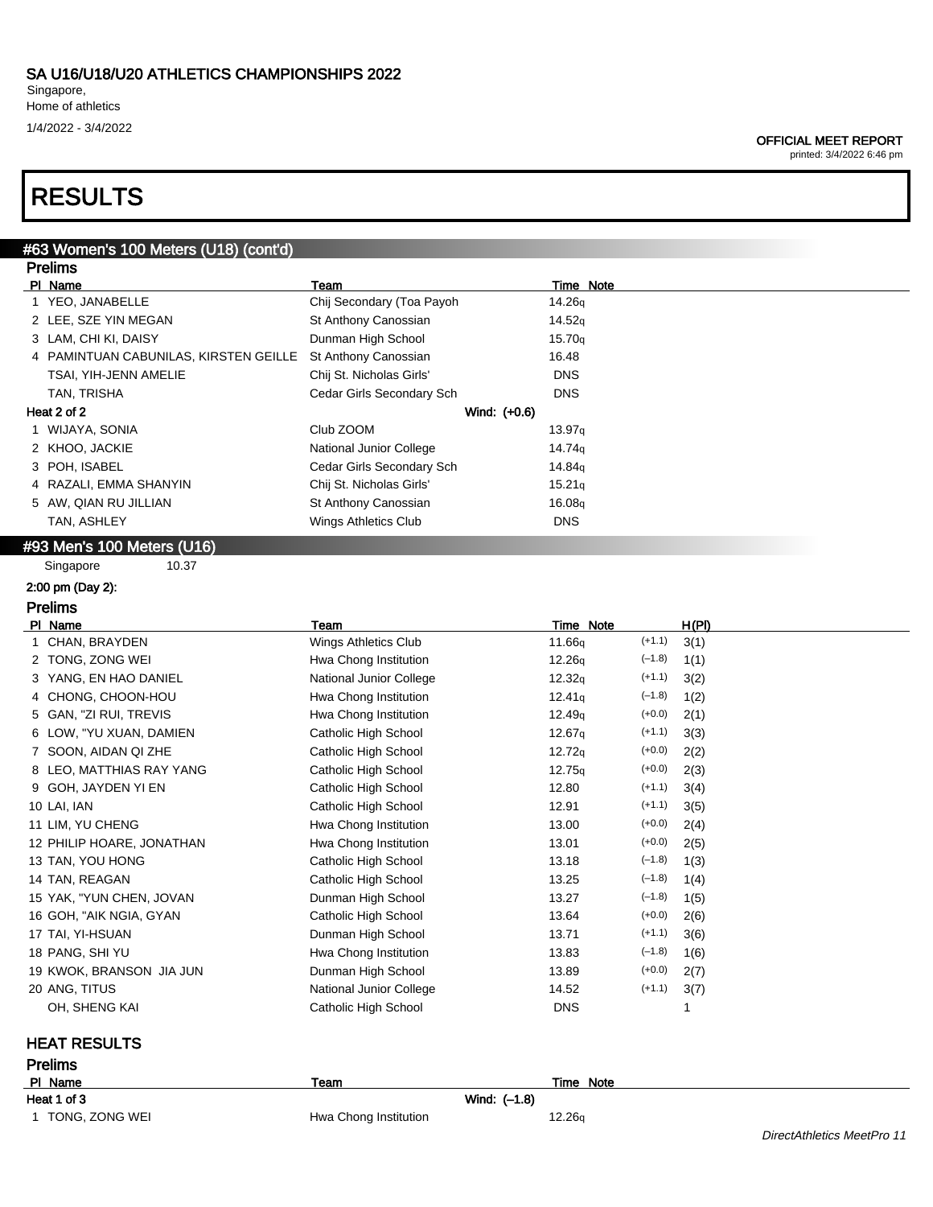# SA U16/U18/U20 ATHLETICS CHAMPIONSHIPS 2022

Singapore,
Home of athletics
1/4/2022 - 3/4/2022

**OFFICIAL MEET REPORT**
printed: 3/4/2022 6:46 pm

# RESULTS

## #63 Women's 100 Meters (U18) (cont'd)

### Prelims

| Pl | Name | Team | Time | Note |
|---|---|---|---|---|
| 1 | YEO, JANABELLE | Chij Secondary (Toa Payoh | 14.26q | |
| 2 | LEE, SZE YIN MEGAN | St Anthony Canossian | 14.52q | |
| 3 | LAM, CHI KI, DAISY | Dunman High School | 15.70q | |
| 4 | PAMINTUAN CABUNILAS, KIRSTEN GEILLE | St Anthony Canossian | 16.48 | |
| | TSAI, YIH-JENN AMELIE | Chij St. Nicholas Girls' | DNS | |
| | TAN, TRISHA | Cedar Girls Secondary Sch | DNS | |
| **Heat 2 of 2** | | Wind: (+0.6) | | |
| 1 | WIJAYA, SONIA | Club ZOOM | 13.97q | |
| 2 | KHOO, JACKIE | National Junior College | 14.74q | |
| 3 | POH, ISABEL | Cedar Girls Secondary Sch | 14.84q | |
| 4 | RAZALI, EMMA SHANYIN | Chij St. Nicholas Girls' | 15.21q | |
| 5 | AW, QIAN RU JILLIAN | St Anthony Canossian | 16.08q | |
| | TAN, ASHLEY | Wings Athletics Club | DNS | |

## #93 Men's 100 Meters (U16)

Singapore 10.37

2:00 pm (Day 2):

### Prelims

| Pl | Name | Team | Time | Note | Wind | H(Pl) |
|---|---|---|---|---|---|---|
| 1 | CHAN, BRAYDEN | Wings Athletics Club | 11.66q | | (+1.1) | 3(1) |
| 2 | TONG, ZONG WEI | Hwa Chong Institution | 12.26q | | (–1.8) | 1(1) |
| 3 | YANG, EN HAO DANIEL | National Junior College | 12.32q | | (+1.1) | 3(2) |
| 4 | CHONG, CHOON-HOU | Hwa Chong Institution | 12.41q | | (–1.8) | 1(2) |
| 5 | GAN, "ZI RUI, TREVIS | Hwa Chong Institution | 12.49q | | (+0.0) | 2(1) |
| 6 | LOW, "YU XUAN, DAMIEN | Catholic High School | 12.67q | | (+1.1) | 3(3) |
| 7 | SOON, AIDAN QI ZHE | Catholic High School | 12.72q | | (+0.0) | 2(2) |
| 8 | LEO, MATTHIAS RAY YANG | Catholic High School | 12.75q | | (+0.0) | 2(3) |
| 9 | GOH, JAYDEN YI EN | Catholic High School | 12.80 | | (+1.1) | 3(4) |
| 10 | LAI, IAN | Catholic High School | 12.91 | | (+1.1) | 3(5) |
| 11 | LIM, YU CHENG | Hwa Chong Institution | 13.00 | | (+0.0) | 2(4) |
| 12 | PHILIP HOARE, JONATHAN | Hwa Chong Institution | 13.01 | | (+0.0) | 2(5) |
| 13 | TAN, YOU HONG | Catholic High School | 13.18 | | (–1.8) | 1(3) |
| 14 | TAN, REAGAN | Catholic High School | 13.25 | | (–1.8) | 1(4) |
| 15 | YAK, "YUN CHEN, JOVAN | Dunman High School | 13.27 | | (–1.8) | 1(5) |
| 16 | GOH, "AIK NGIA, GYAN | Catholic High School | 13.64 | | (+0.0) | 2(6) |
| 17 | TAI, YI-HSUAN | Dunman High School | 13.71 | | (+1.1) | 3(6) |
| 18 | PANG, SHI YU | Hwa Chong Institution | 13.83 | | (–1.8) | 1(6) |
| 19 | KWOK, BRANSON JIA JUN | Dunman High School | 13.89 | | (+0.0) | 2(7) |
| 20 | ANG, TITUS | National Junior College | 14.52 | | (+1.1) | 3(7) |
| | OH, SHENG KAI | Catholic High School | DNS | | | 1 |

### HEAT RESULTS

### Prelims

| Pl | Name | Team | Time | Note |
|---|---|---|---|---|
| **Heat 1 of 3** | | Wind: (–1.8) | | |
| 1 | TONG, ZONG WEI | Hwa Chong Institution | 12.26q | |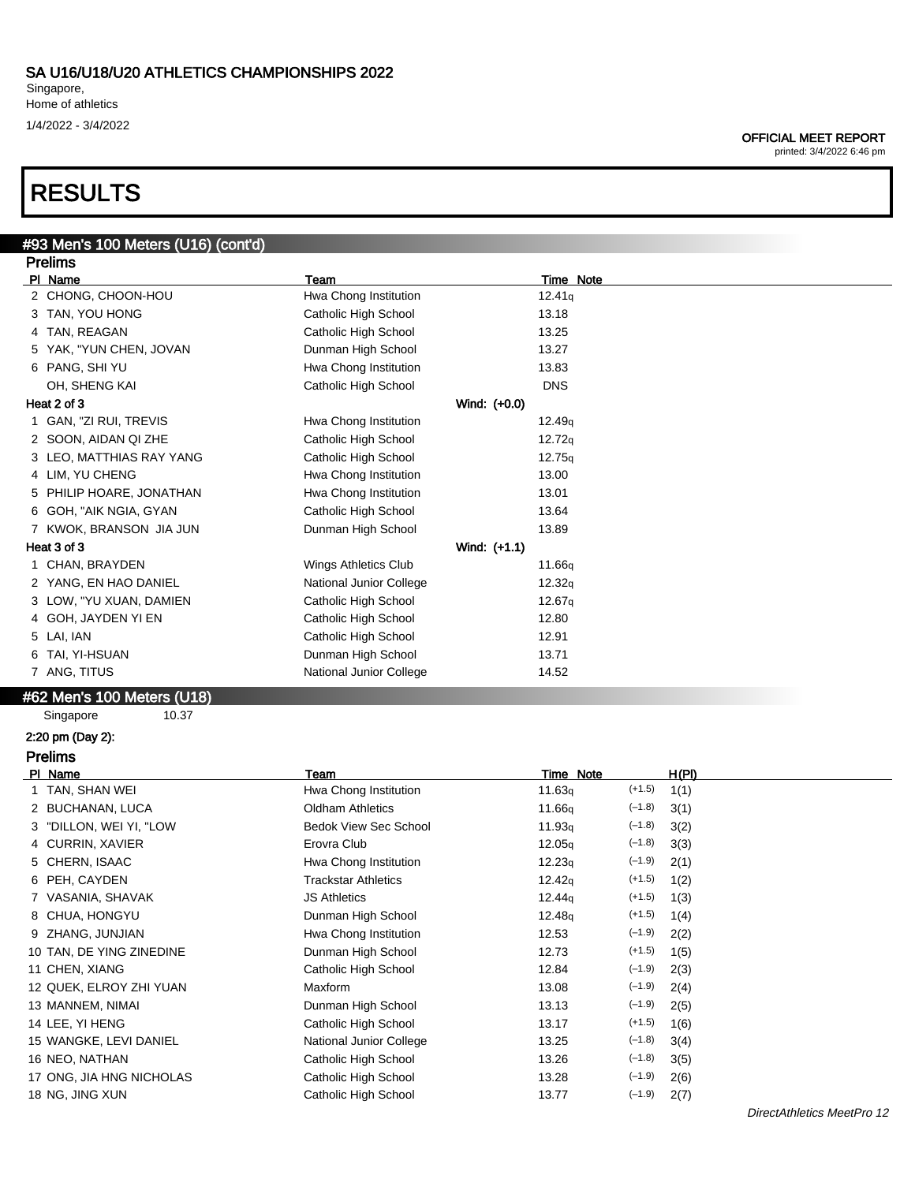# SA U16/U18/U20 ATHLETICS CHAMPIONSHIPS 2022

Singapore,
Home of athletics

1/4/2022 - 3/4/2022

**OFFICIAL MEET REPORT**
printed: 3/4/2022 6:46 pm

# RESULTS

## #93 Men's 100 Meters (U16) (cont'd)

### Prelims

| Pl | Name | Team | Time | Note |
|---|---|---|---|---|
| 2 | CHONG, CHOON-HOU | Hwa Chong Institution | 12.41q | |
| 3 | TAN, YOU HONG | Catholic High School | 13.18 | |
| 4 | TAN, REAGAN | Catholic High School | 13.25 | |
| 5 | YAK, "YUN CHEN, JOVAN | Dunman High School | 13.27 | |
| 6 | PANG, SHI YU | Hwa Chong Institution | 13.83 | |
| | OH, SHENG KAI | Catholic High School | DNS | |
| **Heat 2 of 3** | | **Wind: (+0.0)** | | |
| 1 | GAN, "ZI RUI, TREVIS | Hwa Chong Institution | 12.49q | |
| 2 | SOON, AIDAN QI ZHE | Catholic High School | 12.72q | |
| 3 | LEO, MATTHIAS RAY YANG | Catholic High School | 12.75q | |
| 4 | LIM, YU CHENG | Hwa Chong Institution | 13.00 | |
| 5 | PHILIP HOARE, JONATHAN | Hwa Chong Institution | 13.01 | |
| 6 | GOH, "AIK NGIA, GYAN | Catholic High School | 13.64 | |
| 7 | KWOK, BRANSON JIA JUN | Dunman High School | 13.89 | |
| **Heat 3 of 3** | | **Wind: (+1.1)** | | |
| 1 | CHAN, BRAYDEN | Wings Athletics Club | 11.66q | |
| 2 | YANG, EN HAO DANIEL | National Junior College | 12.32q | |
| 3 | LOW, "YU XUAN, DAMIEN | Catholic High School | 12.67q | |
| 4 | GOH, JAYDEN YI EN | Catholic High School | 12.80 | |
| 5 | LAI, IAN | Catholic High School | 12.91 | |
| 6 | TAI, YI-HSUAN | Dunman High School | 13.71 | |
| 7 | ANG, TITUS | National Junior College | 14.52 | |

## #62 Men's 100 Meters (U18)

Singapore 10.37

**2:20 pm (Day 2):**

### Prelims

| Pl | Name | Team | Time | Note | Wind | H(Pl) |
|---|---|---|---|---|---|---|
| 1 | TAN, SHAN WEI | Hwa Chong Institution | 11.63q | | (+1.5) | 1(1) |
| 2 | BUCHANAN, LUCA | Oldham Athletics | 11.66q | | (–1.8) | 3(1) |
| 3 | "DILLON, WEI YI, "LOW | Bedok View Sec School | 11.93q | | (–1.8) | 3(2) |
| 4 | CURRIN, XAVIER | Erovra Club | 12.05q | | (–1.8) | 3(3) |
| 5 | CHERN, ISAAC | Hwa Chong Institution | 12.23q | | (–1.9) | 2(1) |
| 6 | PEH, CAYDEN | Trackstar Athletics | 12.42q | | (+1.5) | 1(2) |
| 7 | VASANIA, SHAVAK | JS Athletics | 12.44q | | (+1.5) | 1(3) |
| 8 | CHUA, HONGYU | Dunman High School | 12.48q | | (+1.5) | 1(4) |
| 9 | ZHANG, JUNJIAN | Hwa Chong Institution | 12.53 | | (–1.9) | 2(2) |
| 10 | TAN, DE YING ZINEDINE | Dunman High School | 12.73 | | (+1.5) | 1(5) |
| 11 | CHEN, XIANG | Catholic High School | 12.84 | | (–1.9) | 2(3) |
| 12 | QUEK, ELROY ZHI YUAN | Maxform | 13.08 | | (–1.9) | 2(4) |
| 13 | MANNEM, NIMAI | Dunman High School | 13.13 | | (–1.9) | 2(5) |
| 14 | LEE, YI HENG | Catholic High School | 13.17 | | (+1.5) | 1(6) |
| 15 | WANGKE, LEVI DANIEL | National Junior College | 13.25 | | (–1.8) | 3(4) |
| 16 | NEO, NATHAN | Catholic High School | 13.26 | | (–1.8) | 3(5) |
| 17 | ONG, JIA HNG NICHOLAS | Catholic High School | 13.28 | | (–1.9) | 2(6) |
| 18 | NG, JING XUN | Catholic High School | 13.77 | | (–1.9) | 2(7) |

*DirectAthletics MeetPro 12*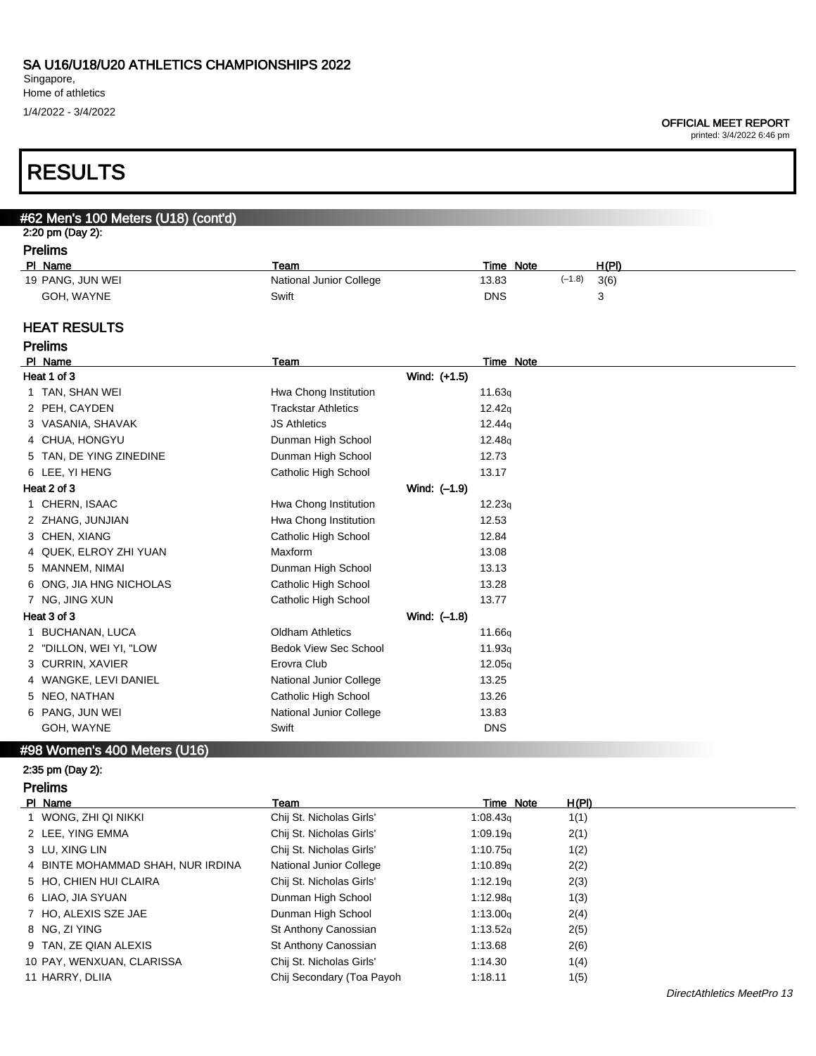# RESULTS

## #62 Men's 100 Meters (U18) (cont'd)

2:20 pm (Day 2):

### Prelims

| Pl | Name | Team | Time | Note | | H(Pl) |
|---|---|---|---|---|---|---|
| 19 | PANG, JUN WEI | National Junior College | 13.83 | | (–1.8) | 3(6) |
| | GOH, WAYNE | Swift | DNS | | | 3 |

### HEAT RESULTS

### Prelims

| Pl | Name | Team | Time | Note |
|---|---|---|---|---|
| **Heat 1 of 3** | | Wind: (+1.5) | | |
| 1 | TAN, SHAN WEI | Hwa Chong Institution | 11.63q | |
| 2 | PEH, CAYDEN | Trackstar Athletics | 12.42q | |
| 3 | VASANIA, SHAVAK | JS Athletics | 12.44q | |
| 4 | CHUA, HONGYU | Dunman High School | 12.48q | |
| 5 | TAN, DE YING ZINEDINE | Dunman High School | 12.73 | |
| 6 | LEE, YI HENG | Catholic High School | 13.17 | |
| **Heat 2 of 3** | | Wind: (–1.9) | | |
| 1 | CHERN, ISAAC | Hwa Chong Institution | 12.23q | |
| 2 | ZHANG, JUNJIAN | Hwa Chong Institution | 12.53 | |
| 3 | CHEN, XIANG | Catholic High School | 12.84 | |
| 4 | QUEK, ELROY ZHI YUAN | Maxform | 13.08 | |
| 5 | MANNEM, NIMAI | Dunman High School | 13.13 | |
| 6 | ONG, JIA HNG NICHOLAS | Catholic High School | 13.28 | |
| 7 | NG, JING XUN | Catholic High School | 13.77 | |
| **Heat 3 of 3** | | Wind: (–1.8) | | |
| 1 | BUCHANAN, LUCA | Oldham Athletics | 11.66q | |
| 2 | "DILLON, WEI YI, "LOW | Bedok View Sec School | 11.93q | |
| 3 | CURRIN, XAVIER | Erovra Club | 12.05q | |
| 4 | WANGKE, LEVI DANIEL | National Junior College | 13.25 | |
| 5 | NEO, NATHAN | Catholic High School | 13.26 | |
| 6 | PANG, JUN WEI | National Junior College | 13.83 | |
| | GOH, WAYNE | Swift | DNS | |

## #98 Women's 400 Meters (U16)

2:35 pm (Day 2):

### Prelims

| Pl | Name | Team | Time | Note | H(Pl) |
|---|---|---|---|---|---|
| 1 | WONG, ZHI QI NIKKI | Chij St. Nicholas Girls' | 1:08.43q | | 1(1) |
| 2 | LEE, YING EMMA | Chij St. Nicholas Girls' | 1:09.19q | | 2(1) |
| 3 | LU, XING LIN | Chij St. Nicholas Girls' | 1:10.75q | | 1(2) |
| 4 | BINTE MOHAMMAD SHAH, NUR IRDINA | National Junior College | 1:10.89q | | 2(2) |
| 5 | HO, CHIEN HUI CLAIRA | Chij St. Nicholas Girls' | 1:12.19q | | 2(3) |
| 6 | LIAO, JIA SYUAN | Dunman High School | 1:12.98q | | 1(3) |
| 7 | HO, ALEXIS SZE JAE | Dunman High School | 1:13.00q | | 2(4) |
| 8 | NG, ZI YING | St Anthony Canossian | 1:13.52q | | 2(5) |
| 9 | TAN, ZE QIAN ALEXIS | St Anthony Canossian | 1:13.68 | | 2(6) |
| 10 | PAY, WENXUAN, CLARISSA | Chij St. Nicholas Girls' | 1:14.30 | | 1(4) |
| 11 | HARRY, DLIIA | Chij Secondary (Toa Payoh | 1:18.11 | | 1(5) |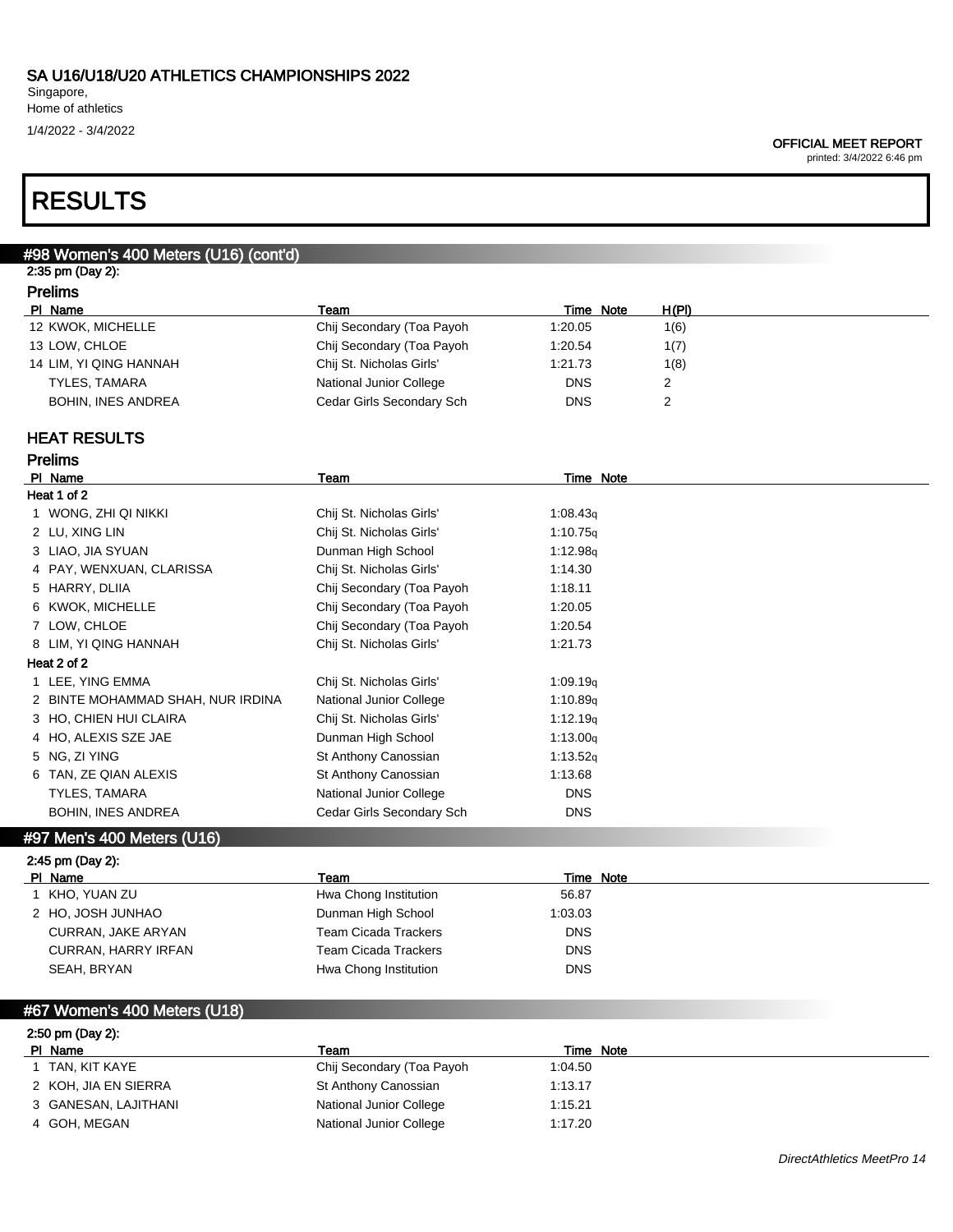# RESULTS

## #98 Women's 400 Meters (U16) (cont'd)

2:35 pm (Day 2):

### Prelims

| Pl | Name | Team | Time | Note | H(Pl) |
|---|---|---|---|---|---|
| 12 | KWOK, MICHELLE | Chij Secondary (Toa Payoh | 1:20.05 | | 1(6) |
| 13 | LOW, CHLOE | Chij Secondary (Toa Payoh | 1:20.54 | | 1(7) |
| 14 | LIM, YI QING HANNAH | Chij St. Nicholas Girls' | 1:21.73 | | 1(8) |
| | TYLES, TAMARA | National Junior College | DNS | | 2 |
| | BOHIN, INES ANDREA | Cedar Girls Secondary Sch | DNS | | 2 |

### HEAT RESULTS

### Prelims

| Pl | Name | Team | Time | Note |
|---|---|---|---|---|
| **Heat 1 of 2** | | | | |
| 1 | WONG, ZHI QI NIKKI | Chij St. Nicholas Girls' | 1:08.43q | |
| 2 | LU, XING LIN | Chij St. Nicholas Girls' | 1:10.75q | |
| 3 | LIAO, JIA SYUAN | Dunman High School | 1:12.98q | |
| 4 | PAY, WENXUAN, CLARISSA | Chij St. Nicholas Girls' | 1:14.30 | |
| 5 | HARRY, DLIIA | Chij Secondary (Toa Payoh | 1:18.11 | |
| 6 | KWOK, MICHELLE | Chij Secondary (Toa Payoh | 1:20.05 | |
| 7 | LOW, CHLOE | Chij Secondary (Toa Payoh | 1:20.54 | |
| 8 | LIM, YI QING HANNAH | Chij St. Nicholas Girls' | 1:21.73 | |
| **Heat 2 of 2** | | | | |
| 1 | LEE, YING EMMA | Chij St. Nicholas Girls' | 1:09.19q | |
| 2 | BINTE MOHAMMAD SHAH, NUR IRDINA | National Junior College | 1:10.89q | |
| 3 | HO, CHIEN HUI CLAIRA | Chij St. Nicholas Girls' | 1:12.19q | |
| 4 | HO, ALEXIS SZE JAE | Dunman High School | 1:13.00q | |
| 5 | NG, ZI YING | St Anthony Canossian | 1:13.52q | |
| 6 | TAN, ZE QIAN ALEXIS | St Anthony Canossian | 1:13.68 | |
| | TYLES, TAMARA | National Junior College | DNS | |
| | BOHIN, INES ANDREA | Cedar Girls Secondary Sch | DNS | |

## #97 Men's 400 Meters (U16)

2:45 pm (Day 2):

| Pl | Name | Team | Time | Note |
|---|---|---|---|---|
| 1 | KHO, YUAN ZU | Hwa Chong Institution | 56.87 | |
| 2 | HO, JOSH JUNHAO | Dunman High School | 1:03.03 | |
| | CURRAN, JAKE ARYAN | Team Cicada Trackers | DNS | |
| | CURRAN, HARRY IRFAN | Team Cicada Trackers | DNS | |
| | SEAH, BRYAN | Hwa Chong Institution | DNS | |

## #67 Women's 400 Meters (U18)

2:50 pm (Day 2):

| Pl | Name | Team | Time | Note |
|---|---|---|---|---|
| 1 | TAN, KIT KAYE | Chij Secondary (Toa Payoh | 1:04.50 | |
| 2 | KOH, JIA EN SIERRA | St Anthony Canossian | 1:13.17 | |
| 3 | GANESAN, LAJITHANI | National Junior College | 1:15.21 | |
| 4 | GOH, MEGAN | National Junior College | 1:17.20 | |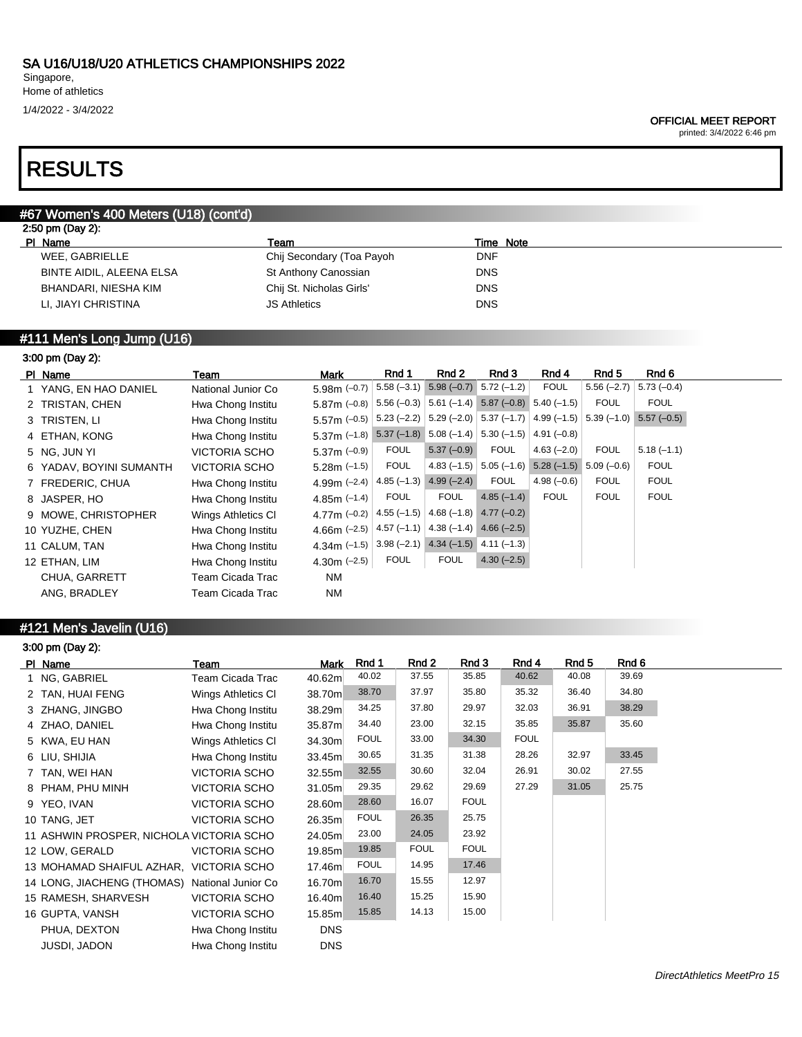## SA U16/U18/U20 ATHLETICS CHAMPIONSHIPS 2022

Singapore,
Home of athletics
1/4/2022 - 3/4/2022

**OFFICIAL MEET REPORT**
printed: 3/4/2022 6:46 pm

# RESULTS

### #67 Women's 400 Meters (U18) (cont'd)

2:50 pm (Day 2):

| Pl | Name | Team | Time | Note |
|---|---|---|---|---|
| | WEE, GABRIELLE | Chij Secondary (Toa Payoh | DNF | |
| | BINTE AIDIL, ALEENA ELSA | St Anthony Canossian | DNS | |
| | BHANDARI, NIESHA KIM | Chij St. Nicholas Girls' | DNS | |
| | LI, JIAYI CHRISTINA | JS Athletics | DNS | |

### #111 Men's Long Jump (U16)

3:00 pm (Day 2):

| Pl | Name | Team | Mark | Rnd 1 | Rnd 2 | Rnd 3 | Rnd 4 | Rnd 5 | Rnd 6 |
|---|---|---|---|---|---|---|---|---|---|
| 1 | YANG, EN HAO DANIEL | National Junior Co | 5.98m (–0.7) | 5.58 (–3.1) | 5.98 (–0.7) | 5.72 (–1.2) | FOUL | 5.56 (–2.7) | 5.73 (–0.4) |
| 2 | TRISTAN, CHEN | Hwa Chong Institu | 5.87m (–0.8) | 5.56 (–0.3) | 5.61 (–1.4) | 5.87 (–0.8) | 5.40 (–1.5) | FOUL | FOUL |
| 3 | TRISTEN, LI | Hwa Chong Institu | 5.57m (–0.5) | 5.23 (–2.2) | 5.29 (–2.0) | 5.37 (–1.7) | 4.99 (–1.5) | 5.39 (–1.0) | 5.57 (–0.5) |
| 4 | ETHAN, KONG | Hwa Chong Institu | 5.37m (–1.8) | 5.37 (–1.8) | 5.08 (–1.4) | 5.30 (–1.5) | 4.91 (–0.8) | | |
| 5 | NG, JUN YI | VICTORIA SCHO | 5.37m (–0.9) | FOUL | 5.37 (–0.9) | FOUL | 4.63 (–2.0) | FOUL | 5.18 (–1.1) |
| 6 | YADAV, BOYINI SUMANTH | VICTORIA SCHO | 5.28m (–1.5) | FOUL | 4.83 (–1.5) | 5.05 (–1.6) | 5.28 (–1.5) | 5.09 (–0.6) | FOUL |
| 7 | FREDERIC, CHUA | Hwa Chong Institu | 4.99m (–2.4) | 4.85 (–1.3) | 4.99 (–2.4) | FOUL | 4.98 (–0.6) | FOUL | FOUL |
| 8 | JASPER, HO | Hwa Chong Institu | 4.85m (–1.4) | FOUL | FOUL | 4.85 (–1.4) | FOUL | FOUL | FOUL |
| 9 | MOWE, CHRISTOPHER | Wings Athletics Cl | 4.77m (–0.2) | 4.55 (–1.5) | 4.68 (–1.8) | 4.77 (–0.2) | | | |
| 10 | YUZHE, CHEN | Hwa Chong Institu | 4.66m (–2.5) | 4.57 (–1.1) | 4.38 (–1.4) | 4.66 (–2.5) | | | |
| 11 | CALUM, TAN | Hwa Chong Institu | 4.34m (–1.5) | 3.98 (–2.1) | 4.34 (–1.5) | 4.11 (–1.3) | | | |
| 12 | ETHAN, LIM | Hwa Chong Institu | 4.30m (–2.5) | FOUL | FOUL | 4.30 (–2.5) | | | |
| | CHUA, GARRETT | Team Cicada Trac | NM | | | | | | |
| | ANG, BRADLEY | Team Cicada Trac | NM | | | | | | |

### #121 Men's Javelin (U16)

3:00 pm (Day 2):

| Pl | Name | Team | Mark | Rnd 1 | Rnd 2 | Rnd 3 | Rnd 4 | Rnd 5 | Rnd 6 |
|---|---|---|---|---|---|---|---|---|---|
| 1 | NG, GABRIEL | Team Cicada Trac | 40.62m | 40.02 | 37.55 | 35.85 | 40.62 | 40.08 | 39.69 |
| 2 | TAN, HUAI FENG | Wings Athletics Cl | 38.70m | 38.70 | 37.97 | 35.80 | 35.32 | 36.40 | 34.80 |
| 3 | ZHANG, JINGBO | Hwa Chong Institu | 38.29m | 34.25 | 37.80 | 29.97 | 32.03 | 36.91 | 38.29 |
| 4 | ZHAO, DANIEL | Hwa Chong Institu | 35.87m | 34.40 | 23.00 | 32.15 | 35.85 | 35.87 | 35.60 |
| 5 | KWA, EU HAN | Wings Athletics Cl | 34.30m | FOUL | 33.00 | 34.30 | FOUL | | |
| 6 | LIU, SHIJIA | Hwa Chong Institu | 33.45m | 30.65 | 31.35 | 31.38 | 28.26 | 32.97 | 33.45 |
| 7 | TAN, WEI HAN | VICTORIA SCHO | 32.55m | 32.55 | 30.60 | 32.04 | 26.91 | 30.02 | 27.55 |
| 8 | PHAM, PHU MINH | VICTORIA SCHO | 31.05m | 29.35 | 29.62 | 29.69 | 27.29 | 31.05 | 25.75 |
| 9 | YEO, IVAN | VICTORIA SCHO | 28.60m | 28.60 | 16.07 | FOUL | | | |
| 10 | TANG, JET | VICTORIA SCHO | 26.35m | FOUL | 26.35 | 25.75 | | | |
| 11 | ASHWIN PROSPER, NICHOLA | VICTORIA SCHO | 24.05m | 23.00 | 24.05 | 23.92 | | | |
| 12 | LOW, GERALD | VICTORIA SCHO | 19.85m | 19.85 | FOUL | FOUL | | | |
| 13 | MOHAMAD SHAIFUL AZHAR, | VICTORIA SCHO | 17.46m | FOUL | 14.95 | 17.46 | | | |
| 14 | LONG, JIACHENG (THOMAS) | National Junior Co | 16.70m | 16.70 | 15.55 | 12.97 | | | |
| 15 | RAMESH, SHARVESH | VICTORIA SCHO | 16.40m | 16.40 | 15.25 | 15.90 | | | |
| 16 | GUPTA, VANSH | VICTORIA SCHO | 15.85m | 15.85 | 14.13 | 15.00 | | | |
| | PHUA, DEXTON | Hwa Chong Institu | DNS | | | | | | |
| | JUSDI, JADON | Hwa Chong Institu | DNS | | | | | | |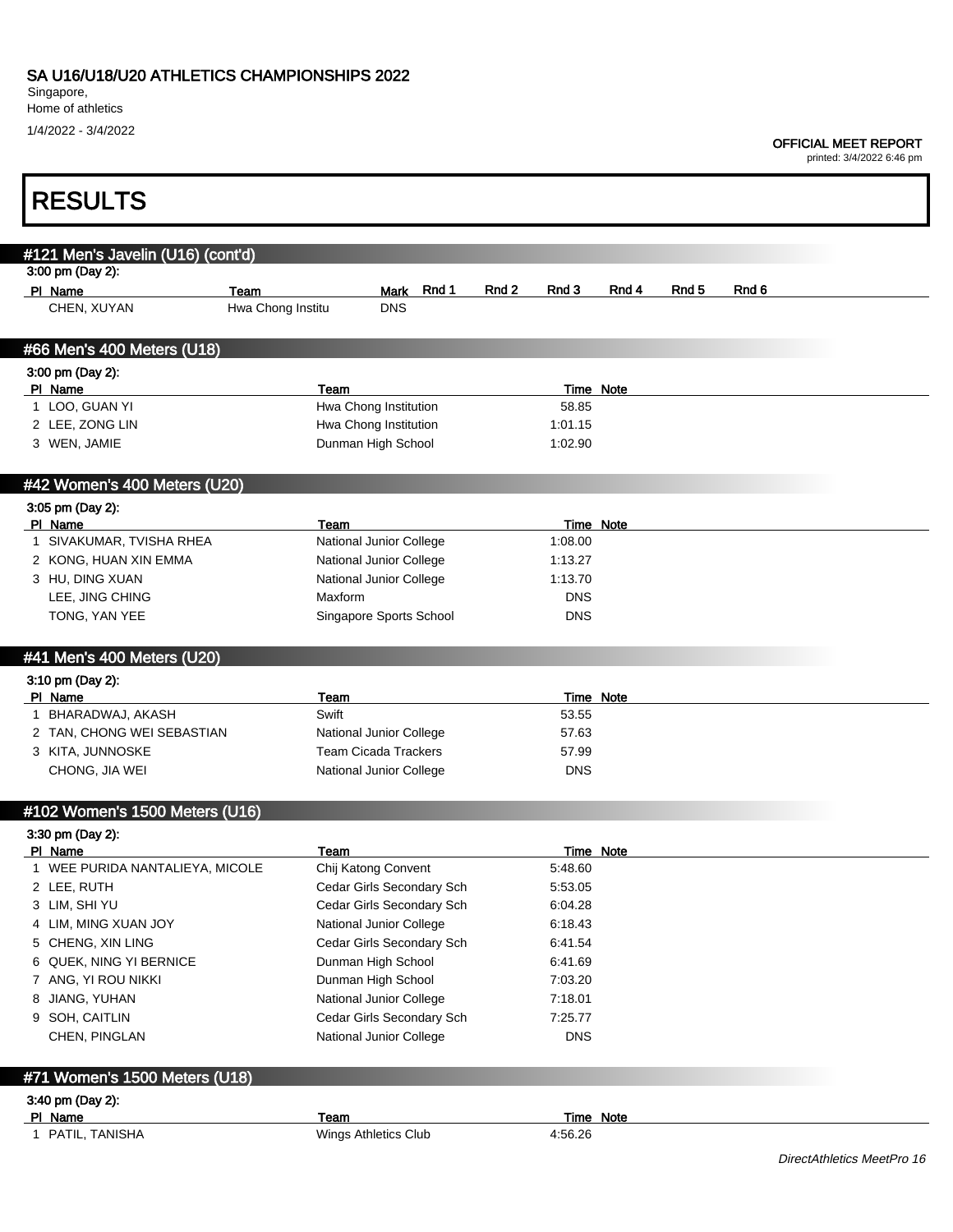# SA U16/U18/U20 ATHLETICS CHAMPIONSHIPS 2022

Singapore,
Home of athletics
1/4/2022 - 3/4/2022

**OFFICIAL MEET REPORT**
printed: 3/4/2022 6:46 pm

# RESULTS

## #121 Men's Javelin (U16) (cont'd)

3:00 pm (Day 2):

| Pl | Name | Team | Mark | Rnd 1 | Rnd 2 | Rnd 3 | Rnd 4 | Rnd 5 | Rnd 6 |
|---|---|---|---|---|---|---|---|---|---|
| | CHEN, XUYAN | Hwa Chong Institu | DNS | | | | | | |

## #66 Men's 400 Meters (U18)

3:00 pm (Day 2):

| Pl | Name | Team | Time | Note |
|---|---|---|---|---|
| 1 | LOO, GUAN YI | Hwa Chong Institution | 58.85 | |
| 2 | LEE, ZONG LIN | Hwa Chong Institution | 1:01.15 | |
| 3 | WEN, JAMIE | Dunman High School | 1:02.90 | |

## #42 Women's 400 Meters (U20)

3:05 pm (Day 2):

| Pl | Name | Team | Time | Note |
|---|---|---|---|---|
| 1 | SIVAKUMAR, TVISHA RHEA | National Junior College | 1:08.00 | |
| 2 | KONG, HUAN XIN EMMA | National Junior College | 1:13.27 | |
| 3 | HU, DING XUAN | National Junior College | 1:13.70 | |
| | LEE, JING CHING | Maxform | DNS | |
| | TONG, YAN YEE | Singapore Sports School | DNS | |

## #41 Men's 400 Meters (U20)

3:10 pm (Day 2):

| Pl | Name | Team | Time | Note |
|---|---|---|---|---|
| 1 | BHARADWAJ, AKASH | Swift | 53.55 | |
| 2 | TAN, CHONG WEI SEBASTIAN | National Junior College | 57.63 | |
| 3 | KITA, JUNNOSKE | Team Cicada Trackers | 57.99 | |
| | CHONG, JIA WEI | National Junior College | DNS | |

## #102 Women's 1500 Meters (U16)

3:30 pm (Day 2):

| Pl | Name | Team | Time | Note |
|---|---|---|---|---|
| 1 | WEE PURIDA NANTALIEYA, MICOLE | Chij Katong Convent | 5:48.60 | |
| 2 | LEE, RUTH | Cedar Girls Secondary Sch | 5:53.05 | |
| 3 | LIM, SHI YU | Cedar Girls Secondary Sch | 6:04.28 | |
| 4 | LIM, MING XUAN JOY | National Junior College | 6:18.43 | |
| 5 | CHENG, XIN LING | Cedar Girls Secondary Sch | 6:41.54 | |
| 6 | QUEK, NING YI BERNICE | Dunman High School | 6:41.69 | |
| 7 | ANG, YI ROU NIKKI | Dunman High School | 7:03.20 | |
| 8 | JIANG, YUHAN | National Junior College | 7:18.01 | |
| 9 | SOH, CAITLIN | Cedar Girls Secondary Sch | 7:25.77 | |
| | CHEN, PINGLAN | National Junior College | DNS | |

## #71 Women's 1500 Meters (U18)

3:40 pm (Day 2):

| Pl | Name | Team | Time | Note |
|---|---|---|---|---|
| 1 | PATIL, TANISHA | Wings Athletics Club | 4:56.26 | |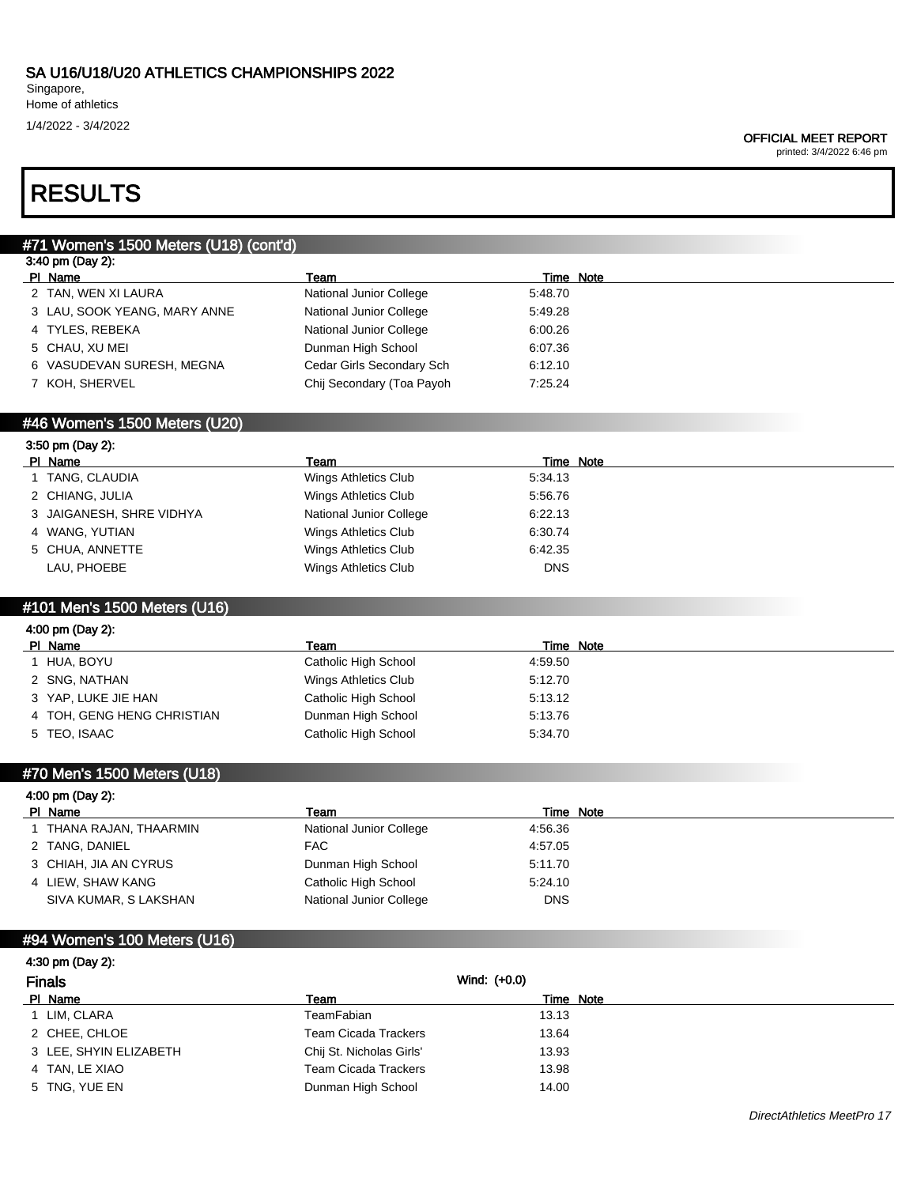# SA U16/U18/U20 ATHLETICS CHAMPIONSHIPS 2022

Singapore,
Home of athletics

1/4/2022 - 3/4/2022

**OFFICIAL MEET REPORT**
printed: 3/4/2022 6:46 pm

# RESULTS

## #71 Women's 1500 Meters (U18) (cont'd)

3:40 pm (Day 2):

| Pl | Name | Team | Time | Note |
|---|---|---|---|---|
| 2 | TAN, WEN XI LAURA | National Junior College | 5:48.70 | |
| 3 | LAU, SOOK YEANG, MARY ANNE | National Junior College | 5:49.28 | |
| 4 | TYLES, REBEKA | National Junior College | 6:00.26 | |
| 5 | CHAU, XU MEI | Dunman High School | 6:07.36 | |
| 6 | VASUDEVAN SURESH, MEGNA | Cedar Girls Secondary Sch | 6:12.10 | |
| 7 | KOH, SHERVEL | Chij Secondary (Toa Payoh | 7:25.24 | |

## #46 Women's 1500 Meters (U20)

3:50 pm (Day 2):

| Pl | Name | Team | Time | Note |
|---|---|---|---|---|
| 1 | TANG, CLAUDIA | Wings Athletics Club | 5:34.13 | |
| 2 | CHIANG, JULIA | Wings Athletics Club | 5:56.76 | |
| 3 | JAIGANESH, SHRE VIDHYA | National Junior College | 6:22.13 | |
| 4 | WANG, YUTIAN | Wings Athletics Club | 6:30.74 | |
| 5 | CHUA, ANNETTE | Wings Athletics Club | 6:42.35 | |
| | LAU, PHOEBE | Wings Athletics Club | DNS | |

## #101 Men's 1500 Meters (U16)

4:00 pm (Day 2):

| Pl | Name | Team | Time | Note |
|---|---|---|---|---|
| 1 | HUA, BOYU | Catholic High School | 4:59.50 | |
| 2 | SNG, NATHAN | Wings Athletics Club | 5:12.70 | |
| 3 | YAP, LUKE JIE HAN | Catholic High School | 5:13.12 | |
| 4 | TOH, GENG HENG CHRISTIAN | Dunman High School | 5:13.76 | |
| 5 | TEO, ISAAC | Catholic High School | 5:34.70 | |

## #70 Men's 1500 Meters (U18)

4:00 pm (Day 2):

| Pl | Name | Team | Time | Note |
|---|---|---|---|---|
| 1 | THANA RAJAN, THAARMIN | National Junior College | 4:56.36 | |
| 2 | TANG, DANIEL | FAC | 4:57.05 | |
| 3 | CHIAH, JIA AN CYRUS | Dunman High School | 5:11.70 | |
| 4 | LIEW, SHAW KANG | Catholic High School | 5:24.10 | |
| | SIVA KUMAR, S LAKSHAN | National Junior College | DNS | |

## #94 Women's 100 Meters (U16)

4:30 pm (Day 2):

**Finals** Wind: (+0.0)

| Pl | Name | Team | Time | Note |
|---|---|---|---|---|
| 1 | LIM, CLARA | TeamFabian | 13.13 | |
| 2 | CHEE, CHLOE | Team Cicada Trackers | 13.64 | |
| 3 | LEE, SHYIN ELIZABETH | Chij St. Nicholas Girls' | 13.93 | |
| 4 | TAN, LE XIAO | Team Cicada Trackers | 13.98 | |
| 5 | TNG, YUE EN | Dunman High School | 14.00 | |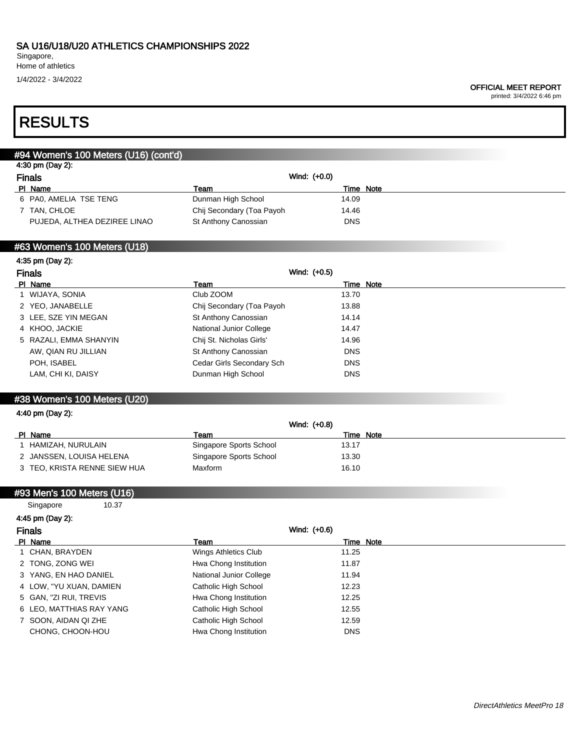# SA U16/U18/U20 ATHLETICS CHAMPIONSHIPS 2022

Singapore,
Home of athletics
1/4/2022 - 3/4/2022

**OFFICIAL MEET REPORT**
printed: 3/4/2022 6:46 pm

# RESULTS

## #94 Women's 100 Meters (U16) (cont'd)

4:30 pm (Day 2):

### Finals

Wind: (+0.0)

| Pl | Name | Team | Time | Note |
|---|---|---|---|---|
| 6 | PA0, AMELIA TSE TENG | Dunman High School | 14.09 | |
| 7 | TAN, CHLOE | Chij Secondary (Toa Payoh | 14.46 | |
| | PUJEDA, ALTHEA DEZIREE LINAO | St Anthony Canossian | DNS | |

## #63 Women's 100 Meters (U18)

4:35 pm (Day 2):

### Finals

Wind: (+0.5)

| Pl | Name | Team | Time | Note |
|---|---|---|---|---|
| 1 | WIJAYA, SONIA | Club ZOOM | 13.70 | |
| 2 | YEO, JANABELLE | Chij Secondary (Toa Payoh | 13.88 | |
| 3 | LEE, SZE YIN MEGAN | St Anthony Canossian | 14.14 | |
| 4 | KHOO, JACKIE | National Junior College | 14.47 | |
| 5 | RAZALI, EMMA SHANYIN | Chij St. Nicholas Girls' | 14.96 | |
| | AW, QIAN RU JILLIAN | St Anthony Canossian | DNS | |
| | POH, ISABEL | Cedar Girls Secondary Sch | DNS | |
| | LAM, CHI KI, DAISY | Dunman High School | DNS | |

## #38 Women's 100 Meters (U20)

4:40 pm (Day 2):

Wind: (+0.8)

| Pl | Name | Team | Time | Note |
|---|---|---|---|---|
| 1 | HAMIZAH, NURULAIN | Singapore Sports School | 13.17 | |
| 2 | JANSSEN, LOUISA HELENA | Singapore Sports School | 13.30 | |
| 3 | TEO, KRISTA RENNE SIEW HUA | Maxform | 16.10 | |

## #93 Men's 100 Meters (U16)

Singapore 10.37

4:45 pm (Day 2):

### Finals

Wind: (+0.6)

| Pl | Name | Team | Time | Note |
|---|---|---|---|---|
| 1 | CHAN, BRAYDEN | Wings Athletics Club | 11.25 | |
| 2 | TONG, ZONG WEI | Hwa Chong Institution | 11.87 | |
| 3 | YANG, EN HAO DANIEL | National Junior College | 11.94 | |
| 4 | LOW, "YU XUAN, DAMIEN | Catholic High School | 12.23 | |
| 5 | GAN, "ZI RUI, TREVIS | Hwa Chong Institution | 12.25 | |
| 6 | LEO, MATTHIAS RAY YANG | Catholic High School | 12.55 | |
| 7 | SOON, AIDAN QI ZHE | Catholic High School | 12.59 | |
| | CHONG, CHOON-HOU | Hwa Chong Institution | DNS | |

*DirectAthletics MeetPro 18*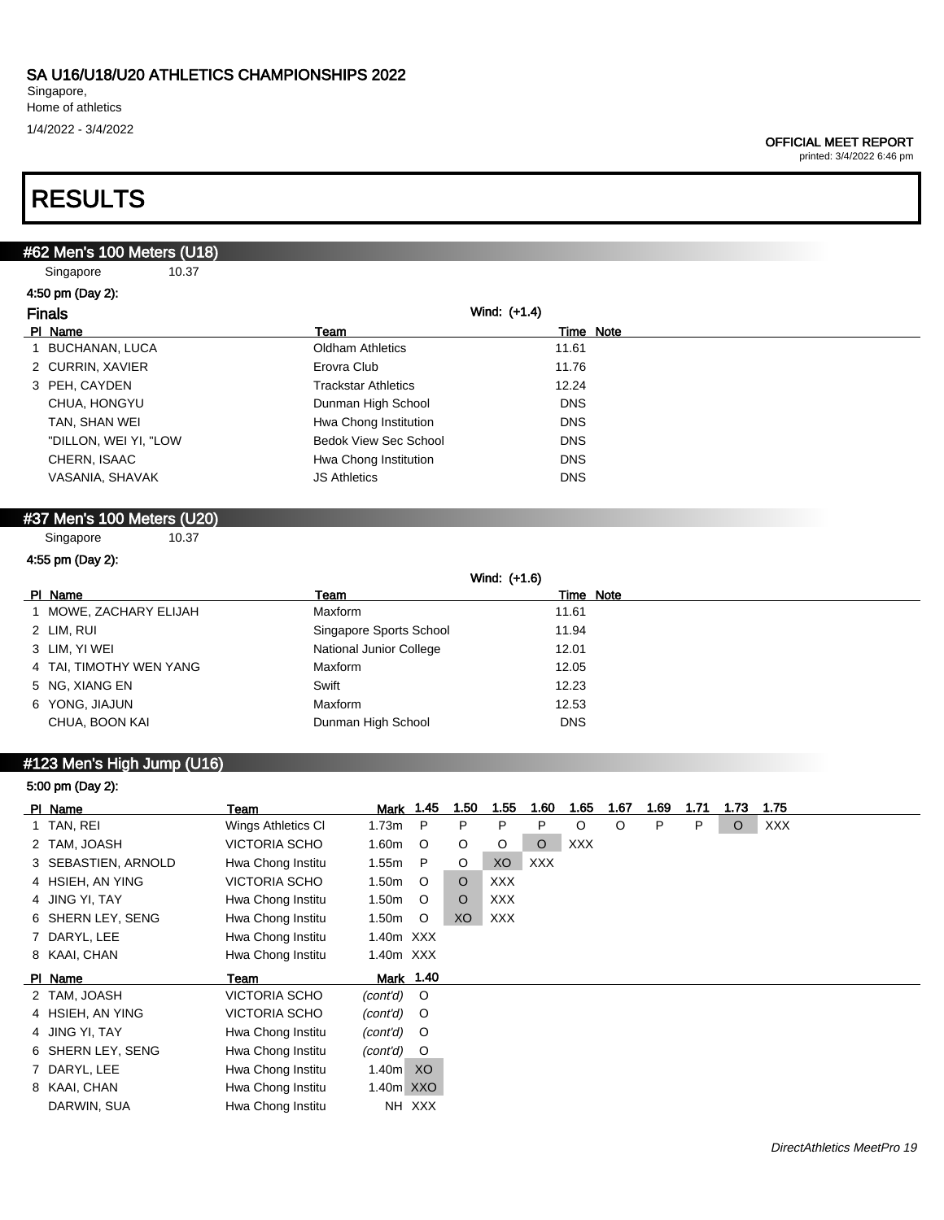# SA U16/U18/U20 ATHLETICS CHAMPIONSHIPS 2022

Singapore,
Home of athletics
1/4/2022 - 3/4/2022

**OFFICIAL MEET REPORT**
printed: 3/4/2022 6:46 pm

# RESULTS

## #62 Men's 100 Meters (U18)

Singapore 10.37

**4:50 pm (Day 2):**

### Finals

Wind: (+1.4)

| Pl | Name | Team | Time | Note |
|---|---|---|---|---|
| 1 | BUCHANAN, LUCA | Oldham Athletics | 11.61 | |
| 2 | CURRIN, XAVIER | Erovra Club | 11.76 | |
| 3 | PEH, CAYDEN | Trackstar Athletics | 12.24 | |
| | CHUA, HONGYU | Dunman High School | DNS | |
| | TAN, SHAN WEI | Hwa Chong Institution | DNS | |
| | "DILLON, WEI YI, "LOW | Bedok View Sec School | DNS | |
| | CHERN, ISAAC | Hwa Chong Institution | DNS | |
| | VASANIA, SHAVAK | JS Athletics | DNS | |

## #37 Men's 100 Meters (U20)

Singapore 10.37

**4:55 pm (Day 2):**

Wind: (+1.6)

| Pl | Name | Team | Time | Note |
|---|---|---|---|---|
| 1 | MOWE, ZACHARY ELIJAH | Maxform | 11.61 | |
| 2 | LIM, RUI | Singapore Sports School | 11.94 | |
| 3 | LIM, YI WEI | National Junior College | 12.01 | |
| 4 | TAI, TIMOTHY WEN YANG | Maxform | 12.05 | |
| 5 | NG, XIANG EN | Swift | 12.23 | |
| 6 | YONG, JIAJUN | Maxform | 12.53 | |
| | CHUA, BOON KAI | Dunman High School | DNS | |

## #123 Men's High Jump (U16)

**5:00 pm (Day 2):**

| Pl | Name | Team | Mark | 1.45 | 1.50 | 1.55 | 1.60 | 1.65 | 1.67 | 1.69 | 1.71 | 1.73 | 1.75 |
|---|---|---|---|---|---|---|---|---|---|---|---|---|---|
| 1 | TAN, REI | Wings Athletics Cl | 1.73m | P | P | P | P | O | O | P | P | O | XXX |
| 2 | TAM, JOASH | VICTORIA SCHO | 1.60m | O | O | O | O | XXX | | | | | |
| 3 | SEBASTIEN, ARNOLD | Hwa Chong Institu | 1.55m | P | O | XO | XXX | | | | | | |
| 4 | HSIEH, AN YING | VICTORIA SCHO | 1.50m | O | O | XXX | | | | | | | |
| 4 | JING YI, TAY | Hwa Chong Institu | 1.50m | O | O | XXX | | | | | | | |
| 6 | SHERN LEY, SENG | Hwa Chong Institu | 1.50m | O | XO | XXX | | | | | | | |
| 7 | DARYL, LEE | Hwa Chong Institu | 1.40m | XXX | | | | | | | | | |
| 8 | KAAI, CHAN | Hwa Chong Institu | 1.40m | XXX | | | | | | | | | |

| Pl | Name | Team | Mark | 1.40 |
|---|---|---|---|---|
| 2 | TAM, JOASH | VICTORIA SCHO | *(cont'd)* | O |
| 4 | HSIEH, AN YING | VICTORIA SCHO | *(cont'd)* | O |
| 4 | JING YI, TAY | Hwa Chong Institu | *(cont'd)* | O |
| 6 | SHERN LEY, SENG | Hwa Chong Institu | *(cont'd)* | O |
| 7 | DARYL, LEE | Hwa Chong Institu | 1.40m | XO |
| 8 | KAAI, CHAN | Hwa Chong Institu | 1.40m | XXO |
| | DARWIN, SUA | Hwa Chong Institu | NH | XXX |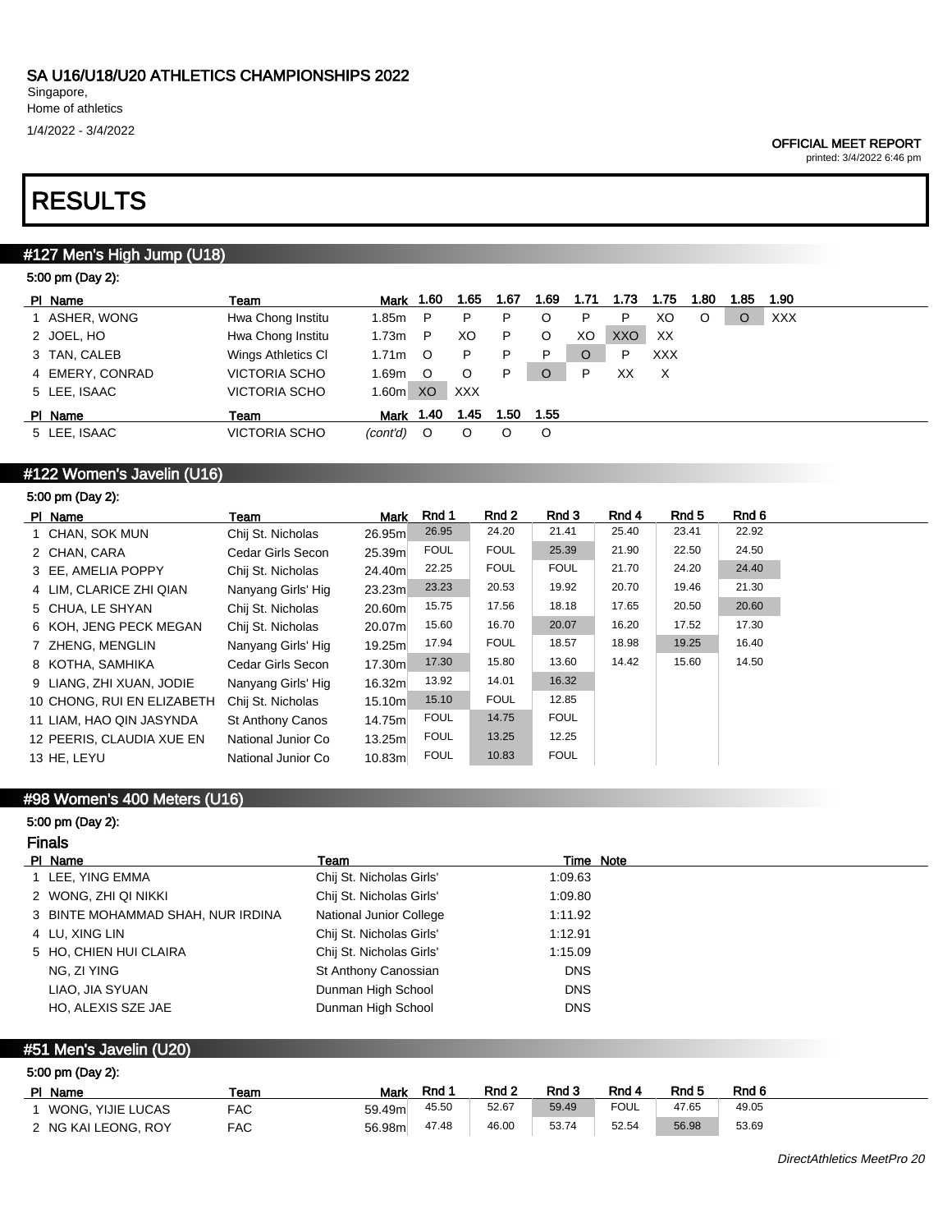# SA U16/U18/U20 ATHLETICS CHAMPIONSHIPS 2022

Singapore,
Home of athletics

1/4/2022 - 3/4/2022

**OFFICIAL MEET REPORT**
printed: 3/4/2022 6:46 pm

# RESULTS

## #127 Men's High Jump (U18)

5:00 pm (Day 2):

| Pl | Name | Team | Mark | 1.60 | 1.65 | 1.67 | 1.69 | 1.71 | 1.73 | 1.75 | 1.80 | 1.85 | 1.90 |
|---|---|---|---|---|---|---|---|---|---|---|---|---|---|
| 1 | ASHER, WONG | Hwa Chong Institu | 1.85m | P | P | P | O | P | P | XO | O | O | XXX |
| 2 | JOEL, HO | Hwa Chong Institu | 1.73m | P | XO | P | O | XO | XXO | XX | | | |
| 3 | TAN, CALEB | Wings Athletics Cl | 1.71m | O | P | P | P | O | P | XXX | | | |
| 4 | EMERY, CONRAD | VICTORIA SCHO | 1.69m | O | O | P | O | P | XX | X | | | |
| 5 | LEE, ISAAC | VICTORIA SCHO | 1.60m | XO | XXX | | | | | | | | |

| Pl | Name | Team | Mark | 1.40 | 1.45 | 1.50 | 1.55 |
|---|---|---|---|---|---|---|---|
| 5 | LEE, ISAAC | VICTORIA SCHO | *(cont'd)* | O | O | O | O |

## #122 Women's Javelin (U16)

5:00 pm (Day 2):

| Pl | Name | Team | Mark | Rnd 1 | Rnd 2 | Rnd 3 | Rnd 4 | Rnd 5 | Rnd 6 |
|---|---|---|---|---|---|---|---|---|---|
| 1 | CHAN, SOK MUN | Chij St. Nicholas | 26.95m | 26.95 | 24.20 | 21.41 | 25.40 | 23.41 | 22.92 |
| 2 | CHAN, CARA | Cedar Girls Secon | 25.39m | FOUL | FOUL | 25.39 | 21.90 | 22.50 | 24.50 |
| 3 | EE, AMELIA POPPY | Chij St. Nicholas | 24.40m | 22.25 | FOUL | FOUL | 21.70 | 24.20 | 24.40 |
| 4 | LIM, CLARICE ZHI QIAN | Nanyang Girls' Hig | 23.23m | 23.23 | 20.53 | 19.92 | 20.70 | 19.46 | 21.30 |
| 5 | CHUA, LE SHYAN | Chij St. Nicholas | 20.60m | 15.75 | 17.56 | 18.18 | 17.65 | 20.50 | 20.60 |
| 6 | KOH, JENG PECK MEGAN | Chij St. Nicholas | 20.07m | 15.60 | 16.70 | 20.07 | 16.20 | 17.52 | 17.30 |
| 7 | ZHENG, MENGLIN | Nanyang Girls' Hig | 19.25m | 17.94 | FOUL | 18.57 | 18.98 | 19.25 | 16.40 |
| 8 | KOTHA, SAMHIKA | Cedar Girls Secon | 17.30m | 17.30 | 15.80 | 13.60 | 14.42 | 15.60 | 14.50 |
| 9 | LIANG, ZHI XUAN, JODIE | Nanyang Girls' Hig | 16.32m | 13.92 | 14.01 | 16.32 | | | |
| 10 | CHONG, RUI EN ELIZABETH | Chij St. Nicholas | 15.10m | 15.10 | FOUL | 12.85 | | | |
| 11 | LIAM, HAO QIN JASYNDA | St Anthony Canos | 14.75m | FOUL | 14.75 | FOUL | | | |
| 12 | PEERIS, CLAUDIA XUE EN | National Junior Co | 13.25m | FOUL | 13.25 | 12.25 | | | |
| 13 | HE, LEYU | National Junior Co | 10.83m | FOUL | 10.83 | FOUL | | | |

## #98 Women's 400 Meters (U16)

5:00 pm (Day 2):

### Finals

| Pl | Name | Team | Time | Note |
|---|---|---|---|---|
| 1 | LEE, YING EMMA | Chij St. Nicholas Girls' | 1:09.63 | |
| 2 | WONG, ZHI QI NIKKI | Chij St. Nicholas Girls' | 1:09.80 | |
| 3 | BINTE MOHAMMAD SHAH, NUR IRDINA | National Junior College | 1:11.92 | |
| 4 | LU, XING LIN | Chij St. Nicholas Girls' | 1:12.91 | |
| 5 | HO, CHIEN HUI CLAIRA | Chij St. Nicholas Girls' | 1:15.09 | |
| | NG, ZI YING | St Anthony Canossian | DNS | |
| | LIAO, JIA SYUAN | Dunman High School | DNS | |
| | HO, ALEXIS SZE JAE | Dunman High School | DNS | |

## #51 Men's Javelin (U20)

5:00 pm (Day 2):

| Pl | Name | Team | Mark | Rnd 1 | Rnd 2 | Rnd 3 | Rnd 4 | Rnd 5 | Rnd 6 |
|---|---|---|---|---|---|---|---|---|---|
| 1 | WONG, YIJIE LUCAS | FAC | 59.49m | 45.50 | 52.67 | 59.49 | FOUL | 47.65 | 49.05 |
| 2 | NG KAI LEONG, ROY | FAC | 56.98m | 47.48 | 46.00 | 53.74 | 52.54 | 56.98 | 53.69 |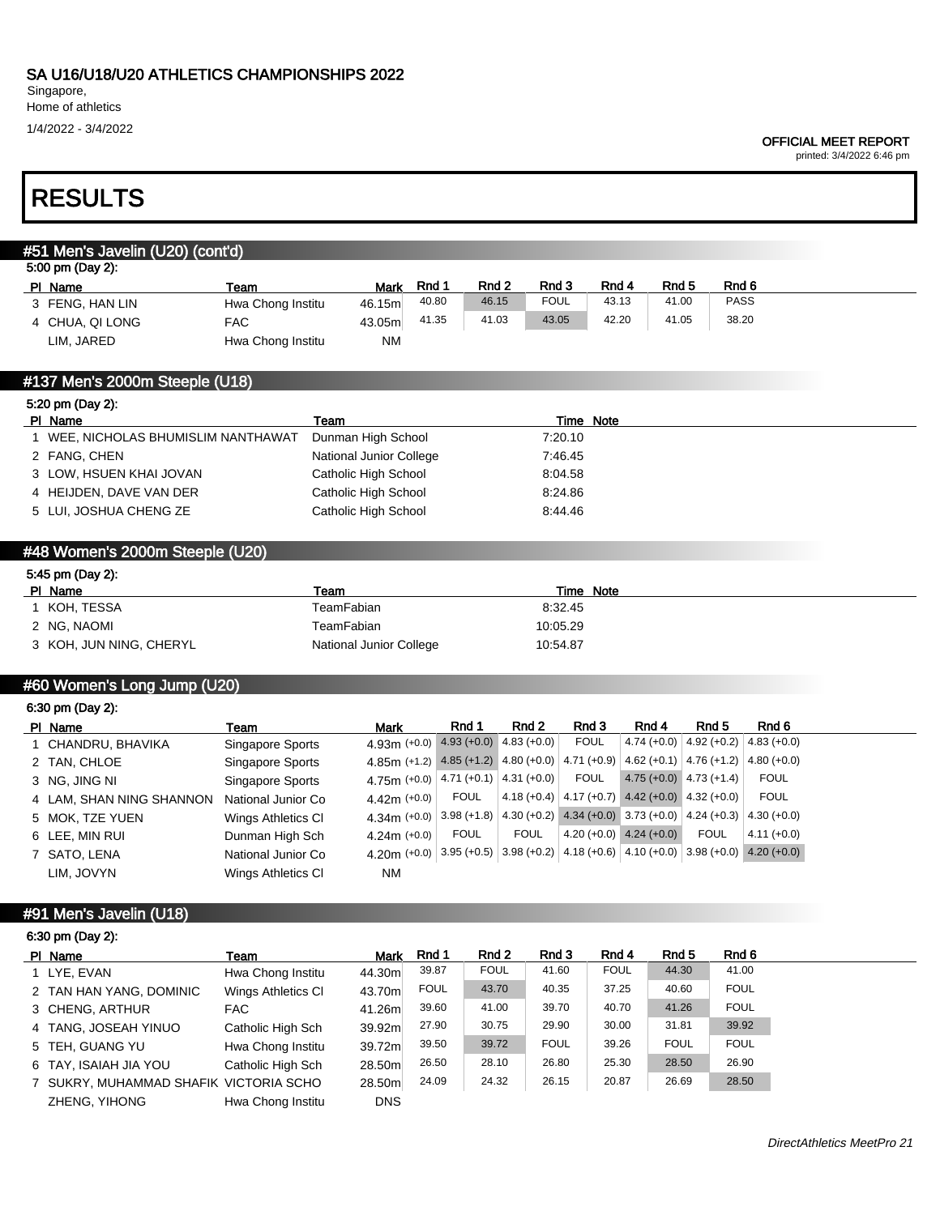# SA U16/U18/U20 ATHLETICS CHAMPIONSHIPS 2022

Singapore,
Home of athletics

1/4/2022 - 3/4/2022

**OFFICIAL MEET REPORT**
printed: 3/4/2022 6:46 pm

# RESULTS

## #51 Men's Javelin (U20) (cont'd)

5:00 pm (Day 2):

| Pl | Name | Team | Mark | Rnd 1 | Rnd 2 | Rnd 3 | Rnd 4 | Rnd 5 | Rnd 6 |
|---|---|---|---|---|---|---|---|---|---|
| 3 | FENG, HAN LIN | Hwa Chong Institu | 46.15m | 40.80 | 46.15 | FOUL | 43.13 | 41.00 | PASS |
| 4 | CHUA, QI LONG | FAC | 43.05m | 41.35 | 41.03 | 43.05 | 42.20 | 41.05 | 38.20 |
| | LIM, JARED | Hwa Chong Institu | NM | | | | | | |

## #137 Men's 2000m Steeple (U18)

5:20 pm (Day 2):

| Pl | Name | Team | Time | Note |
|---|---|---|---|---|
| 1 | WEE, NICHOLAS BHUMISLIM NANTHAWAT | Dunman High School | 7:20.10 | |
| 2 | FANG, CHEN | National Junior College | 7:46.45 | |
| 3 | LOW, HSUEN KHAI JOVAN | Catholic High School | 8:04.58 | |
| 4 | HEIJDEN, DAVE VAN DER | Catholic High School | 8:24.86 | |
| 5 | LUI, JOSHUA CHENG ZE | Catholic High School | 8:44.46 | |

## #48 Women's 2000m Steeple (U20)

5:45 pm (Day 2):

| Pl | Name | Team | Time | Note |
|---|---|---|---|---|
| 1 | KOH, TESSA | TeamFabian | 8:32.45 | |
| 2 | NG, NAOMI | TeamFabian | 10:05.29 | |
| 3 | KOH, JUN NING, CHERYL | National Junior College | 10:54.87 | |

## #60 Women's Long Jump (U20)

6:30 pm (Day 2):

| Pl | Name | Team | Mark | Rnd 1 | Rnd 2 | Rnd 3 | Rnd 4 | Rnd 5 | Rnd 6 |
|---|---|---|---|---|---|---|---|---|---|
| 1 | CHANDRU, BHAVIKA | Singapore Sports | 4.93m (+0.0) | 4.93 (+0.0) | 4.83 (+0.0) | FOUL | 4.74 (+0.0) | 4.92 (+0.2) | 4.83 (+0.0) |
| 2 | TAN, CHLOE | Singapore Sports | 4.85m (+1.2) | 4.85 (+1.2) | 4.80 (+0.0) | 4.71 (+0.9) | 4.62 (+0.1) | 4.76 (+1.2) | 4.80 (+0.0) |
| 3 | NG, JING NI | Singapore Sports | 4.75m (+0.0) | 4.71 (+0.1) | 4.31 (+0.0) | FOUL | 4.75 (+0.0) | 4.73 (+1.4) | FOUL |
| 4 | LAM, SHAN NING SHANNON | National Junior Co | 4.42m (+0.0) | FOUL | 4.18 (+0.4) | 4.17 (+0.7) | 4.42 (+0.0) | 4.32 (+0.0) | FOUL |
| 5 | MOK, TZE YUEN | Wings Athletics Cl | 4.34m (+0.0) | 3.98 (+1.8) | 4.30 (+0.2) | 4.34 (+0.0) | 3.73 (+0.0) | 4.24 (+0.3) | 4.30 (+0.0) |
| 6 | LEE, MIN RUI | Dunman High Sch | 4.24m (+0.0) | FOUL | FOUL | 4.20 (+0.0) | 4.24 (+0.0) | FOUL | 4.11 (+0.0) |
| 7 | SATO, LENA | National Junior Co | 4.20m (+0.0) | 3.95 (+0.5) | 3.98 (+0.2) | 4.18 (+0.6) | 4.10 (+0.0) | 3.98 (+0.0) | 4.20 (+0.0) |
| | LIM, JOVYN | Wings Athletics Cl | NM | | | | | | |

## #91 Men's Javelin (U18)

6:30 pm (Day 2):

| Pl | Name | Team | Mark | Rnd 1 | Rnd 2 | Rnd 3 | Rnd 4 | Rnd 5 | Rnd 6 |
|---|---|---|---|---|---|---|---|---|---|
| 1 | LYE, EVAN | Hwa Chong Institu | 44.30m | 39.87 | FOUL | 41.60 | FOUL | 44.30 | 41.00 |
| 2 | TAN HAN YANG, DOMINIC | Wings Athletics Cl | 43.70m | FOUL | 43.70 | 40.35 | 37.25 | 40.60 | FOUL |
| 3 | CHENG, ARTHUR | FAC | 41.26m | 39.60 | 41.00 | 39.70 | 40.70 | 41.26 | FOUL |
| 4 | TANG, JOSEAH YINUO | Catholic High Sch | 39.92m | 27.90 | 30.75 | 29.90 | 30.00 | 31.81 | 39.92 |
| 5 | TEH, GUANG YU | Hwa Chong Institu | 39.72m | 39.50 | 39.72 | FOUL | 39.26 | FOUL | FOUL |
| 6 | TAY, ISAIAH JIA YOU | Catholic High Sch | 28.50m | 26.50 | 28.10 | 26.80 | 25.30 | 28.50 | 26.90 |
| 7 | SUKRY, MUHAMMAD SHAFIK | VICTORIA SCHO | 28.50m | 24.09 | 24.32 | 26.15 | 20.87 | 26.69 | 28.50 |
| | ZHENG, YIHONG | Hwa Chong Institu | DNS | | | | | | |

*DirectAthletics MeetPro 21*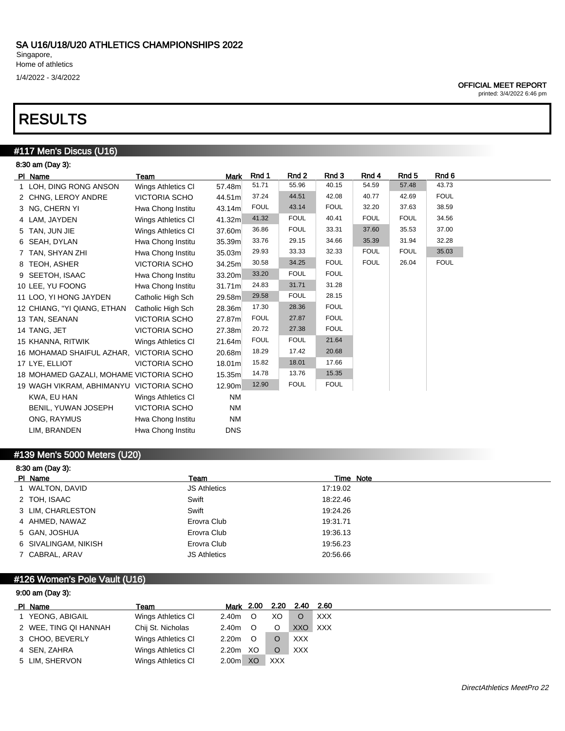SA U16/U18/U20 ATHLETICS CHAMPIONSHIPS 2022
Singapore,
Home of athletics
1/4/2022 - 3/4/2022

OFFICIAL MEET REPORT
printed: 3/4/2022 6:46 pm

# RESULTS

## #117 Men's Discus (U16)

8:30 am (Day 3):

| Pl | Name | Team | Mark | Rnd 1 | Rnd 2 | Rnd 3 | Rnd 4 | Rnd 5 | Rnd 6 |
|---|---|---|---|---|---|---|---|---|---|
| 1 | LOH, DING RONG ANSON | Wings Athletics Cl | 57.48m | 51.71 | 55.96 | 40.15 | 54.59 | 57.48 | 43.73 |
| 2 | CHNG, LEROY ANDRE | VICTORIA SCHO | 44.51m | 37.24 | 44.51 | 42.08 | 40.77 | 42.69 | FOUL |
| 3 | NG, CHERN YI | Hwa Chong Institu | 43.14m | FOUL | 43.14 | FOUL | 32.20 | 37.63 | 38.59 |
| 4 | LAM, JAYDEN | Wings Athletics Cl | 41.32m | 41.32 | FOUL | 40.41 | FOUL | FOUL | 34.56 |
| 5 | TAN, JUN JIE | Wings Athletics Cl | 37.60m | 36.86 | FOUL | 33.31 | 37.60 | 35.53 | 37.00 |
| 6 | SEAH, DYLAN | Hwa Chong Institu | 35.39m | 33.76 | 29.15 | 34.66 | 35.39 | 31.94 | 32.28 |
| 7 | TAN, SHYAN ZHI | Hwa Chong Institu | 35.03m | 29.93 | 33.33 | 32.33 | FOUL | FOUL | 35.03 |
| 8 | TEOH, ASHER | VICTORIA SCHO | 34.25m | 30.58 | 34.25 | FOUL | FOUL | 26.04 | FOUL |
| 9 | SEETOH, ISAAC | Hwa Chong Institu | 33.20m | 33.20 | FOUL | FOUL | | | |
| 10 | LEE, YU FOONG | Hwa Chong Institu | 31.71m | 24.83 | 31.71 | 31.28 | | | |
| 11 | LOO, YI HONG JAYDEN | Catholic High Sch | 29.58m | 29.58 | FOUL | 28.15 | | | |
| 12 | CHIANG, "YI QIANG, ETHAN | Catholic High Sch | 28.36m | 17.30 | 28.36 | FOUL | | | |
| 13 | TAN, SEANAN | VICTORIA SCHO | 27.87m | FOUL | 27.87 | FOUL | | | |
| 14 | TANG, JET | VICTORIA SCHO | 27.38m | 20.72 | 27.38 | FOUL | | | |
| 15 | KHANNA, RITWIK | Wings Athletics Cl | 21.64m | FOUL | FOUL | 21.64 | | | |
| 16 | MOHAMAD SHAIFUL AZHAR, | VICTORIA SCHO | 20.68m | 18.29 | 17.42 | 20.68 | | | |
| 17 | LYE, ELLIOT | VICTORIA SCHO | 18.01m | 15.82 | 18.01 | 17.66 | | | |
| 18 | MOHAMED GAZALI, MOHAME | VICTORIA SCHO | 15.35m | 14.78 | 13.76 | 15.35 | | | |
| 19 | WAGH VIKRAM, ABHIMANYU | VICTORIA SCHO | 12.90m | 12.90 | FOUL | FOUL | | | |
| | KWA, EU HAN | Wings Athletics Cl | NM | | | | | | |
| | BENIL, YUWAN JOSEPH | VICTORIA SCHO | NM | | | | | | |
| | ONG, RAYMUS | Hwa Chong Institu | NM | | | | | | |
| | LIM, BRANDEN | Hwa Chong Institu | DNS | | | | | | |

## #139 Men's 5000 Meters (U20)

8:30 am (Day 3):

| Pl | Name | Team | Time | Note |
|---|---|---|---|---|
| 1 | WALTON, DAVID | JS Athletics | 17:19.02 | |
| 2 | TOH, ISAAC | Swift | 18:22.46 | |
| 3 | LIM, CHARLESTON | Swift | 19:24.26 | |
| 4 | AHMED, NAWAZ | Erovra Club | 19:31.71 | |
| 5 | GAN, JOSHUA | Erovra Club | 19:36.13 | |
| 6 | SIVALINGAM, NIKISH | Erovra Club | 19:56.23 | |
| 7 | CABRAL, ARAV | JS Athletics | 20:56.66 | |

## #126 Women's Pole Vault (U16)

9:00 am (Day 3):

| Pl | Name | Team | Mark | 2.00 | 2.20 | 2.40 | 2.60 |
|---|---|---|---|---|---|---|---|
| 1 | YEONG, ABIGAIL | Wings Athletics Cl | 2.40m | O | XO | O | XXX |
| 2 | WEE, TING QI HANNAH | Chij St. Nicholas | 2.40m | O | O | XXO | XXX |
| 3 | CHOO, BEVERLY | Wings Athletics Cl | 2.20m | O | O | XXX | |
| 4 | SEN, ZAHRA | Wings Athletics Cl | 2.20m | XO | O | XXX | |
| 5 | LIM, SHERVON | Wings Athletics Cl | 2.00m | XO | XXX | | |

*DirectAthletics MeetPro 22*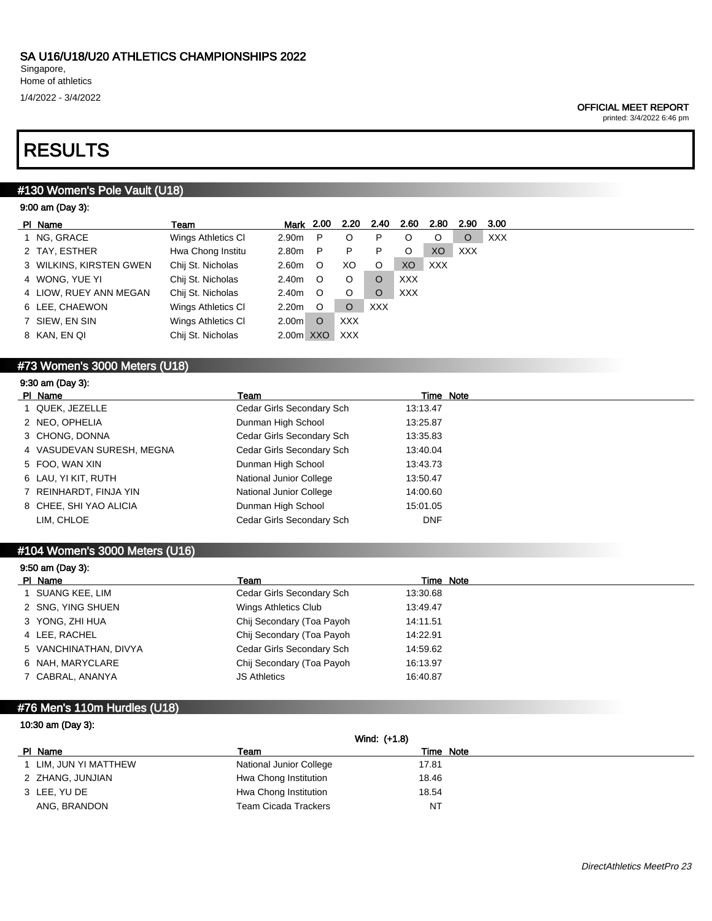# SA U16/U18/U20 ATHLETICS CHAMPIONSHIPS 2022

Singapore,
Home of athletics

1/4/2022 - 3/4/2022

**OFFICIAL MEET REPORT**
printed: 3/4/2022 6:46 pm

# RESULTS

## #130 Women's Pole Vault (U18)

9:00 am (Day 3):

| Pl | Name | Team | Mark | 2.00 | 2.20 | 2.40 | 2.60 | 2.80 | 2.90 | 3.00 |
|---|---|---|---|---|---|---|---|---|---|---|
| 1 | NG, GRACE | Wings Athletics Cl | 2.90m | P | O | P | O | O | O | XXX |
| 2 | TAY, ESTHER | Hwa Chong Institu | 2.80m | P | P | P | O | XO | XXX | |
| 3 | WILKINS, KIRSTEN GWEN | Chij St. Nicholas | 2.60m | O | XO | O | XO | XXX | | |
| 4 | WONG, YUE YI | Chij St. Nicholas | 2.40m | O | O | O | XXX | | | |
| 4 | LIOW, RUEY ANN MEGAN | Chij St. Nicholas | 2.40m | O | O | O | XXX | | | |
| 6 | LEE, CHAEWON | Wings Athletics Cl | 2.20m | O | O | XXX | | | | |
| 7 | SIEW, EN SIN | Wings Athletics Cl | 2.00m | O | XXX | | | | | |
| 8 | KAN, EN QI | Chij St. Nicholas | 2.00m | XXO | XXX | | | | | |

## #73 Women's 3000 Meters (U18)

9:30 am (Day 3):

| Pl | Name | Team | Time | Note |
|---|---|---|---|---|
| 1 | QUEK, JEZELLE | Cedar Girls Secondary Sch | 13:13.47 | |
| 2 | NEO, OPHELIA | Dunman High School | 13:25.87 | |
| 3 | CHONG, DONNA | Cedar Girls Secondary Sch | 13:35.83 | |
| 4 | VASUDEVAN SURESH, MEGNA | Cedar Girls Secondary Sch | 13:40.04 | |
| 5 | FOO, WAN XIN | Dunman High School | 13:43.73 | |
| 6 | LAU, YI KIT, RUTH | National Junior College | 13:50.47 | |
| 7 | REINHARDT, FINJA YIN | National Junior College | 14:00.60 | |
| 8 | CHEE, SHI YAO ALICIA | Dunman High School | 15:01.05 | |
| | LIM, CHLOE | Cedar Girls Secondary Sch | DNF | |

## #104 Women's 3000 Meters (U16)

9:50 am (Day 3):

| Pl | Name | Team | Time | Note |
|---|---|---|---|---|
| 1 | SUANG KEE, LIM | Cedar Girls Secondary Sch | 13:30.68 | |
| 2 | SNG, YING SHUEN | Wings Athletics Club | 13:49.47 | |
| 3 | YONG, ZHI HUA | Chij Secondary (Toa Payoh | 14:11.51 | |
| 4 | LEE, RACHEL | Chij Secondary (Toa Payoh | 14:22.91 | |
| 5 | VANCHINATHAN, DIVYA | Cedar Girls Secondary Sch | 14:59.62 | |
| 6 | NAH, MARYCLARE | Chij Secondary (Toa Payoh | 16:13.97 | |
| 7 | CABRAL, ANANYA | JS Athletics | 16:40.87 | |

## #76 Men's 110m Hurdles (U18)

10:30 am (Day 3):

Wind: (+1.8)

| Pl | Name | Team | Time | Note |
|---|---|---|---|---|
| 1 | LIM, JUN YI MATTHEW | National Junior College | 17.81 | |
| 2 | ZHANG, JUNJIAN | Hwa Chong Institution | 18.46 | |
| 3 | LEE, YU DE | Hwa Chong Institution | 18.54 | |
| | ANG, BRANDON | Team Cicada Trackers | NT | |

*DirectAthletics MeetPro 23*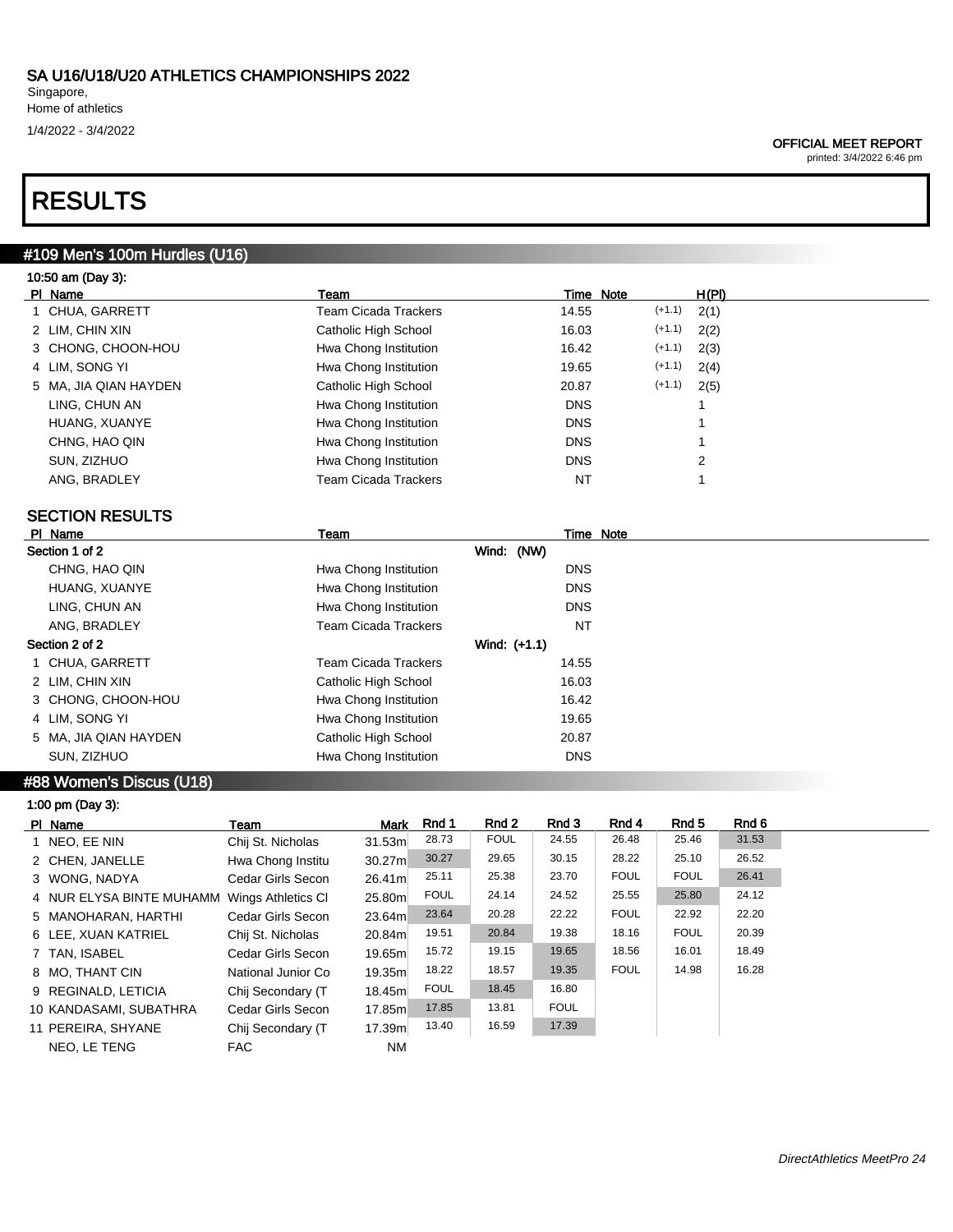# SA U16/U18/U20 ATHLETICS CHAMPIONSHIPS 2022

Singapore,
Home of athletics
1/4/2022 - 3/4/2022

**OFFICIAL MEET REPORT**
printed: 3/4/2022 6:46 pm

# RESULTS

## #109 Men's 100m Hurdles (U16)

10:50 am (Day 3):

| Pl | Name | Team | Time | Note | | H(Pl) |
|---|---|---|---|---|---|---|
| 1 | CHUA, GARRETT | Team Cicada Trackers | 14.55 | | (+1.1) | 2(1) |
| 2 | LIM, CHIN XIN | Catholic High School | 16.03 | | (+1.1) | 2(2) |
| 3 | CHONG, CHOON-HOU | Hwa Chong Institution | 16.42 | | (+1.1) | 2(3) |
| 4 | LIM, SONG YI | Hwa Chong Institution | 19.65 | | (+1.1) | 2(4) |
| 5 | MA, JIA QIAN HAYDEN | Catholic High School | 20.87 | | (+1.1) | 2(5) |
| | LING, CHUN AN | Hwa Chong Institution | DNS | | | 1 |
| | HUANG, XUANYE | Hwa Chong Institution | DNS | | | 1 |
| | CHNG, HAO QIN | Hwa Chong Institution | DNS | | | 1 |
| | SUN, ZIZHUO | Hwa Chong Institution | DNS | | | 2 |
| | ANG, BRADLEY | Team Cicada Trackers | NT | | | 1 |

### SECTION RESULTS

| Pl | Name | Team | Time | Note |
|---|---|---|---|---|
| **Section 1 of 2** | | Wind: (NW) | | |
| | CHNG, HAO QIN | Hwa Chong Institution | DNS | |
| | HUANG, XUANYE | Hwa Chong Institution | DNS | |
| | LING, CHUN AN | Hwa Chong Institution | DNS | |
| | ANG, BRADLEY | Team Cicada Trackers | NT | |
| **Section 2 of 2** | | Wind: (+1.1) | | |
| 1 | CHUA, GARRETT | Team Cicada Trackers | 14.55 | |
| 2 | LIM, CHIN XIN | Catholic High School | 16.03 | |
| 3 | CHONG, CHOON-HOU | Hwa Chong Institution | 16.42 | |
| 4 | LIM, SONG YI | Hwa Chong Institution | 19.65 | |
| 5 | MA, JIA QIAN HAYDEN | Catholic High School | 20.87 | |
| | SUN, ZIZHUO | Hwa Chong Institution | DNS | |

## #88 Women's Discus (U18)

1:00 pm (Day 3):

| Pl | Name | Team | Mark | Rnd 1 | Rnd 2 | Rnd 3 | Rnd 4 | Rnd 5 | Rnd 6 |
|---|---|---|---|---|---|---|---|---|---|
| 1 | NEO, EE NIN | Chij St. Nicholas | 31.53m | 28.73 | FOUL | 24.55 | 26.48 | 25.46 | 31.53 |
| 2 | CHEN, JANELLE | Hwa Chong Institu | 30.27m | 30.27 | 29.65 | 30.15 | 28.22 | 25.10 | 26.52 |
| 3 | WONG, NADYA | Cedar Girls Secon | 26.41m | 25.11 | 25.38 | 23.70 | FOUL | FOUL | 26.41 |
| 4 | NUR ELYSA BINTE MUHAMM | Wings Athletics Cl | 25.80m | FOUL | 24.14 | 24.52 | 25.55 | 25.80 | 24.12 |
| 5 | MANOHARAN, HARTHI | Cedar Girls Secon | 23.64m | 23.64 | 20.28 | 22.22 | FOUL | 22.92 | 22.20 |
| 6 | LEE, XUAN KATRIEL | Chij St. Nicholas | 20.84m | 19.51 | 20.84 | 19.38 | 18.16 | FOUL | 20.39 |
| 7 | TAN, ISABEL | Cedar Girls Secon | 19.65m | 15.72 | 19.15 | 19.65 | 18.56 | 16.01 | 18.49 |
| 8 | MO, THANT CIN | National Junior Co | 19.35m | 18.22 | 18.57 | 19.35 | FOUL | 14.98 | 16.28 |
| 9 | REGINALD, LETICIA | Chij Secondary (T | 18.45m | FOUL | 18.45 | 16.80 | | | |
| 10 | KANDASAMI, SUBATHRA | Cedar Girls Secon | 17.85m | 17.85 | 13.81 | FOUL | | | |
| 11 | PEREIRA, SHYANE | Chij Secondary (T | 17.39m | 13.40 | 16.59 | 17.39 | | | |
| | NEO, LE TENG | FAC | NM | | | | | | |

*DirectAthletics MeetPro 24*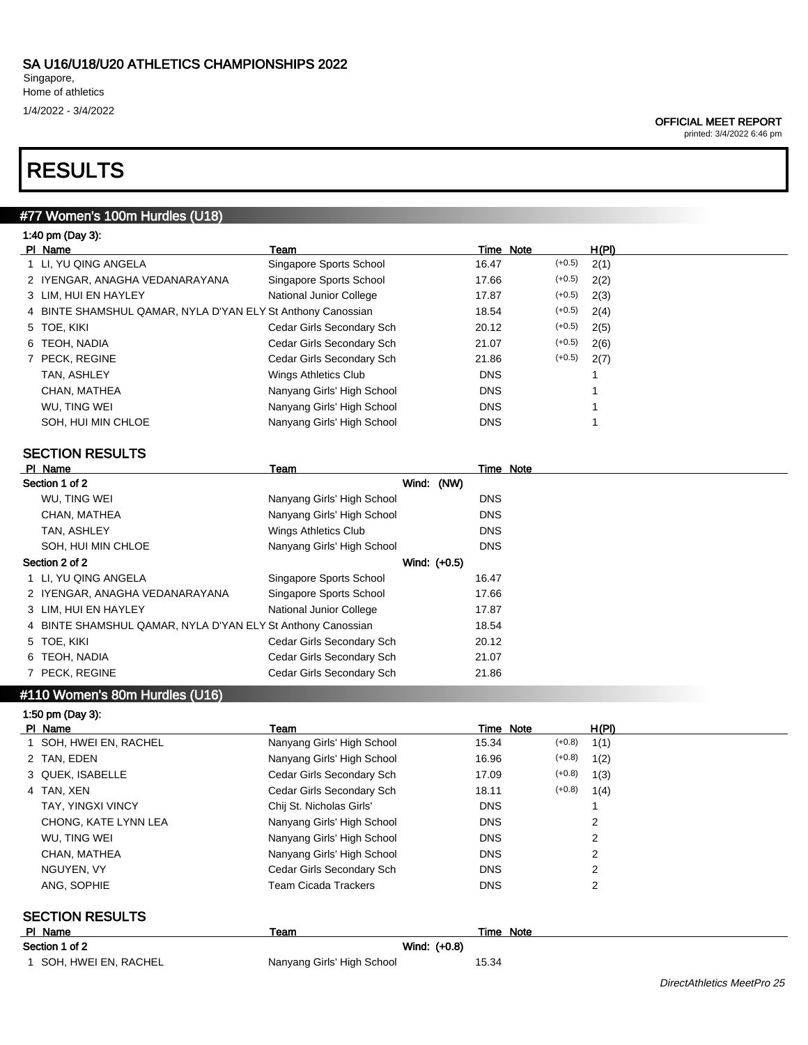# RESULTS

## #77 Women's 100m Hurdles (U18)

1:40 pm (Day 3):

| Pl | Name | Team | Time | Note | | H(Pl) |
|---|---|---|---|---|---|---|
| 1 | LI, YU QING ANGELA | Singapore Sports School | 16.47 | | (+0.5) | 2(1) |
| 2 | IYENGAR, ANAGHA VEDANARAYANA | Singapore Sports School | 17.66 | | (+0.5) | 2(2) |
| 3 | LIM, HUI EN HAYLEY | National Junior College | 17.87 | | (+0.5) | 2(3) |
| 4 | BINTE SHAMSHUL QAMAR, NYLA D'YAN ELY | St Anthony Canossian | 18.54 | | (+0.5) | 2(4) |
| 5 | TOE, KIKI | Cedar Girls Secondary Sch | 20.12 | | (+0.5) | 2(5) |
| 6 | TEOH, NADIA | Cedar Girls Secondary Sch | 21.07 | | (+0.5) | 2(6) |
| 7 | PECK, REGINE | Cedar Girls Secondary Sch | 21.86 | | (+0.5) | 2(7) |
| | TAN, ASHLEY | Wings Athletics Club | DNS | | | 1 |
| | CHAN, MATHEA | Nanyang Girls' High School | DNS | | | 1 |
| | WU, TING WEI | Nanyang Girls' High School | DNS | | | 1 |
| | SOH, HUI MIN CHLOE | Nanyang Girls' High School | DNS | | | 1 |

### SECTION RESULTS

| Pl | Name | Team | Time | Note |
|---|---|---|---|---|
| **Section 1 of 2** | | Wind: (NW) | | |
| | WU, TING WEI | Nanyang Girls' High School | DNS | |
| | CHAN, MATHEA | Nanyang Girls' High School | DNS | |
| | TAN, ASHLEY | Wings Athletics Club | DNS | |
| | SOH, HUI MIN CHLOE | Nanyang Girls' High School | DNS | |
| **Section 2 of 2** | | Wind: (+0.5) | | |
| 1 | LI, YU QING ANGELA | Singapore Sports School | 16.47 | |
| 2 | IYENGAR, ANAGHA VEDANARAYANA | Singapore Sports School | 17.66 | |
| 3 | LIM, HUI EN HAYLEY | National Junior College | 17.87 | |
| 4 | BINTE SHAMSHUL QAMAR, NYLA D'YAN ELY | St Anthony Canossian | 18.54 | |
| 5 | TOE, KIKI | Cedar Girls Secondary Sch | 20.12 | |
| 6 | TEOH, NADIA | Cedar Girls Secondary Sch | 21.07 | |
| 7 | PECK, REGINE | Cedar Girls Secondary Sch | 21.86 | |

## #110 Women's 80m Hurdles (U16)

1:50 pm (Day 3):

| Pl | Name | Team | Time | Note | | H(Pl) |
|---|---|---|---|---|---|---|
| 1 | SOH, HWEI EN, RACHEL | Nanyang Girls' High School | 15.34 | | (+0.8) | 1(1) |
| 2 | TAN, EDEN | Nanyang Girls' High School | 16.96 | | (+0.8) | 1(2) |
| 3 | QUEK, ISABELLE | Cedar Girls Secondary Sch | 17.09 | | (+0.8) | 1(3) |
| 4 | TAN, XEN | Cedar Girls Secondary Sch | 18.11 | | (+0.8) | 1(4) |
| | TAY, YINGXI VINCY | Chij St. Nicholas Girls' | DNS | | | 1 |
| | CHONG, KATE LYNN LEA | Nanyang Girls' High School | DNS | | | 2 |
| | WU, TING WEI | Nanyang Girls' High School | DNS | | | 2 |
| | CHAN, MATHEA | Nanyang Girls' High School | DNS | | | 2 |
| | NGUYEN, VY | Cedar Girls Secondary Sch | DNS | | | 2 |
| | ANG, SOPHIE | Team Cicada Trackers | DNS | | | 2 |

### SECTION RESULTS

| Pl | Name | Team | Time | Note |
|---|---|---|---|---|
| **Section 1 of 2** | | Wind: (+0.8) | | |
| 1 | SOH, HWEI EN, RACHEL | Nanyang Girls' High School | 15.34 | |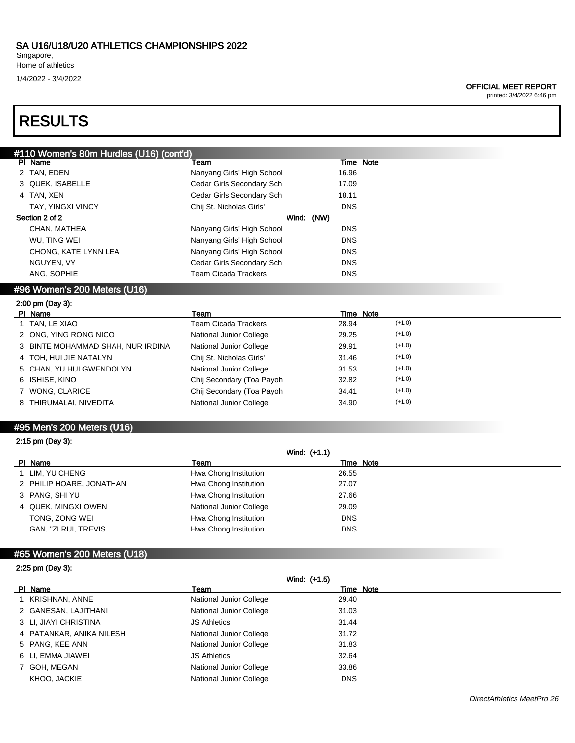# RESULTS

## #110 Women's 80m Hurdles (U16) (cont'd)

| Pl | Name | Team | Time | Note |
|---|---|---|---|---|
| 2 | TAN, EDEN | Nanyang Girls' High School | 16.96 | |
| 3 | QUEK, ISABELLE | Cedar Girls Secondary Sch | 17.09 | |
| 4 | TAN, XEN | Cedar Girls Secondary Sch | 18.11 | |
| | TAY, YINGXI VINCY | Chij St. Nicholas Girls' | DNS | |

Section 2 of 2 — Wind: (NW)

| Pl | Name | Team | Time | Note |
|---|---|---|---|---|
| | CHAN, MATHEA | Nanyang Girls' High School | DNS | |
| | WU, TING WEI | Nanyang Girls' High School | DNS | |
| | CHONG, KATE LYNN LEA | Nanyang Girls' High School | DNS | |
| | NGUYEN, VY | Cedar Girls Secondary Sch | DNS | |
| | ANG, SOPHIE | Team Cicada Trackers | DNS | |

## #96 Women's 200 Meters (U16)

2:00 pm (Day 3):

| Pl | Name | Team | Time | Note |
|---|---|---|---|---|
| 1 | TAN, LE XIAO | Team Cicada Trackers | 28.94 | (+1.0) |
| 2 | ONG, YING RONG NICO | National Junior College | 29.25 | (+1.0) |
| 3 | BINTE MOHAMMAD SHAH, NUR IRDINA | National Junior College | 29.91 | (+1.0) |
| 4 | TOH, HUI JIE NATALYN | Chij St. Nicholas Girls' | 31.46 | (+1.0) |
| 5 | CHAN, YU HUI GWENDOLYN | National Junior College | 31.53 | (+1.0) |
| 6 | ISHISE, KINO | Chij Secondary (Toa Payoh | 32.82 | (+1.0) |
| 7 | WONG, CLARICE | Chij Secondary (Toa Payoh | 34.41 | (+1.0) |
| 8 | THIRUMALAI, NIVEDITA | National Junior College | 34.90 | (+1.0) |

## #95 Men's 200 Meters (U16)

2:15 pm (Day 3):

Wind: (+1.1)

| Pl | Name | Team | Time | Note |
|---|---|---|---|---|
| 1 | LIM, YU CHENG | Hwa Chong Institution | 26.55 | |
| 2 | PHILIP HOARE, JONATHAN | Hwa Chong Institution | 27.07 | |
| 3 | PANG, SHI YU | Hwa Chong Institution | 27.66 | |
| 4 | QUEK, MINGXI OWEN | National Junior College | 29.09 | |
| | TONG, ZONG WEI | Hwa Chong Institution | DNS | |
| | GAN, "ZI RUI, TREVIS | Hwa Chong Institution | DNS | |

## #65 Women's 200 Meters (U18)

2:25 pm (Day 3):

Wind: (+1.5)

| Pl | Name | Team | Time | Note |
|---|---|---|---|---|
| 1 | KRISHNAN, ANNE | National Junior College | 29.40 | |
| 2 | GANESAN, LAJITHANI | National Junior College | 31.03 | |
| 3 | LI, JIAYI CHRISTINA | JS Athletics | 31.44 | |
| 4 | PATANKAR, ANIKA NILESH | National Junior College | 31.72 | |
| 5 | PANG, KEE ANN | National Junior College | 31.83 | |
| 6 | LI, EMMA JIAWEI | JS Athletics | 32.64 | |
| 7 | GOH, MEGAN | National Junior College | 33.86 | |
| | KHOO, JACKIE | National Junior College | DNS | |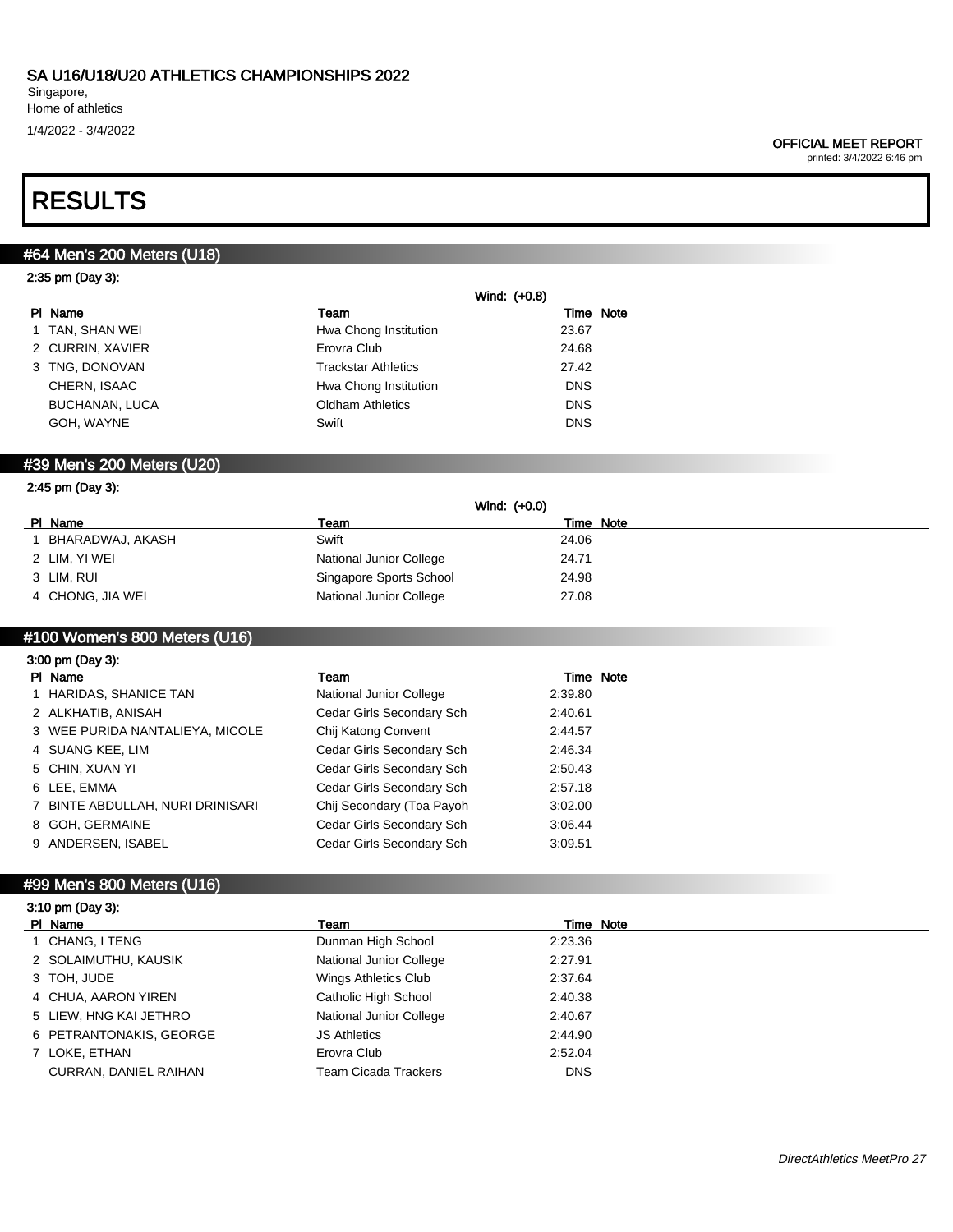# RESULTS

## #64 Men's 200 Meters (U18)

2:35 pm (Day 3):

Wind: (+0.8)

| Pl | Name | Team | Time | Note |
|---|---|---|---|---|
| 1 | TAN, SHAN WEI | Hwa Chong Institution | 23.67 | |
| 2 | CURRIN, XAVIER | Erovra Club | 24.68 | |
| 3 | TNG, DONOVAN | Trackstar Athletics | 27.42 | |
| | CHERN, ISAAC | Hwa Chong Institution | DNS | |
| | BUCHANAN, LUCA | Oldham Athletics | DNS | |
| | GOH, WAYNE | Swift | DNS | |

## #39 Men's 200 Meters (U20)

2:45 pm (Day 3):

Wind: (+0.0)

| Pl | Name | Team | Time | Note |
|---|---|---|---|---|
| 1 | BHARADWAJ, AKASH | Swift | 24.06 | |
| 2 | LIM, YI WEI | National Junior College | 24.71 | |
| 3 | LIM, RUI | Singapore Sports School | 24.98 | |
| 4 | CHONG, JIA WEI | National Junior College | 27.08 | |

## #100 Women's 800 Meters (U16)

3:00 pm (Day 3):

| Pl | Name | Team | Time | Note |
|---|---|---|---|---|
| 1 | HARIDAS, SHANICE TAN | National Junior College | 2:39.80 | |
| 2 | ALKHATIB, ANISAH | Cedar Girls Secondary Sch | 2:40.61 | |
| 3 | WEE PURIDA NANTALIEYA, MICOLE | Chij Katong Convent | 2:44.57 | |
| 4 | SUANG KEE, LIM | Cedar Girls Secondary Sch | 2:46.34 | |
| 5 | CHIN, XUAN YI | Cedar Girls Secondary Sch | 2:50.43 | |
| 6 | LEE, EMMA | Cedar Girls Secondary Sch | 2:57.18 | |
| 7 | BINTE ABDULLAH, NURI DRINISARI | Chij Secondary (Toa Payoh | 3:02.00 | |
| 8 | GOH, GERMAINE | Cedar Girls Secondary Sch | 3:06.44 | |
| 9 | ANDERSEN, ISABEL | Cedar Girls Secondary Sch | 3:09.51 | |

## #99 Men's 800 Meters (U16)

3:10 pm (Day 3):

| Pl | Name | Team | Time | Note |
|---|---|---|---|---|
| 1 | CHANG, I TENG | Dunman High School | 2:23.36 | |
| 2 | SOLAIMUTHU, KAUSIK | National Junior College | 2:27.91 | |
| 3 | TOH, JUDE | Wings Athletics Club | 2:37.64 | |
| 4 | CHUA, AARON YIREN | Catholic High School | 2:40.38 | |
| 5 | LIEW, HNG KAI JETHRO | National Junior College | 2:40.67 | |
| 6 | PETRANTONAKIS, GEORGE | JS Athletics | 2:44.90 | |
| 7 | LOKE, ETHAN | Erovra Club | 2:52.04 | |
| | CURRAN, DANIEL RAIHAN | Team Cicada Trackers | DNS | |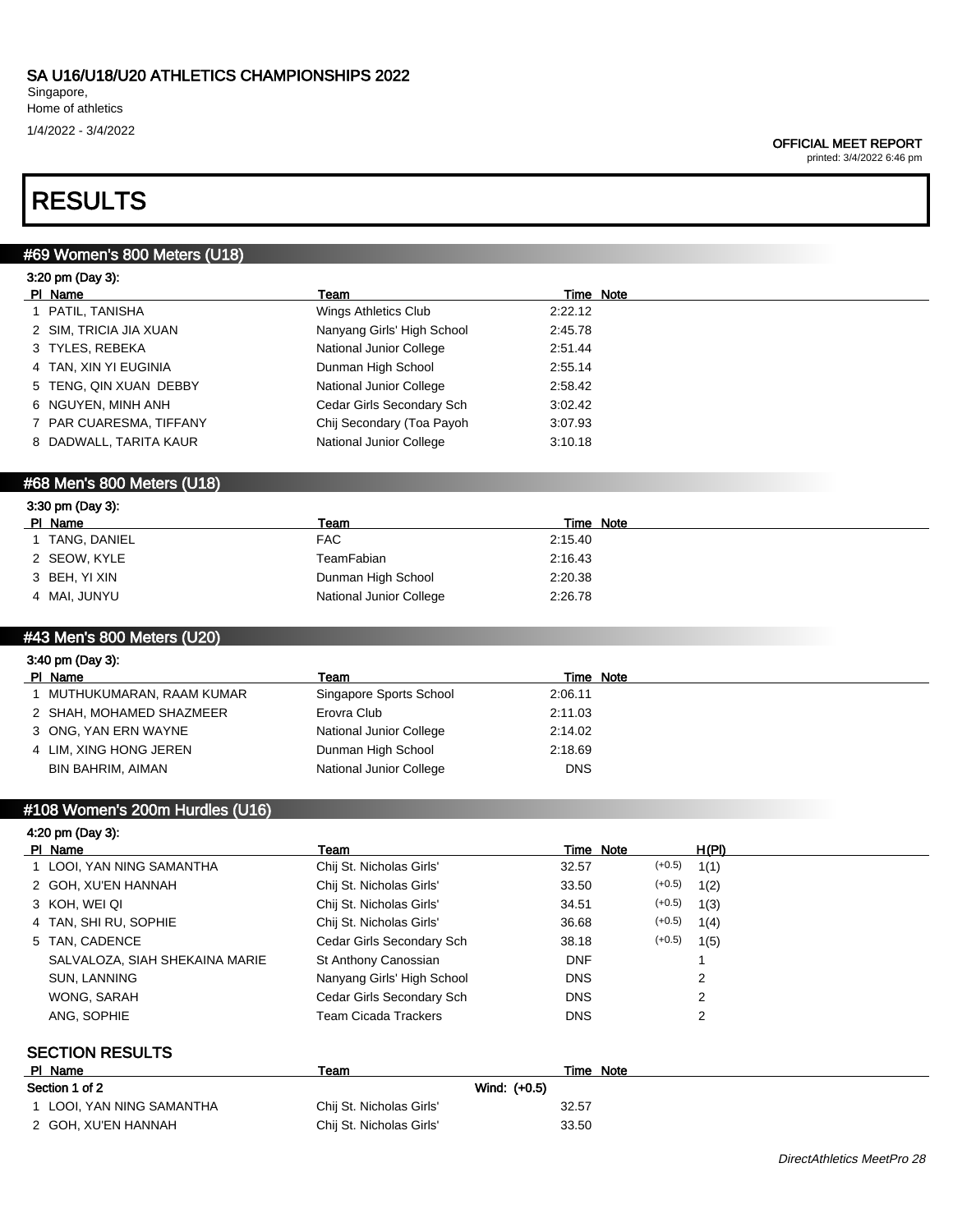# SA U16/U18/U20 ATHLETICS CHAMPIONSHIPS 2022

Singapore,
Home of athletics
1/4/2022 - 3/4/2022

**OFFICIAL MEET REPORT**
printed: 3/4/2022 6:46 pm

# RESULTS

## #69 Women's 800 Meters (U18)

3:20 pm (Day 3):

| Pl | Name | Team | Time | Note |
|---|---|---|---|---|
| 1 | PATIL, TANISHA | Wings Athletics Club | 2:22.12 | |
| 2 | SIM, TRICIA JIA XUAN | Nanyang Girls' High School | 2:45.78 | |
| 3 | TYLES, REBEKA | National Junior College | 2:51.44 | |
| 4 | TAN, XIN YI EUGINIA | Dunman High School | 2:55.14 | |
| 5 | TENG, QIN XUAN DEBBY | National Junior College | 2:58.42 | |
| 6 | NGUYEN, MINH ANH | Cedar Girls Secondary Sch | 3:02.42 | |
| 7 | PAR CUARESMA, TIFFANY | Chij Secondary (Toa Payoh | 3:07.93 | |
| 8 | DADWALL, TARITA KAUR | National Junior College | 3:10.18 | |

## #68 Men's 800 Meters (U18)

3:30 pm (Day 3):

| Pl | Name | Team | Time | Note |
|---|---|---|---|---|
| 1 | TANG, DANIEL | FAC | 2:15.40 | |
| 2 | SEOW, KYLE | TeamFabian | 2:16.43 | |
| 3 | BEH, YI XIN | Dunman High School | 2:20.38 | |
| 4 | MAI, JUNYU | National Junior College | 2:26.78 | |

## #43 Men's 800 Meters (U20)

3:40 pm (Day 3):

| Pl | Name | Team | Time | Note |
|---|---|---|---|---|
| 1 | MUTHUKUMARAN, RAAM KUMAR | Singapore Sports School | 2:06.11 | |
| 2 | SHAH, MOHAMED SHAZMEER | Erovra Club | 2:11.03 | |
| 3 | ONG, YAN ERN WAYNE | National Junior College | 2:14.02 | |
| 4 | LIM, XING HONG JEREN | Dunman High School | 2:18.69 | |
| | BIN BAHRIM, AIMAN | National Junior College | DNS | |

## #108 Women's 200m Hurdles (U16)

4:20 pm (Day 3):

| Pl | Name | Team | Time | Note | | H(Pl) |
|---|---|---|---|---|---|---|
| 1 | LOOI, YAN NING SAMANTHA | Chij St. Nicholas Girls' | 32.57 | | (+0.5) | 1(1) |
| 2 | GOH, XU'EN HANNAH | Chij St. Nicholas Girls' | 33.50 | | (+0.5) | 1(2) |
| 3 | KOH, WEI QI | Chij St. Nicholas Girls' | 34.51 | | (+0.5) | 1(3) |
| 4 | TAN, SHI RU, SOPHIE | Chij St. Nicholas Girls' | 36.68 | | (+0.5) | 1(4) |
| 5 | TAN, CADENCE | Cedar Girls Secondary Sch | 38.18 | | (+0.5) | 1(5) |
| | SALVALOZA, SIAH SHEKAINA MARIE | St Anthony Canossian | DNF | | | 1 |
| | SUN, LANNING | Nanyang Girls' High School | DNS | | | 2 |
| | WONG, SARAH | Cedar Girls Secondary Sch | DNS | | | 2 |
| | ANG, SOPHIE | Team Cicada Trackers | DNS | | | 2 |

### SECTION RESULTS

| Pl | Name | Team | Time | Note |
|---|---|---|---|---|
| **Section 1 of 2** | | Wind: (+0.5) | | |
| 1 | LOOI, YAN NING SAMANTHA | Chij St. Nicholas Girls' | 32.57 | |
| 2 | GOH, XU'EN HANNAH | Chij St. Nicholas Girls' | 33.50 | |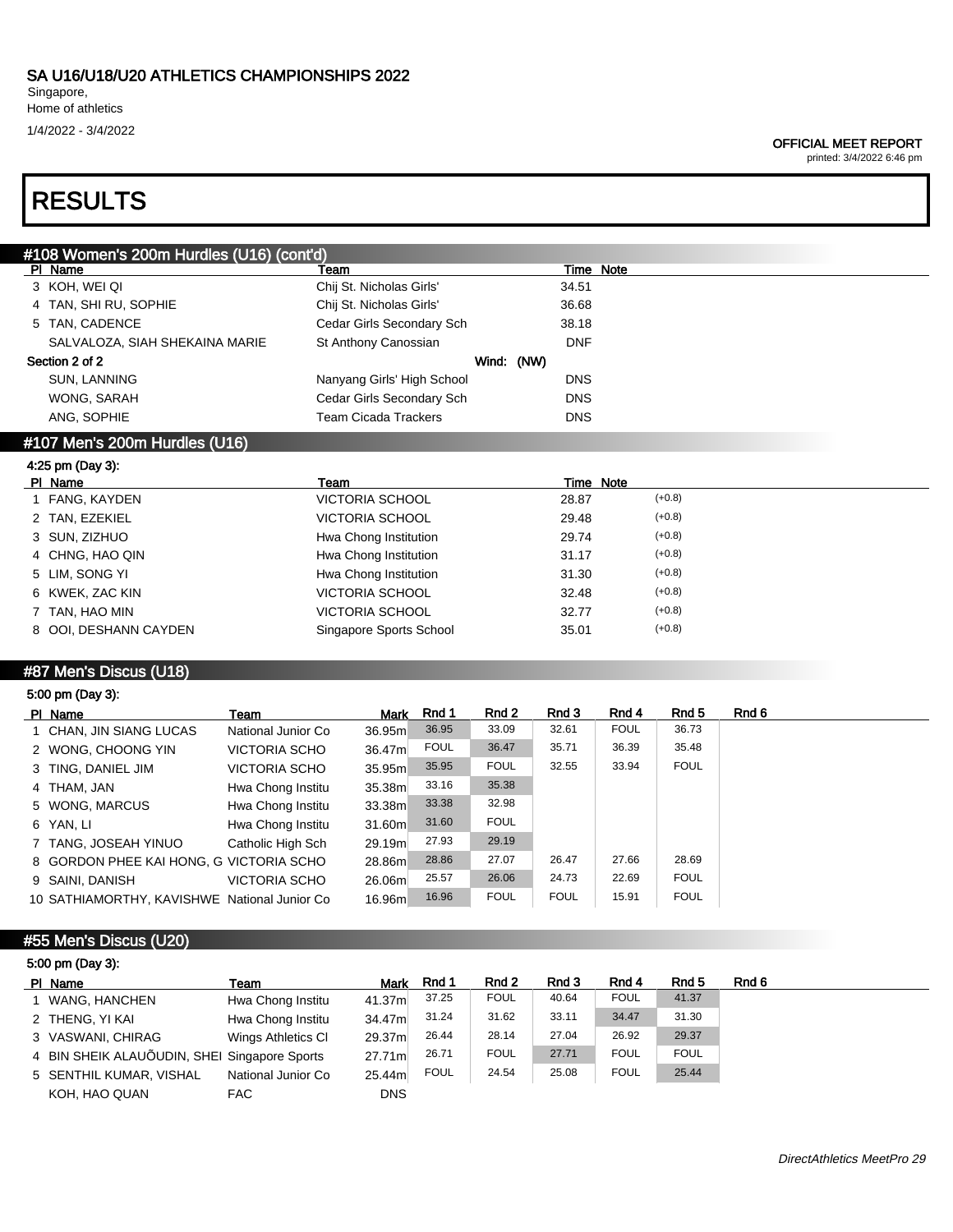# SA U16/U18/U20 ATHLETICS CHAMPIONSHIPS 2022

Singapore,
Home of athletics
1/4/2022 - 3/4/2022

**OFFICIAL MEET REPORT**
printed: 3/4/2022 6:46 pm

# RESULTS

## #108 Women's 200m Hurdles (U16) (cont'd)

| Pl | Name | Team | Time | Note |
|---|---|---|---|---|
| 3 | KOH, WEI QI | Chij St. Nicholas Girls' | 34.51 | |
| 4 | TAN, SHI RU, SOPHIE | Chij St. Nicholas Girls' | 36.68 | |
| 5 | TAN, CADENCE | Cedar Girls Secondary Sch | 38.18 | |
| | SALVALOZA, SIAH SHEKAINA MARIE | St Anthony Canossian | DNF | |

**Section 2 of 2** Wind: (NW)

| Pl | Name | Team | Time | Note |
|---|---|---|---|---|
| | SUN, LANNING | Nanyang Girls' High School | DNS | |
| | WONG, SARAH | Cedar Girls Secondary Sch | DNS | |
| | ANG, SOPHIE | Team Cicada Trackers | DNS | |

## #107 Men's 200m Hurdles (U16)

4:25 pm (Day 3):

| Pl | Name | Team | Time | Note |
|---|---|---|---|---|
| 1 | FANG, KAYDEN | VICTORIA SCHOOL | 28.87 | (+0.8) |
| 2 | TAN, EZEKIEL | VICTORIA SCHOOL | 29.48 | (+0.8) |
| 3 | SUN, ZIZHUO | Hwa Chong Institution | 29.74 | (+0.8) |
| 4 | CHNG, HAO QIN | Hwa Chong Institution | 31.17 | (+0.8) |
| 5 | LIM, SONG YI | Hwa Chong Institution | 31.30 | (+0.8) |
| 6 | KWEK, ZAC KIN | VICTORIA SCHOOL | 32.48 | (+0.8) |
| 7 | TAN, HAO MIN | VICTORIA SCHOOL | 32.77 | (+0.8) |
| 8 | OOI, DESHANN CAYDEN | Singapore Sports School | 35.01 | (+0.8) |

## #87 Men's Discus (U18)

5:00 pm (Day 3):

| Pl | Name | Team | Mark | Rnd 1 | Rnd 2 | Rnd 3 | Rnd 4 | Rnd 5 | Rnd 6 |
|---|---|---|---|---|---|---|---|---|---|
| 1 | CHAN, JIN SIANG LUCAS | National Junior Co | 36.95m | 36.95 | 33.09 | 32.61 | FOUL | 36.73 | |
| 2 | WONG, CHOONG YIN | VICTORIA SCHO | 36.47m | FOUL | 36.47 | 35.71 | 36.39 | 35.48 | |
| 3 | TING, DANIEL JIM | VICTORIA SCHO | 35.95m | 35.95 | FOUL | 32.55 | 33.94 | FOUL | |
| 4 | THAM, JAN | Hwa Chong Institu | 35.38m | 33.16 | 35.38 | | | | |
| 5 | WONG, MARCUS | Hwa Chong Institu | 33.38m | 33.38 | 32.98 | | | | |
| 6 | YAN, LI | Hwa Chong Institu | 31.60m | 31.60 | FOUL | | | | |
| 7 | TANG, JOSEAH YINUO | Catholic High Sch | 29.19m | 27.93 | 29.19 | | | | |
| 8 | GORDON PHEE KAI HONG, G | VICTORIA SCHO | 28.86m | 28.86 | 27.07 | 26.47 | 27.66 | 28.69 | |
| 9 | SAINI, DANISH | VICTORIA SCHO | 26.06m | 25.57 | 26.06 | 24.73 | 22.69 | FOUL | |
| 10 | SATHIAMORTHY, KAVISHWE | National Junior Co | 16.96m | 16.96 | FOUL | FOUL | 15.91 | FOUL | |

## #55 Men's Discus (U20)

5:00 pm (Day 3):

| Pl | Name | Team | Mark | Rnd 1 | Rnd 2 | Rnd 3 | Rnd 4 | Rnd 5 | Rnd 6 |
|---|---|---|---|---|---|---|---|---|---|
| 1 | WANG, HANCHEN | Hwa Chong Institu | 41.37m | 37.25 | FOUL | 40.64 | FOUL | 41.37 | |
| 2 | THENG, YI KAI | Hwa Chong Institu | 34.47m | 31.24 | 31.62 | 33.11 | 34.47 | 31.30 | |
| 3 | VASWANI, CHIRAG | Wings Athletics Cl | 29.37m | 26.44 | 28.14 | 27.04 | 26.92 | 29.37 | |
| 4 | BIN SHEIK ALAUÕUDIN, SHEI | Singapore Sports | 27.71m | 26.71 | FOUL | 27.71 | FOUL | FOUL | |
| 5 | SENTHIL KUMAR, VISHAL | National Junior Co | 25.44m | FOUL | 24.54 | 25.08 | FOUL | 25.44 | |
| | KOH, HAO QUAN | FAC | DNS | | | | | | |

*DirectAthletics MeetPro 29*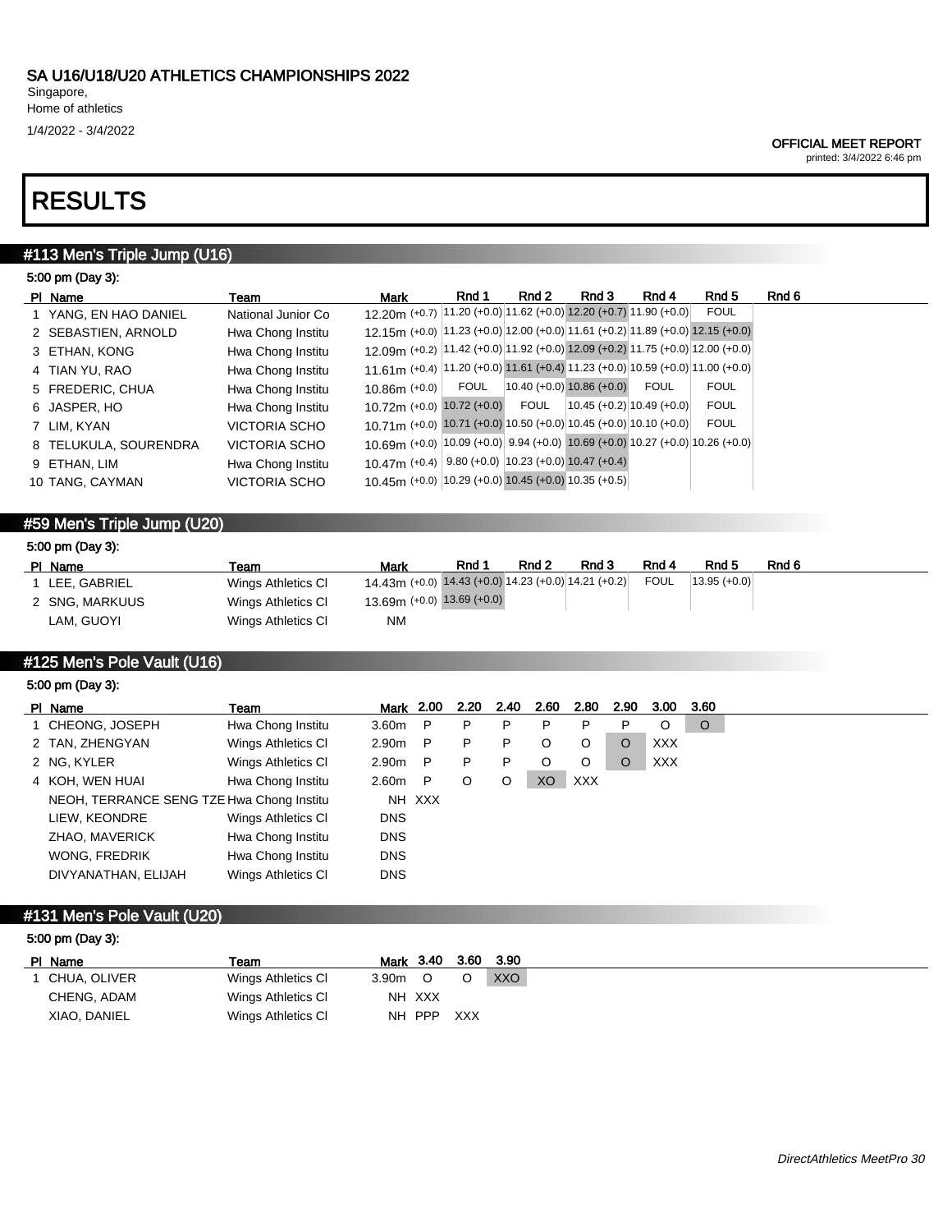# SA U16/U18/U20 ATHLETICS CHAMPIONSHIPS 2022

Singapore,
Home of athletics

1/4/2022 - 3/4/2022

OFFICIAL MEET REPORT
printed: 3/4/2022 6:46 pm

# RESULTS

## #113 Men's Triple Jump (U16)

5:00 pm (Day 3):

| Pl | Name | Team | Mark | Rnd 1 | Rnd 2 | Rnd 3 | Rnd 4 | Rnd 5 | Rnd 6 |
|---|---|---|---|---|---|---|---|---|---|
| 1 | YANG, EN HAO DANIEL | National Junior Co | 12.20m (+0.7) | 11.20 (+0.0) | 11.62 (+0.0) | 12.20 (+0.7) | 11.90 (+0.0) | FOUL | |
| 2 | SEBASTIEN, ARNOLD | Hwa Chong Institu | 12.15m (+0.0) | 11.23 (+0.0) | 12.00 (+0.0) | 11.61 (+0.2) | 11.89 (+0.0) | 12.15 (+0.0) | |
| 3 | ETHAN, KONG | Hwa Chong Institu | 12.09m (+0.2) | 11.42 (+0.0) | 11.92 (+0.0) | 12.09 (+0.2) | 11.75 (+0.0) | 12.00 (+0.0) | |
| 4 | TIAN YU, RAO | Hwa Chong Institu | 11.61m (+0.4) | 11.20 (+0.0) | 11.61 (+0.4) | 11.23 (+0.0) | 10.59 (+0.0) | 11.00 (+0.0) | |
| 5 | FREDERIC, CHUA | Hwa Chong Institu | 10.86m (+0.0) | FOUL | 10.40 (+0.0) | 10.86 (+0.0) | FOUL | FOUL | |
| 6 | JASPER, HO | Hwa Chong Institu | 10.72m (+0.0) | 10.72 (+0.0) | FOUL | 10.45 (+0.2) | 10.49 (+0.0) | FOUL | |
| 7 | LIM, KYAN | VICTORIA SCHO | 10.71m (+0.0) | 10.71 (+0.0) | 10.50 (+0.0) | 10.45 (+0.0) | 10.10 (+0.0) | FOUL | |
| 8 | TELUKULA, SOURENDRA | VICTORIA SCHO | 10.69m (+0.0) | 10.09 (+0.0) | 9.94 (+0.0) | 10.69 (+0.0) | 10.27 (+0.0) | 10.26 (+0.0) | |
| 9 | ETHAN, LIM | Hwa Chong Institu | 10.47m (+0.4) | 9.80 (+0.0) | 10.23 (+0.0) | 10.47 (+0.4) | | | |
| 10 | TANG, CAYMAN | VICTORIA SCHO | 10.45m (+0.0) | 10.29 (+0.0) | 10.45 (+0.0) | 10.35 (+0.5) | | | |

## #59 Men's Triple Jump (U20)

5:00 pm (Day 3):

| Pl | Name | Team | Mark | Rnd 1 | Rnd 2 | Rnd 3 | Rnd 4 | Rnd 5 | Rnd 6 |
|---|---|---|---|---|---|---|---|---|---|
| 1 | LEE, GABRIEL | Wings Athletics Cl | 14.43m (+0.0) | 14.43 (+0.0) | 14.23 (+0.0) | 14.21 (+0.2) | FOUL | 13.95 (+0.0) | |
| 2 | SNG, MARKUUS | Wings Athletics Cl | 13.69m (+0.0) | 13.69 (+0.0) | | | | | |
| | LAM, GUOYI | Wings Athletics Cl | NM | | | | | | |

## #125 Men's Pole Vault (U16)

5:00 pm (Day 3):

| Pl | Name | Team | Mark | 2.00 | 2.20 | 2.40 | 2.60 | 2.80 | 2.90 | 3.00 | 3.60 |
|---|---|---|---|---|---|---|---|---|---|---|---|
| 1 | CHEONG, JOSEPH | Hwa Chong Institu | 3.60m | P | P | P | P | P | P | O | O |
| 2 | TAN, ZHENGYAN | Wings Athletics Cl | 2.90m | P | P | P | O | O | O | XXX | |
| 2 | NG, KYLER | Wings Athletics Cl | 2.90m | P | P | P | O | O | O | XXX | |
| 4 | KOH, WEN HUAI | Hwa Chong Institu | 2.60m | P | O | O | XO | XXX | | | |
| | NEOH, TERRANCE SENG TZE | Hwa Chong Institu | NH | XXX | | | | | | | |
| | LIEW, KEONDRE | Wings Athletics Cl | DNS | | | | | | | | |
| | ZHAO, MAVERICK | Hwa Chong Institu | DNS | | | | | | | | |
| | WONG, FREDRIK | Hwa Chong Institu | DNS | | | | | | | | |
| | DIVYANATHAN, ELIJAH | Wings Athletics Cl | DNS | | | | | | | | |

## #131 Men's Pole Vault (U20)

5:00 pm (Day 3):

| Pl | Name | Team | Mark | 3.40 | 3.60 | 3.90 |
|---|---|---|---|---|---|---|
| 1 | CHUA, OLIVER | Wings Athletics Cl | 3.90m | O | O | XXO |
| | CHENG, ADAM | Wings Athletics Cl | NH | XXX | | |
| | XIAO, DANIEL | Wings Athletics Cl | NH | PPP | XXX | |

*DirectAthletics MeetPro 30*